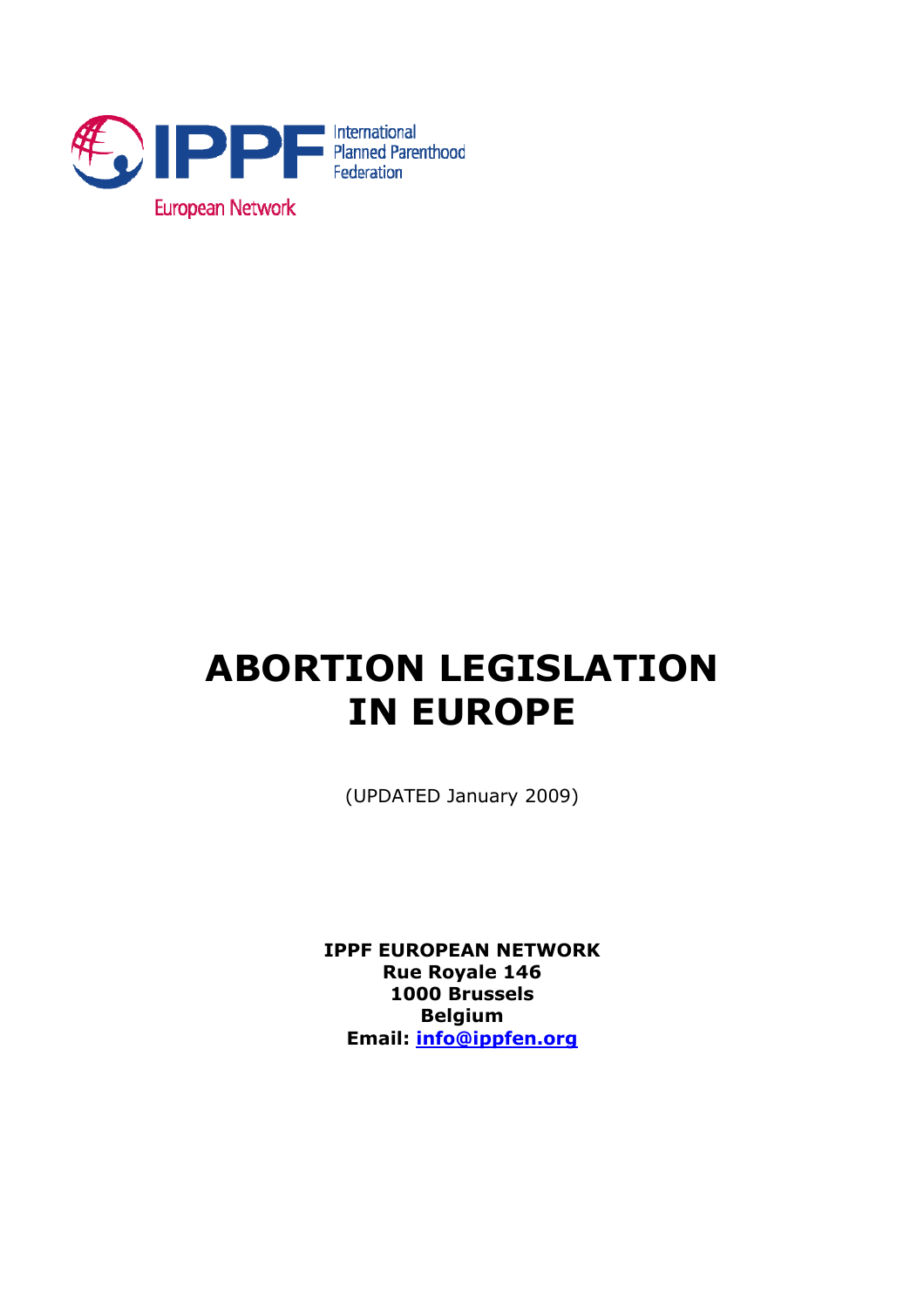IPPF International Planned Parenthood Federation

European Network

# ABORTION LEGISLATION IN EUROPE

(UPDATED January 2009)

**IPPF EUROPEAN NETWORK**
**Rue Royale 146**
**1000 Brussels**
**Belgium**
**Email: info@ippfen.org**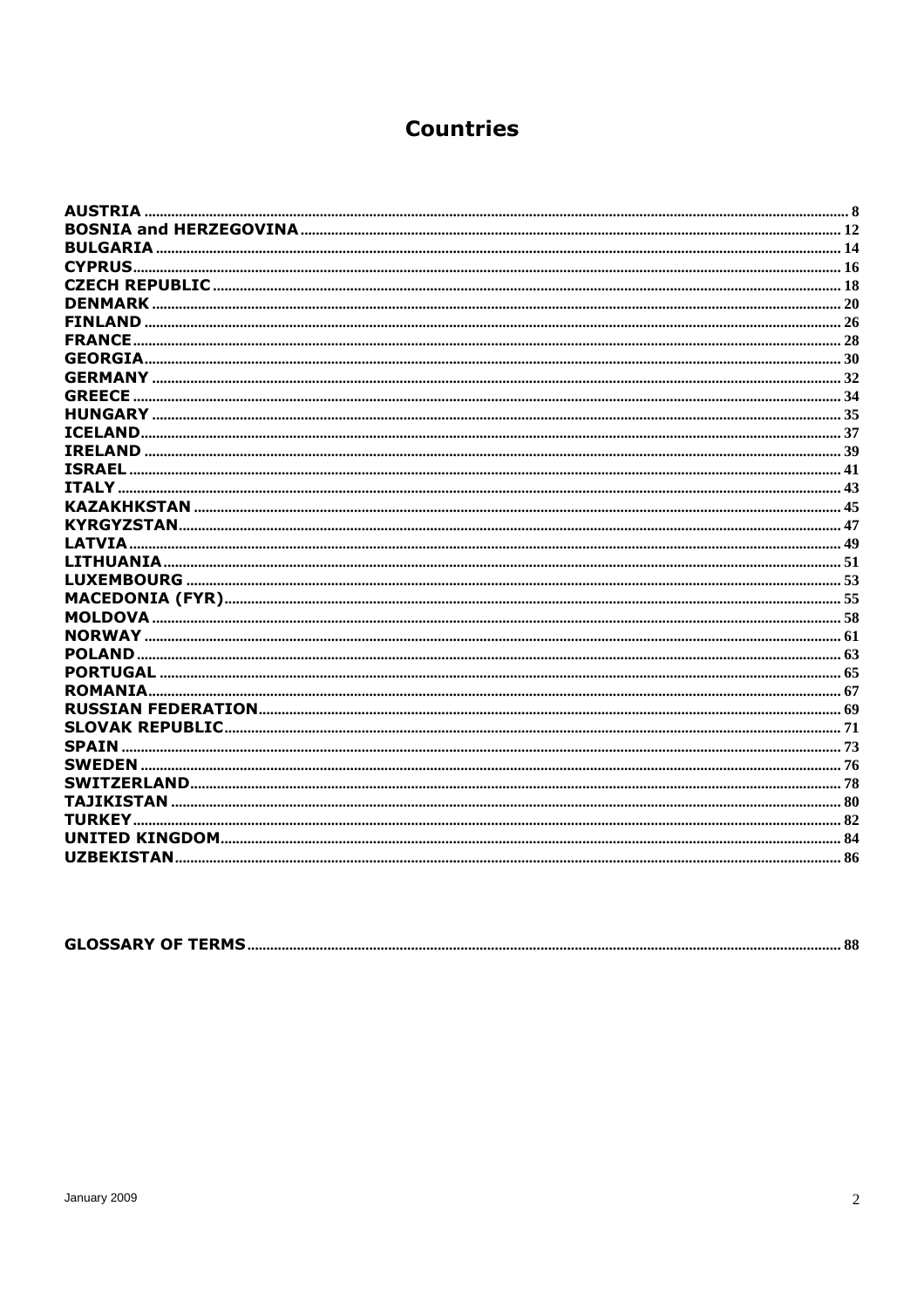# Countries

| | |
|---|---|
| **AUSTRIA** | 8 |
| **BOSNIA and HERZEGOVINA** | 12 |
| **BULGARIA** | 14 |
| **CYPRUS** | 16 |
| **CZECH REPUBLIC** | 18 |
| **DENMARK** | 20 |
| **FINLAND** | 26 |
| **FRANCE** | 28 |
| **GEORGIA** | 30 |
| **GERMANY** | 32 |
| **GREECE** | 34 |
| **HUNGARY** | 35 |
| **ICELAND** | 37 |
| **IRELAND** | 39 |
| **ISRAEL** | 41 |
| **ITALY** | 43 |
| **KAZAKHKSTAN** | 45 |
| **KYRGYZSTAN** | 47 |
| **LATVIA** | 49 |
| **LITHUANIA** | 51 |
| **LUXEMBOURG** | 53 |
| **MACEDONIA (FYR)** | 55 |
| **MOLDOVA** | 58 |
| **NORWAY** | 61 |
| **POLAND** | 63 |
| **PORTUGAL** | 65 |
| **ROMANIA** | 67 |
| **RUSSIAN FEDERATION** | 69 |
| **SLOVAK REPUBLIC** | 71 |
| **SPAIN** | 73 |
| **SWEDEN** | 76 |
| **SWITZERLAND** | 78 |
| **TAJIKISTAN** | 80 |
| **TURKEY** | 82 |
| **UNITED KINGDOM** | 84 |
| **UZBEKISTAN** | 86 |

| | |
|---|---|
| **GLOSSARY OF TERMS** | 88 |

January 2009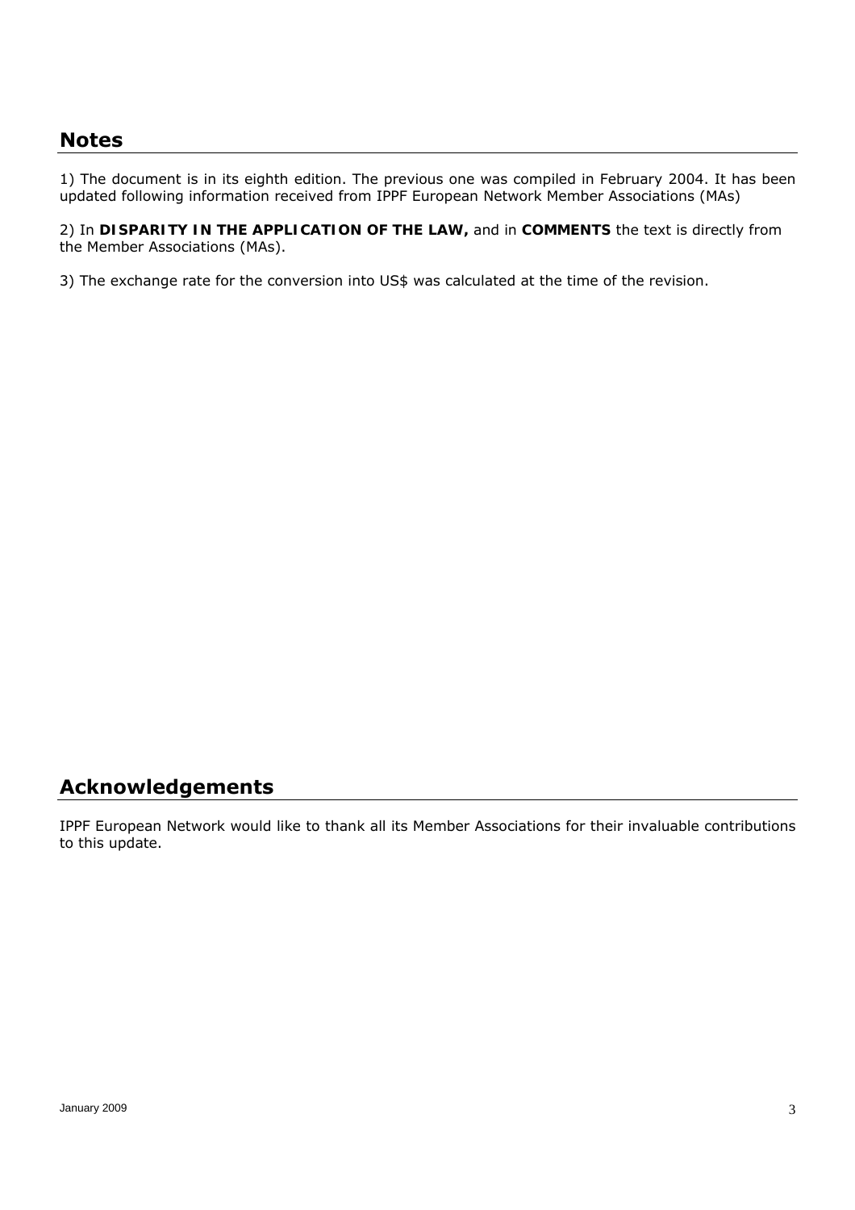## Notes

1) The document is in its eighth edition. The previous one was compiled in February 2004. It has been updated following information received from IPPF European Network Member Associations (MAs)

2) In **DISPARITY IN THE APPLICATION OF THE LAW,** and in **COMMENTS** the text is directly from the Member Associations (MAs).

3) The exchange rate for the conversion into US$ was calculated at the time of the revision.

## Acknowledgements

IPPF European Network would like to thank all its Member Associations for their invaluable contributions to this update.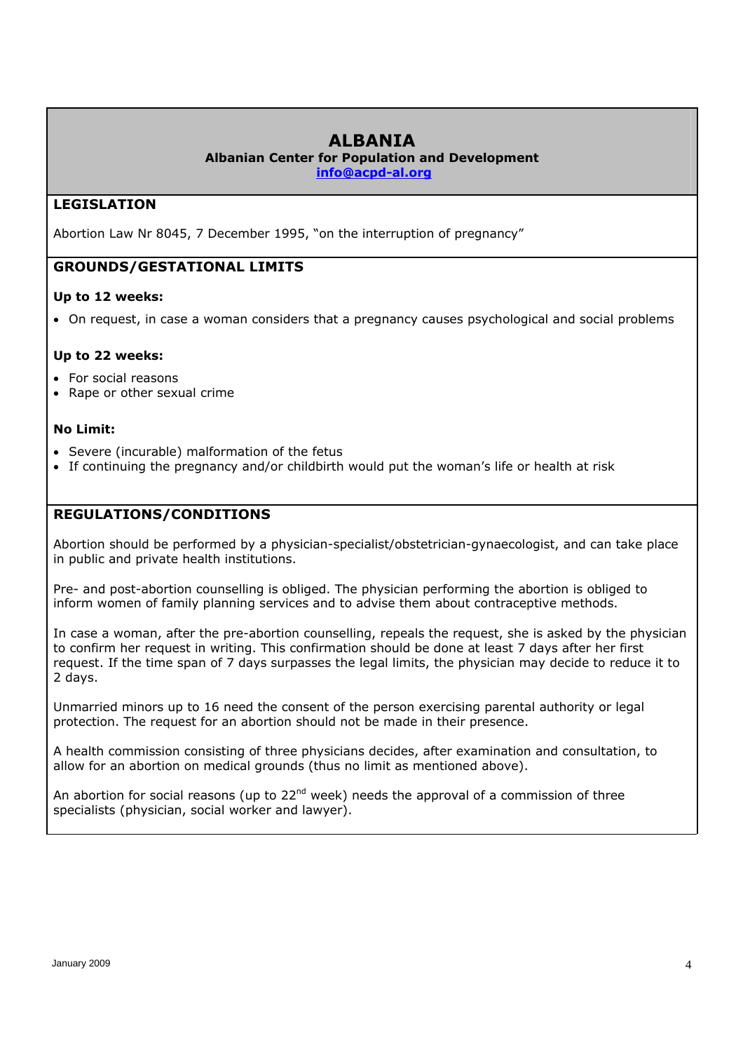# ALBANIA

**Albanian Center for Population and Development**
**info@acpd-al.org**

## LEGISLATION

Abortion Law Nr 8045, 7 December 1995, "on the interruption of pregnancy"

## GROUNDS/GESTATIONAL LIMITS

**Up to 12 weeks:**

- On request, in case a woman considers that a pregnancy causes psychological and social problems

**Up to 22 weeks:**

- For social reasons
- Rape or other sexual crime

**No Limit:**

- Severe (incurable) malformation of the fetus
- If continuing the pregnancy and/or childbirth would put the woman's life or health at risk

## REGULATIONS/CONDITIONS

Abortion should be performed by a physician-specialist/obstetrician-gynaecologist, and can take place in public and private health institutions.

Pre- and post-abortion counselling is obliged. The physician performing the abortion is obliged to inform women of family planning services and to advise them about contraceptive methods.

In case a woman, after the pre-abortion counselling, repeals the request, she is asked by the physician to confirm her request in writing. This confirmation should be done at least 7 days after her first request. If the time span of 7 days surpasses the legal limits, the physician may decide to reduce it to 2 days.

Unmarried minors up to 16 need the consent of the person exercising parental authority or legal protection. The request for an abortion should not be made in their presence.

A health commission consisting of three physicians decides, after examination and consultation, to allow for an abortion on medical grounds (thus no limit as mentioned above).

An abortion for social reasons (up to 22nd week) needs the approval of a commission of three specialists (physician, social worker and lawyer).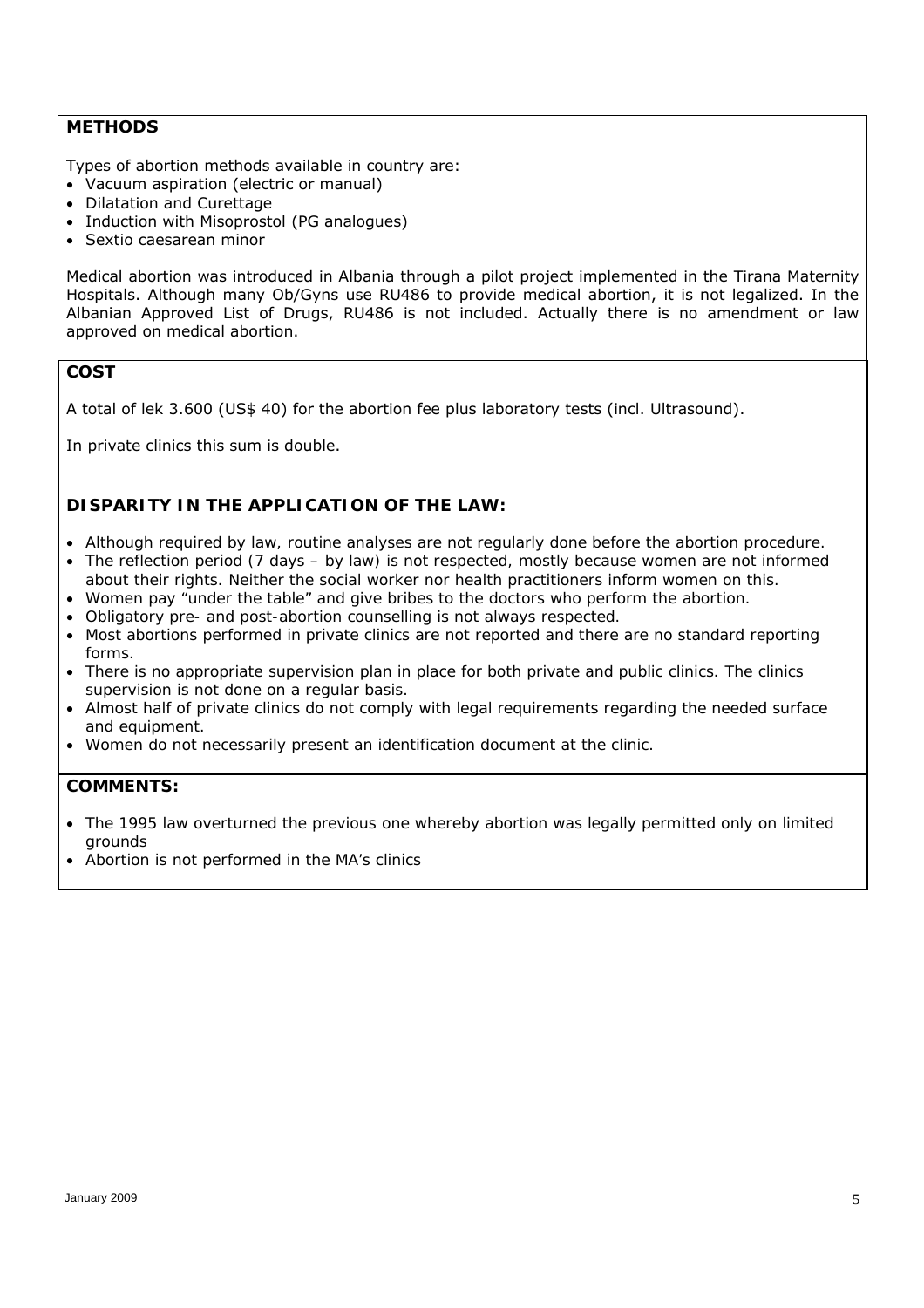## METHODS

Types of abortion methods available in country are:

- Vacuum aspiration (electric or manual)
- Dilatation and Curettage
- Induction with Misoprostol (PG analogues)
- Sextio caesarean minor

Medical abortion was introduced in Albania through a pilot project implemented in the Tirana Maternity Hospitals. Although many Ob/Gyns use RU486 to provide medical abortion, it is not legalized. In the Albanian Approved List of Drugs, RU486 is not included. Actually there is no amendment or law approved on medical abortion.

## COST

A total of lek 3.600 (US$ 40) for the abortion fee plus laboratory tests (incl. Ultrasound).

In private clinics this sum is double.

## DISPARITY IN THE APPLICATION OF THE LAW:

- Although required by law, routine analyses are not regularly done before the abortion procedure.
- The reflection period (7 days – by law) is not respected, mostly because women are not informed about their rights. Neither the social worker nor health practitioners inform women on this.
- Women pay "under the table" and give bribes to the doctors who perform the abortion.
- Obligatory pre- and post-abortion counselling is not always respected.
- Most abortions performed in private clinics are not reported and there are no standard reporting forms.
- There is no appropriate supervision plan in place for both private and public clinics. The clinics supervision is not done on a regular basis.
- Almost half of private clinics do not comply with legal requirements regarding the needed surface and equipment.
- Women do not necessarily present an identification document at the clinic.

## COMMENTS:

- The 1995 law overturned the previous one whereby abortion was legally permitted only on limited grounds
- Abortion is not performed in the MA's clinics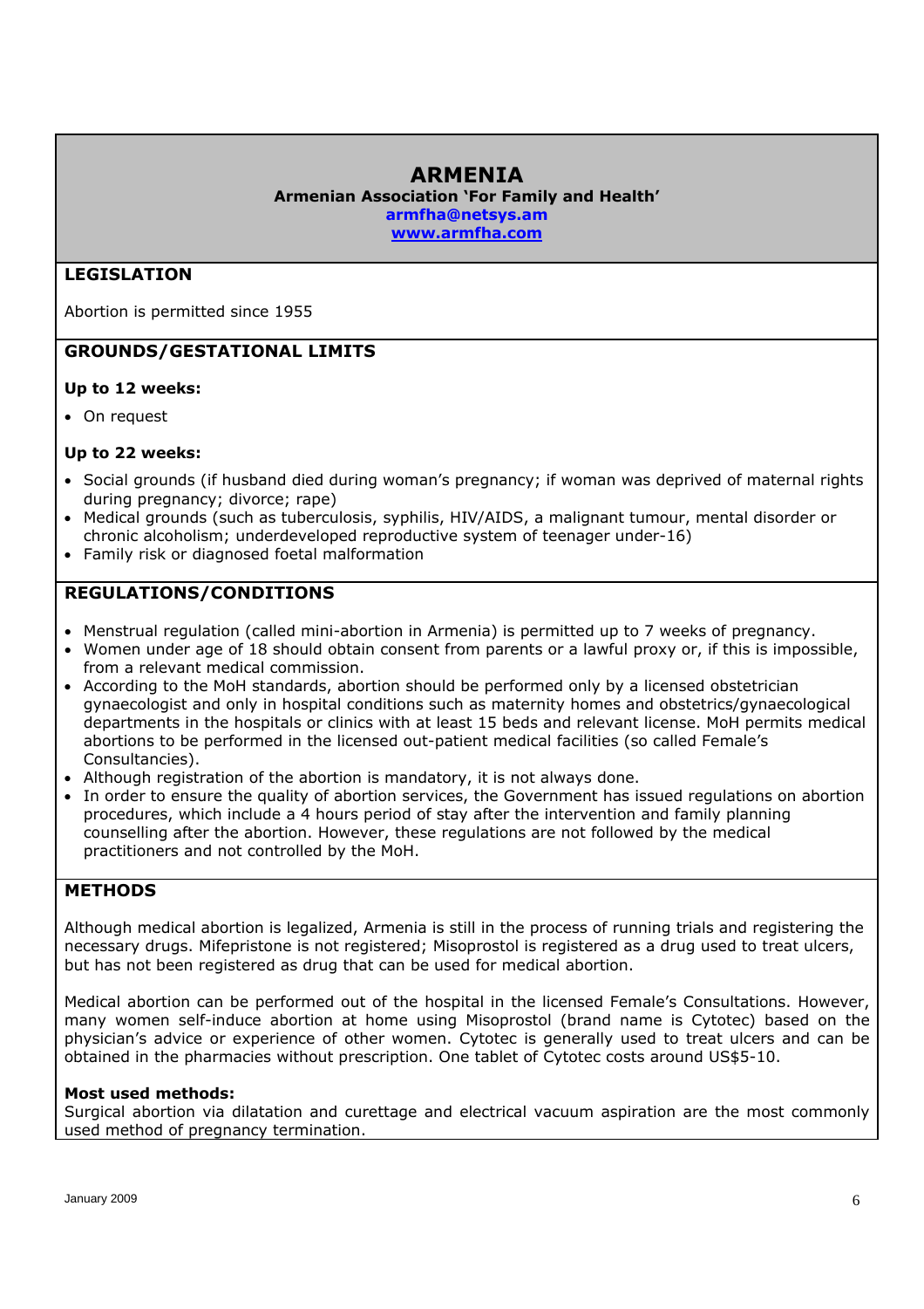# ARMENIA

**Armenian Association 'For Family and Health'**
**armfha@netsys.am**
**www.armfha.com**

## LEGISLATION

Abortion is permitted since 1955

## GROUNDS/GESTATIONAL LIMITS

**Up to 12 weeks:**

- On request

**Up to 22 weeks:**

- Social grounds (if husband died during woman's pregnancy; if woman was deprived of maternal rights during pregnancy; divorce; rape)
- Medical grounds (such as tuberculosis, syphilis, HIV/AIDS, a malignant tumour, mental disorder or chronic alcoholism; underdeveloped reproductive system of teenager under-16)
- Family risk or diagnosed foetal malformation

## REGULATIONS/CONDITIONS

- Menstrual regulation (called mini-abortion in Armenia) is permitted up to 7 weeks of pregnancy.
- Women under age of 18 should obtain consent from parents or a lawful proxy or, if this is impossible, from a relevant medical commission.
- According to the MoH standards, abortion should be performed only by a licensed obstetrician gynaecologist and only in hospital conditions such as maternity homes and obstetrics/gynaecological departments in the hospitals or clinics with at least 15 beds and relevant license. MoH permits medical abortions to be performed in the licensed out-patient medical facilities (so called Female's Consultancies).
- Although registration of the abortion is mandatory, it is not always done.
- In order to ensure the quality of abortion services, the Government has issued regulations on abortion procedures, which include a 4 hours period of stay after the intervention and family planning counselling after the abortion. However, these regulations are not followed by the medical practitioners and not controlled by the MoH.

## METHODS

Although medical abortion is legalized, Armenia is still in the process of running trials and registering the necessary drugs. Mifepristone is not registered; Misoprostol is registered as a drug used to treat ulcers, but has not been registered as drug that can be used for medical abortion.

Medical abortion can be performed out of the hospital in the licensed Female's Consultations. However, many women self-induce abortion at home using Misoprostol (brand name is Cytotec) based on the physician's advice or experience of other women. Cytotec is generally used to treat ulcers and can be obtained in the pharmacies without prescription. One tablet of Cytotec costs around US$5-10.

**Most used methods:**
Surgical abortion via dilatation and curettage and electrical vacuum aspiration are the most commonly used method of pregnancy termination.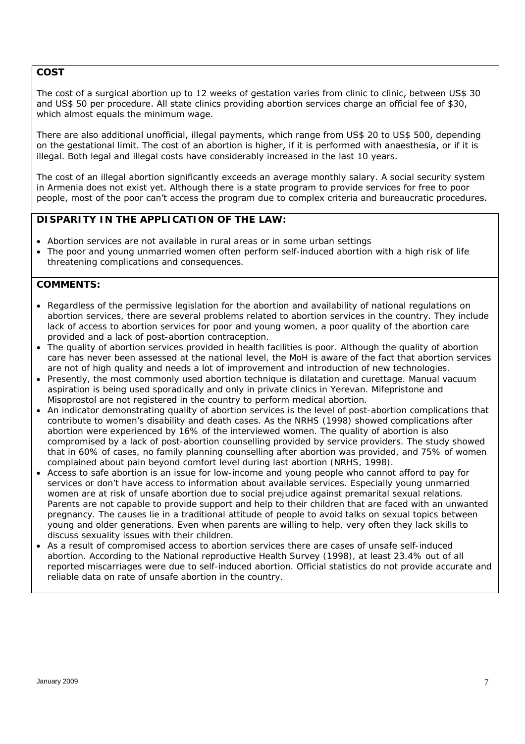**COST**

The cost of a surgical abortion up to 12 weeks of gestation varies from clinic to clinic, between US$ 30 and US$ 50 per procedure. All state clinics providing abortion services charge an official fee of $30, which almost equals the minimum wage.

There are also additional unofficial, illegal payments, which range from US$ 20 to US$ 500, depending on the gestational limit. The cost of an abortion is higher, if it is performed with anaesthesia, or if it is illegal. Both legal and illegal costs have considerably increased in the last 10 years.

The cost of an illegal abortion significantly exceeds an average monthly salary. A social security system in Armenia does not exist yet. Although there is a state program to provide services for free to poor people, most of the poor can't access the program due to complex criteria and bureaucratic procedures.

**DISPARITY IN THE APPLICATION OF THE LAW:**

- Abortion services are not available in rural areas or in some urban settings
- The poor and young unmarried women often perform self-induced abortion with a high risk of life threatening complications and consequences.

**COMMENTS:**

- Regardless of the permissive legislation for the abortion and availability of national regulations on abortion services, there are several problems related to abortion services in the country. They include lack of access to abortion services for poor and young women, a poor quality of the abortion care provided and a lack of post-abortion contraception.
- The quality of abortion services provided in health facilities is poor. Although the quality of abortion care has never been assessed at the national level, the MoH is aware of the fact that abortion services are not of high quality and needs a lot of improvement and introduction of new technologies.
- Presently, the most commonly used abortion technique is dilatation and curettage. Manual vacuum aspiration is being used sporadically and only in private clinics in Yerevan. Mifepristone and Misoprostol are not registered in the country to perform medical abortion.
- An indicator demonstrating quality of abortion services is the level of post-abortion complications that contribute to women's disability and death cases. As the NRHS (1998) showed complications after abortion were experienced by 16% of the interviewed women. The quality of abortion is also compromised by a lack of post-abortion counselling provided by service providers. The study showed that in 60% of cases, no family planning counselling after abortion was provided, and 75% of women complained about pain beyond comfort level during last abortion (NRHS, 1998).
- Access to safe abortion is an issue for low-income and young people who cannot afford to pay for services or don't have access to information about available services. Especially young unmarried women are at risk of unsafe abortion due to social prejudice against premarital sexual relations. Parents are not capable to provide support and help to their children that are faced with an unwanted pregnancy. The causes lie in a traditional attitude of people to avoid talks on sexual topics between young and older generations. Even when parents are willing to help, very often they lack skills to discuss sexuality issues with their children.
- As a result of compromised access to abortion services there are cases of unsafe self-induced abortion. According to the National reproductive Health Survey (1998), at least 23.4% out of all reported miscarriages were due to self-induced abortion. Official statistics do not provide accurate and reliable data on rate of unsafe abortion in the country.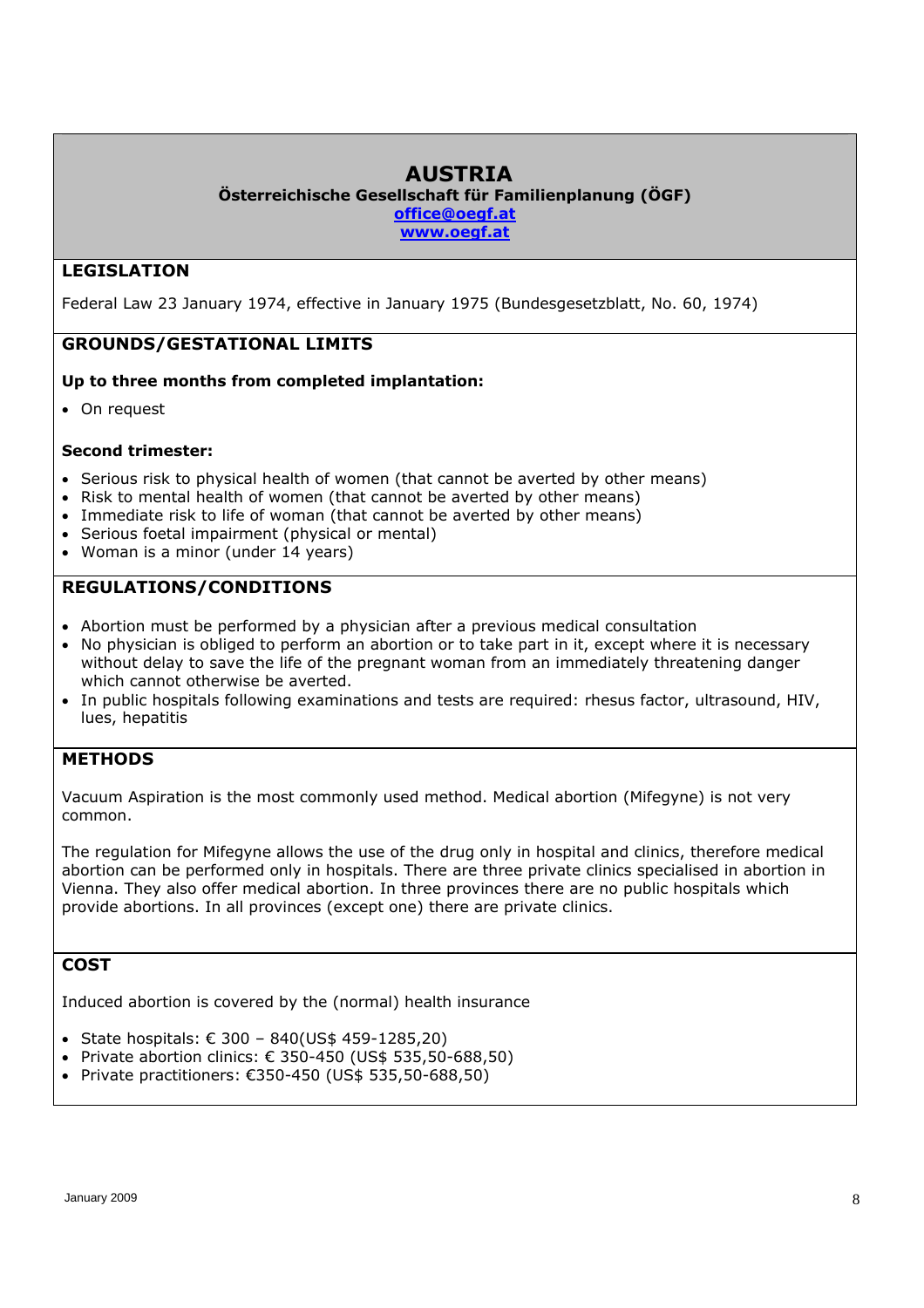# AUSTRIA

**Österreichische Gesellschaft für Familienplanung (ÖGF)**

**office@oegf.at**

**www.oegf.at**

## LEGISLATION

Federal Law 23 January 1974, effective in January 1975 (Bundesgesetzblatt, No. 60, 1974)

## GROUNDS/GESTATIONAL LIMITS

**Up to three months from completed implantation:**

- On request

**Second trimester:**

- Serious risk to physical health of women (that cannot be averted by other means)
- Risk to mental health of women (that cannot be averted by other means)
- Immediate risk to life of woman (that cannot be averted by other means)
- Serious foetal impairment (physical or mental)
- Woman is a minor (under 14 years)

## REGULATIONS/CONDITIONS

- Abortion must be performed by a physician after a previous medical consultation
- No physician is obliged to perform an abortion or to take part in it, except where it is necessary without delay to save the life of the pregnant woman from an immediately threatening danger which cannot otherwise be averted.
- In public hospitals following examinations and tests are required: rhesus factor, ultrasound, HIV, lues, hepatitis

## METHODS

Vacuum Aspiration is the most commonly used method. Medical abortion (Mifegyne) is not very common.

The regulation for Mifegyne allows the use of the drug only in hospital and clinics, therefore medical abortion can be performed only in hospitals. There are three private clinics specialised in abortion in Vienna. They also offer medical abortion. In three provinces there are no public hospitals which provide abortions. In all provinces (except one) there are private clinics.

## COST

Induced abortion is covered by the (normal) health insurance

- State hospitals: € 300 – 840(US$ 459-1285,20)
- Private abortion clinics: € 350-450 (US$ 535,50-688,50)
- Private practitioners: €350-450 (US$ 535,50-688,50)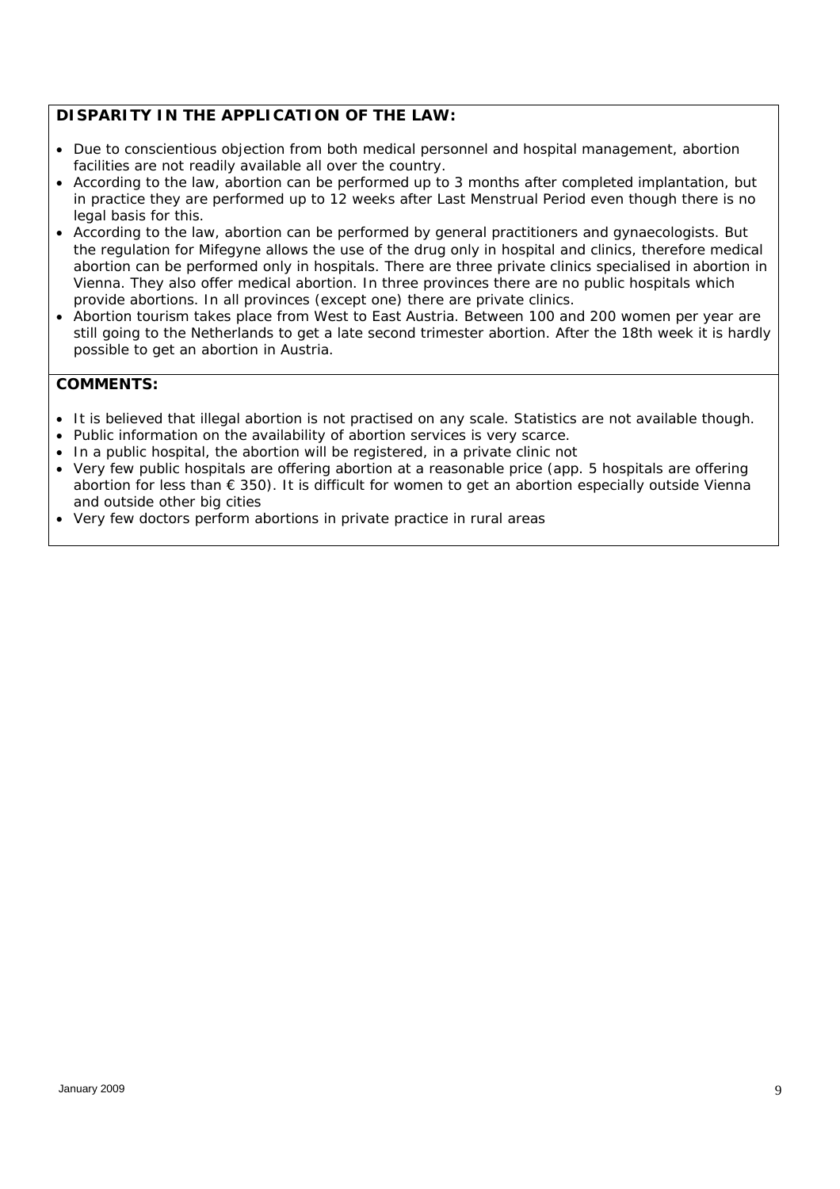**DISPARITY IN THE APPLICATION OF THE LAW:**

- Due to conscientious objection from both medical personnel and hospital management, abortion facilities are not readily available all over the country.
- According to the law, abortion can be performed up to 3 months after completed implantation, but in practice they are performed up to 12 weeks after Last Menstrual Period even though there is no legal basis for this.
- According to the law, abortion can be performed by general practitioners and gynaecologists. But the regulation for Mifegyne allows the use of the drug only in hospital and clinics, therefore medical abortion can be performed only in hospitals. There are three private clinics specialised in abortion in Vienna. They also offer medical abortion. In three provinces there are no public hospitals which provide abortions. In all provinces (except one) there are private clinics.
- Abortion tourism takes place from West to East Austria. Between 100 and 200 women per year are still going to the Netherlands to get a late second trimester abortion. After the 18th week it is hardly possible to get an abortion in Austria.

**COMMENTS:**

- It is believed that illegal abortion is not practised on any scale. Statistics are not available though.
- Public information on the availability of abortion services is very scarce.
- In a public hospital, the abortion will be registered, in a private clinic not
- Very few public hospitals are offering abortion at a reasonable price (app. 5 hospitals are offering abortion for less than € 350). It is difficult for women to get an abortion especially outside Vienna and outside other big cities
- Very few doctors perform abortions in private practice in rural areas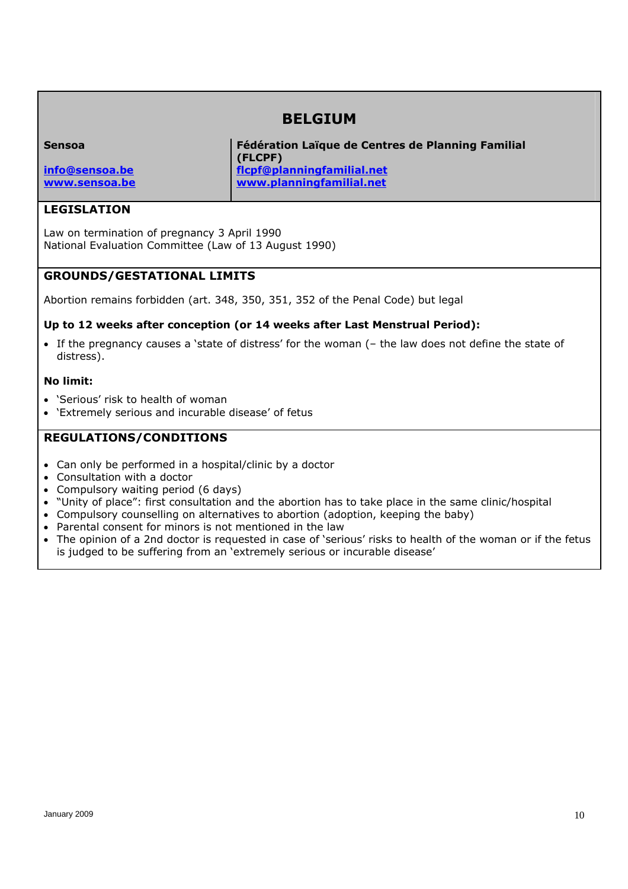# BELGIUM

| Sensoa | Fédération Laïque de Centres de Planning Familial (FLCPF) |
|---|---|
| [info@sensoa.be](mailto:info@sensoa.be) | [flcpf@planningfamilial.net](mailto:flcpf@planningfamilial.net) |
| [www.sensoa.be](http://www.sensoa.be) | [www.planningfamilial.net](http://www.planningfamilial.net) |

## LEGISLATION

Law on termination of pregnancy 3 April 1990
National Evaluation Committee (Law of 13 August 1990)

## GROUNDS/GESTATIONAL LIMITS

Abortion remains forbidden (art. 348, 350, 351, 352 of the Penal Code) but legal

**Up to 12 weeks after conception (or 14 weeks after Last Menstrual Period):**

- If the pregnancy causes a 'state of distress' for the woman (– the law does not define the state of distress).

**No limit:**

- 'Serious' risk to health of woman
- 'Extremely serious and incurable disease' of fetus

## REGULATIONS/CONDITIONS

- Can only be performed in a hospital/clinic by a doctor
- Consultation with a doctor
- Compulsory waiting period (6 days)
- "Unity of place": first consultation and the abortion has to take place in the same clinic/hospital
- Compulsory counselling on alternatives to abortion (adoption, keeping the baby)
- Parental consent for minors is not mentioned in the law
- The opinion of a 2nd doctor is requested in case of 'serious' risks to health of the woman or if the fetus is judged to be suffering from an 'extremely serious or incurable disease'

January 2009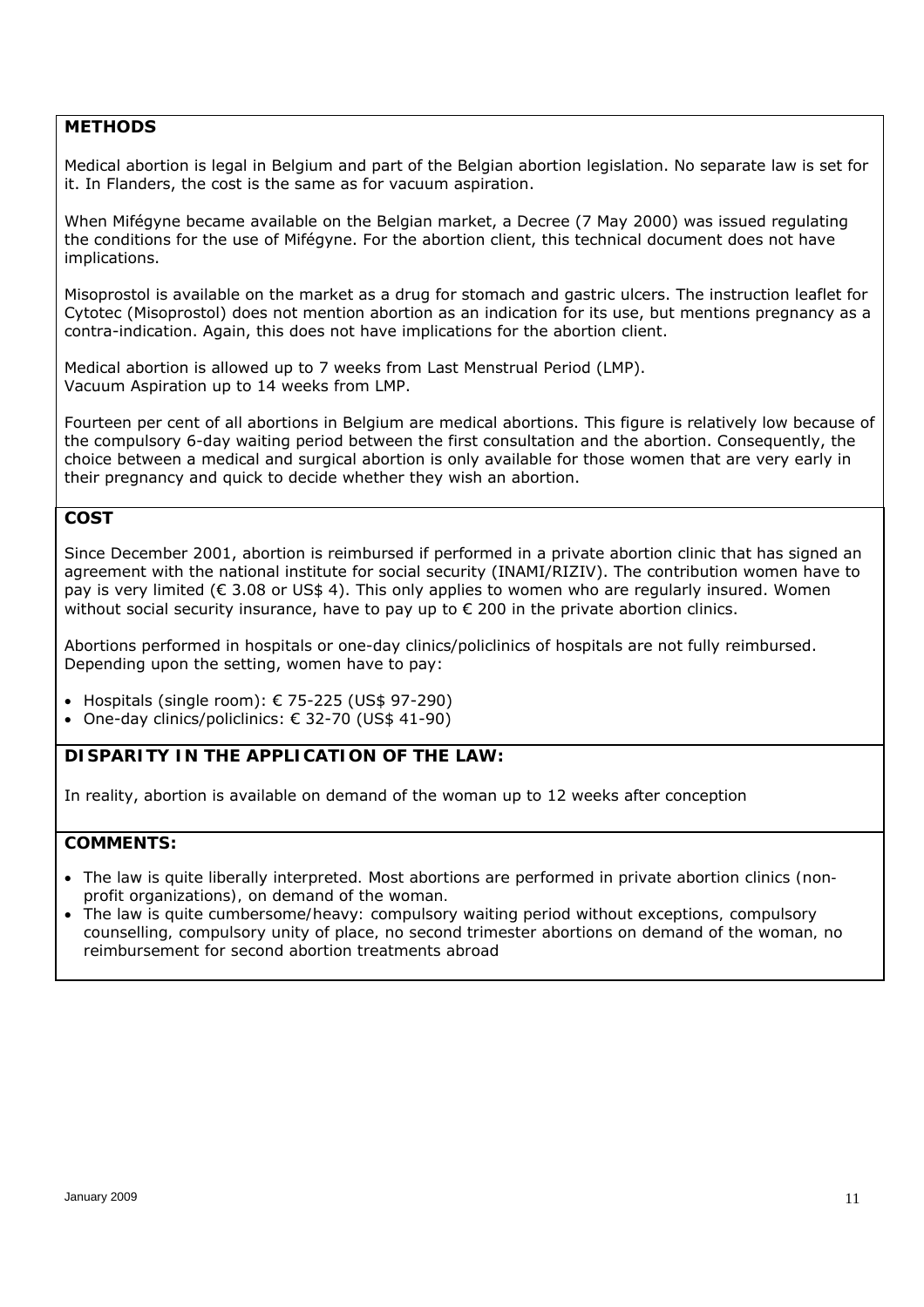## METHODS

Medical abortion is legal in Belgium and part of the Belgian abortion legislation. No separate law is set for it. In Flanders, the cost is the same as for vacuum aspiration.

When Mifégyne became available on the Belgian market, a Decree (7 May 2000) was issued regulating the conditions for the use of Mifégyne. For the abortion client, this technical document does not have implications.

Misoprostol is available on the market as a drug for stomach and gastric ulcers. The instruction leaflet for Cytotec (Misoprostol) does not mention abortion as an indication for its use, but mentions pregnancy as a contra-indication. Again, this does not have implications for the abortion client.

Medical abortion is allowed up to 7 weeks from Last Menstrual Period (LMP).
Vacuum Aspiration up to 14 weeks from LMP.

Fourteen per cent of all abortions in Belgium are medical abortions. This figure is relatively low because of the compulsory 6-day waiting period between the first consultation and the abortion. Consequently, the choice between a medical and surgical abortion is only available for those women that are very early in their pregnancy and quick to decide whether they wish an abortion.

## COST

Since December 2001, abortion is reimbursed if performed in a private abortion clinic that has signed an agreement with the national institute for social security (INAMI/RIZIV). The contribution women have to pay is very limited (€ 3.08 or US$ 4). This only applies to women who are regularly insured. Women without social security insurance, have to pay up to € 200 in the private abortion clinics.

Abortions performed in hospitals or one-day clinics/policlinics of hospitals are not fully reimbursed. Depending upon the setting, women have to pay:

- Hospitals (single room): € 75-225 (US$ 97-290)
- One-day clinics/policlinics: € 32-70 (US$ 41-90)

## DISPARITY IN THE APPLICATION OF THE LAW:

In reality, abortion is available on demand of the woman up to 12 weeks after conception

## COMMENTS:

- The law is quite liberally interpreted. Most abortions are performed in private abortion clinics (non-profit organizations), on demand of the woman.
- The law is quite cumbersome/heavy: compulsory waiting period without exceptions, compulsory counselling, compulsory unity of place, no second trimester abortions on demand of the woman, no reimbursement for second abortion treatments abroad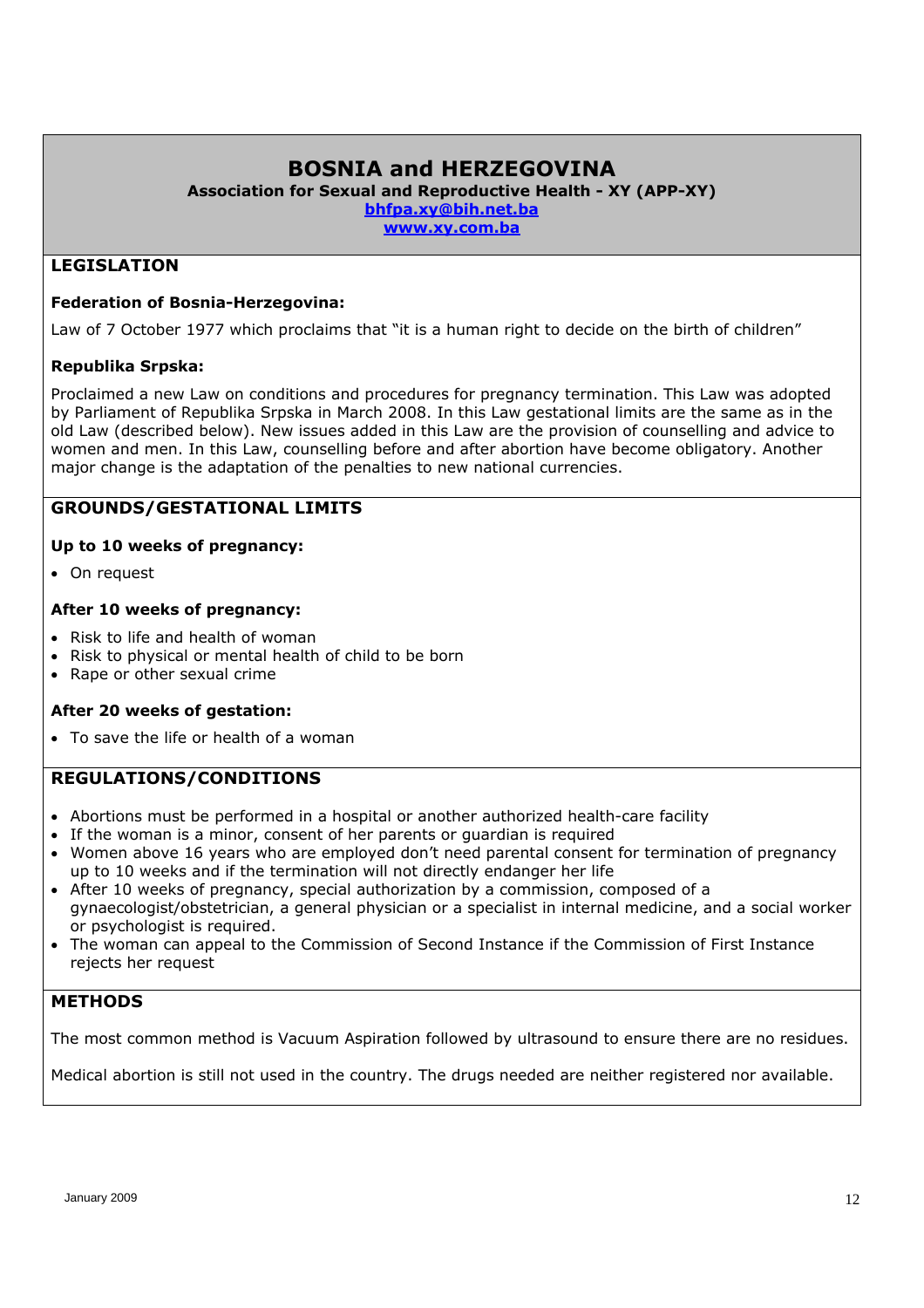# BOSNIA and HERZEGOVINA

**Association for Sexual and Reproductive Health - XY (APP-XY)**

**bhfpa.xy@bih.net.ba**

**www.xy.com.ba**

## LEGISLATION

**Federation of Bosnia-Herzegovina:**

Law of 7 October 1977 which proclaims that "it is a human right to decide on the birth of children"

**Republika Srpska:**

Proclaimed a new Law on conditions and procedures for pregnancy termination. This Law was adopted by Parliament of Republika Srpska in March 2008. In this Law gestational limits are the same as in the old Law (described below). New issues added in this Law are the provision of counselling and advice to women and men. In this Law, counselling before and after abortion have become obligatory. Another major change is the adaptation of the penalties to new national currencies.

## GROUNDS/GESTATIONAL LIMITS

**Up to 10 weeks of pregnancy:**

- On request

**After 10 weeks of pregnancy:**

- Risk to life and health of woman
- Risk to physical or mental health of child to be born
- Rape or other sexual crime

**After 20 weeks of gestation:**

- To save the life or health of a woman

## REGULATIONS/CONDITIONS

- Abortions must be performed in a hospital or another authorized health-care facility
- If the woman is a minor, consent of her parents or guardian is required
- Women above 16 years who are employed don't need parental consent for termination of pregnancy up to 10 weeks and if the termination will not directly endanger her life
- After 10 weeks of pregnancy, special authorization by a commission, composed of a gynaecologist/obstetrician, a general physician or a specialist in internal medicine, and a social worker or psychologist is required.
- The woman can appeal to the Commission of Second Instance if the Commission of First Instance rejects her request

## METHODS

The most common method is Vacuum Aspiration followed by ultrasound to ensure there are no residues.

Medical abortion is still not used in the country. The drugs needed are neither registered nor available.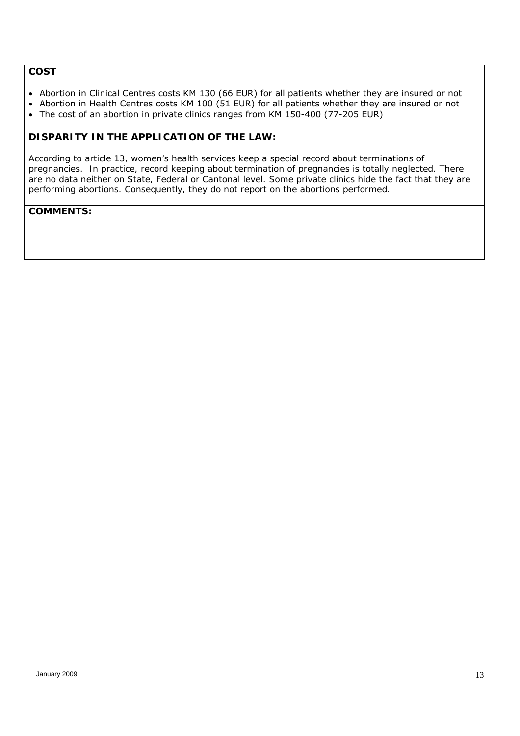**COST**

- Abortion in Clinical Centres costs KM 130 (66 EUR) for all patients whether they are insured or not
- Abortion in Health Centres costs KM 100 (51 EUR) for all patients whether they are insured or not
- The cost of an abortion in private clinics ranges from KM 150-400 (77-205 EUR)

**DISPARITY IN THE APPLICATION OF THE LAW:**

According to article 13, women's health services keep a special record about terminations of pregnancies. In practice, record keeping about termination of pregnancies is totally neglected. There are no data neither on State, Federal or Cantonal level. Some private clinics hide the fact that they are performing abortions. Consequently, they do not report on the abortions performed.

**COMMENTS:**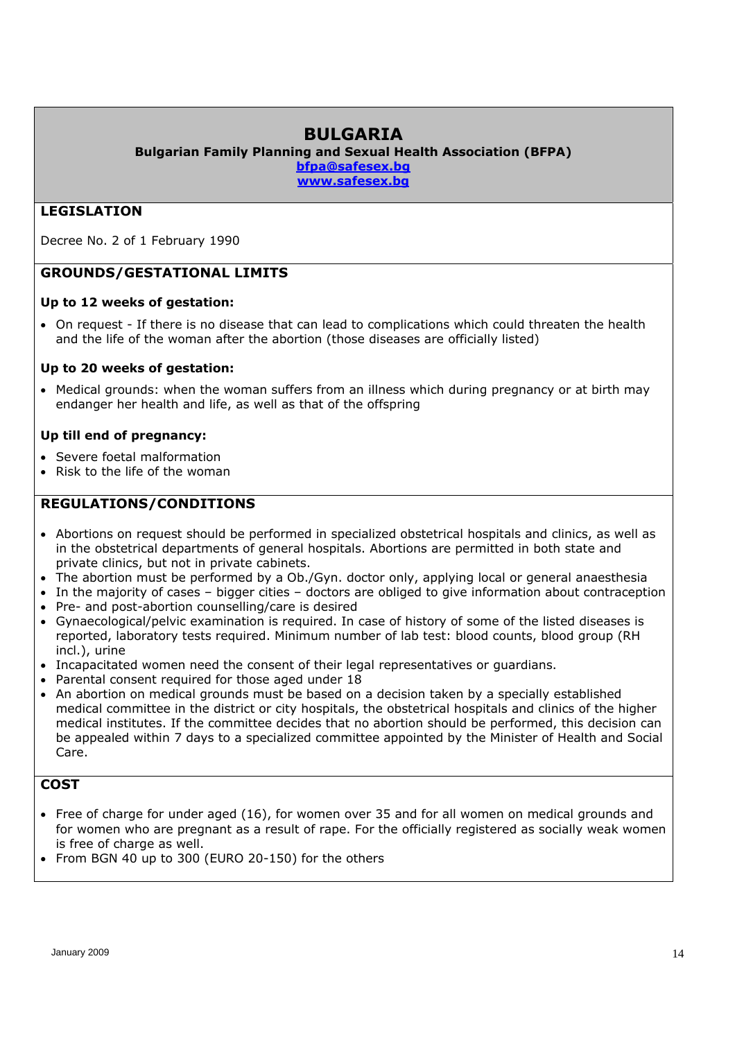# BULGARIA

**Bulgarian Family Planning and Sexual Health Association (BFPA)**

**bfpa@safesex.bg**

**www.safesex.bg**

## LEGISLATION

Decree No. 2 of 1 February 1990

## GROUNDS/GESTATIONAL LIMITS

**Up to 12 weeks of gestation:**

- On request - If there is no disease that can lead to complications which could threaten the health and the life of the woman after the abortion (those diseases are officially listed)

**Up to 20 weeks of gestation:**

- Medical grounds: when the woman suffers from an illness which during pregnancy or at birth may endanger her health and life, as well as that of the offspring

**Up till end of pregnancy:**

- Severe foetal malformation
- Risk to the life of the woman

## REGULATIONS/CONDITIONS

- Abortions on request should be performed in specialized obstetrical hospitals and clinics, as well as in the obstetrical departments of general hospitals. Abortions are permitted in both state and private clinics, but not in private cabinets.
- The abortion must be performed by a Ob./Gyn. doctor only, applying local or general anaesthesia
- In the majority of cases – bigger cities – doctors are obliged to give information about contraception
- Pre- and post-abortion counselling/care is desired
- Gynaecological/pelvic examination is required. In case of history of some of the listed diseases is reported, laboratory tests required. Minimum number of lab test: blood counts, blood group (RH incl.), urine
- Incapacitated women need the consent of their legal representatives or guardians.
- Parental consent required for those aged under 18
- An abortion on medical grounds must be based on a decision taken by a specially established medical committee in the district or city hospitals, the obstetrical hospitals and clinics of the higher medical institutes. If the committee decides that no abortion should be performed, this decision can be appealed within 7 days to a specialized committee appointed by the Minister of Health and Social Care.

## COST

- Free of charge for under aged (16), for women over 35 and for all women on medical grounds and for women who are pregnant as a result of rape. For the officially registered as socially weak women is free of charge as well.
- From BGN 40 up to 300 (EURO 20-150) for the others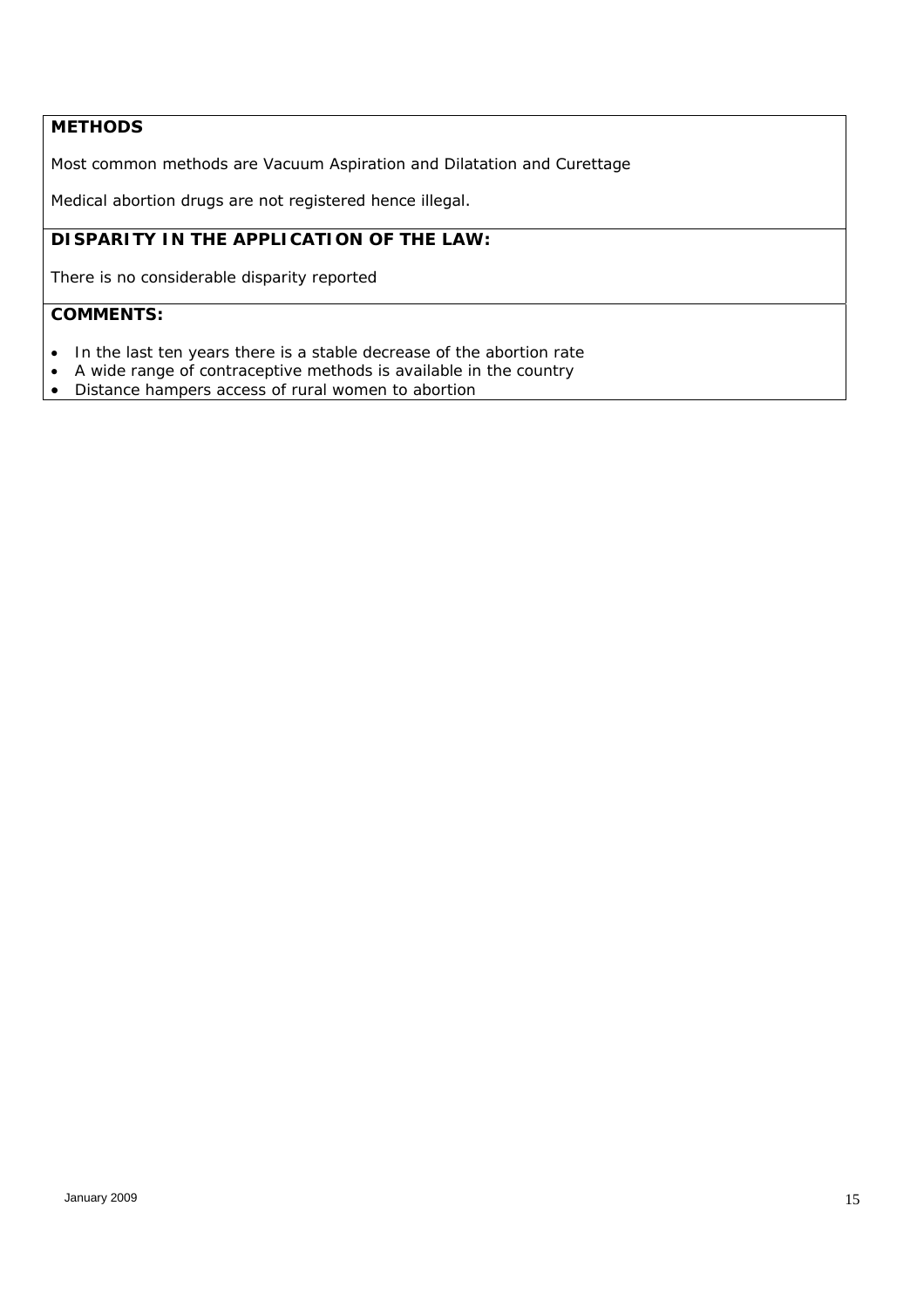**METHODS**

Most common methods are Vacuum Aspiration and Dilatation and Curettage

Medical abortion drugs are not registered hence illegal.

**DISPARITY IN THE APPLICATION OF THE LAW:**

There is no considerable disparity reported

**COMMENTS:**

- In the last ten years there is a stable decrease of the abortion rate
- A wide range of contraceptive methods is available in the country
- Distance hampers access of rural women to abortion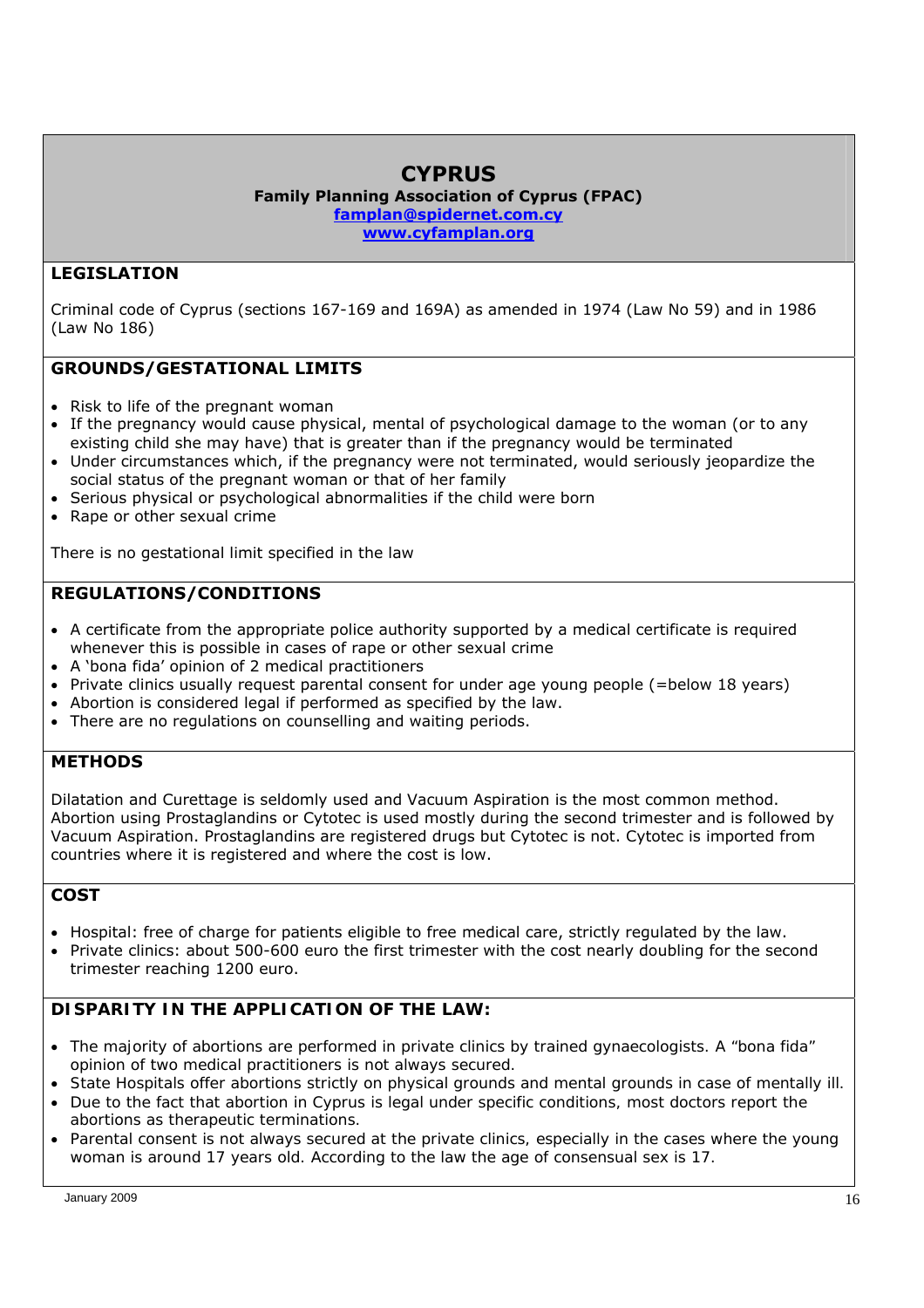# CYPRUS

**Family Planning Association of Cyprus (FPAC)**
**famplan@spidernet.com.cy**
**www.cyfamplan.org**

## LEGISLATION

Criminal code of Cyprus (sections 167-169 and 169A) as amended in 1974 (Law No 59) and in 1986 (Law No 186)

## GROUNDS/GESTATIONAL LIMITS

- Risk to life of the pregnant woman
- If the pregnancy would cause physical, mental of psychological damage to the woman (or to any existing child she may have) that is greater than if the pregnancy would be terminated
- Under circumstances which, if the pregnancy were not terminated, would seriously jeopardize the social status of the pregnant woman or that of her family
- Serious physical or psychological abnormalities if the child were born
- Rape or other sexual crime

There is no gestational limit specified in the law

## REGULATIONS/CONDITIONS

- A certificate from the appropriate police authority supported by a medical certificate is required whenever this is possible in cases of rape or other sexual crime
- A 'bona fida' opinion of 2 medical practitioners
- Private clinics usually request parental consent for under age young people (=below 18 years)
- Abortion is considered legal if performed as specified by the law.
- There are no regulations on counselling and waiting periods.

## METHODS

Dilatation and Curettage is seldomly used and Vacuum Aspiration is the most common method. Abortion using Prostaglandins or Cytotec is used mostly during the second trimester and is followed by Vacuum Aspiration. Prostaglandins are registered drugs but Cytotec is not. Cytotec is imported from countries where it is registered and where the cost is low.

## COST

- Hospital: free of charge for patients eligible to free medical care, strictly regulated by the law.
- Private clinics: about 500-600 euro the first trimester with the cost nearly doubling for the second trimester reaching 1200 euro.

## DISPARITY IN THE APPLICATION OF THE LAW:

- The majority of abortions are performed in private clinics by trained gynaecologists. A "bona fida" opinion of two medical practitioners is not always secured.
- State Hospitals offer abortions strictly on physical grounds and mental grounds in case of mentally ill.
- Due to the fact that abortion in Cyprus is legal under specific conditions, most doctors report the abortions as therapeutic terminations.
- Parental consent is not always secured at the private clinics, especially in the cases where the young woman is around 17 years old. According to the law the age of consensual sex is 17.

January 2009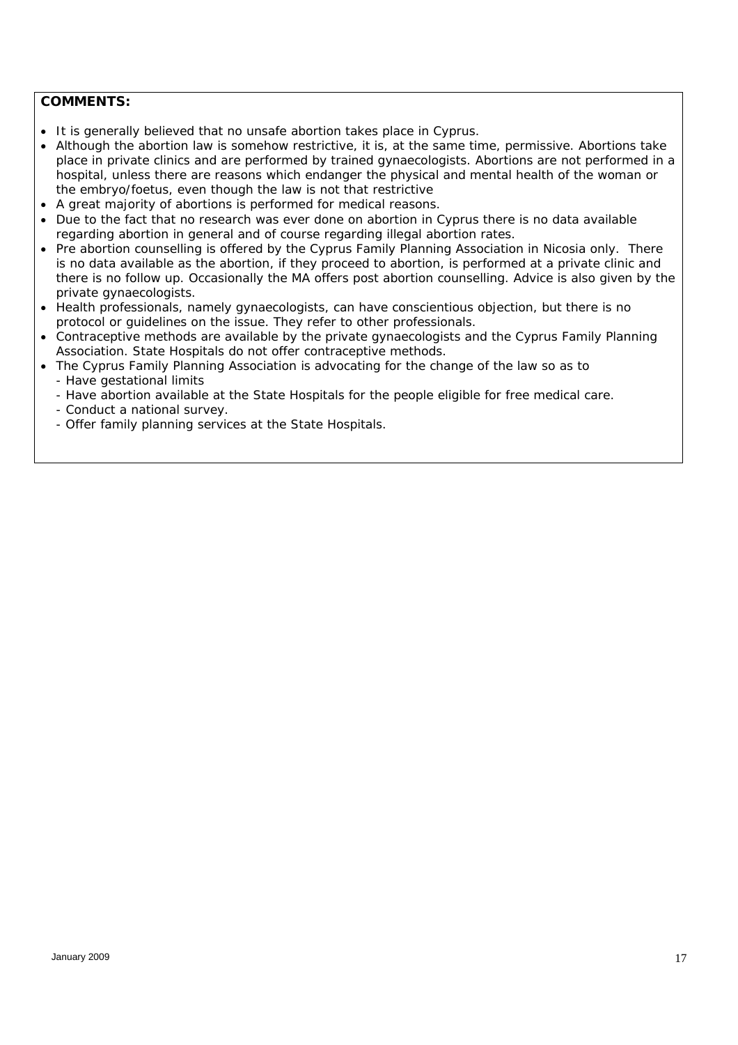**COMMENTS:**

- It is generally believed that no unsafe abortion takes place in Cyprus.
- Although the abortion law is somehow restrictive, it is, at the same time, permissive. Abortions take place in private clinics and are performed by trained gynaecologists. Abortions are not performed in a hospital, unless there are reasons which endanger the physical and mental health of the woman or the embryo/foetus, even though the law is not that restrictive
- A great majority of abortions is performed for medical reasons.
- Due to the fact that no research was ever done on abortion in Cyprus there is no data available regarding abortion in general and of course regarding illegal abortion rates.
- Pre abortion counselling is offered by the Cyprus Family Planning Association in Nicosia only. There is no data available as the abortion, if they proceed to abortion, is performed at a private clinic and there is no follow up. Occasionally the MA offers post abortion counselling. Advice is also given by the private gynaecologists.
- Health professionals, namely gynaecologists, can have conscientious objection, but there is no protocol or guidelines on the issue. They refer to other professionals.
- Contraceptive methods are available by the private gynaecologists and the Cyprus Family Planning Association. State Hospitals do not offer contraceptive methods.
- The Cyprus Family Planning Association is advocating for the change of the law so as to
  - Have gestational limits
  - Have abortion available at the State Hospitals for the people eligible for free medical care.
  - Conduct a national survey.
  - Offer family planning services at the State Hospitals.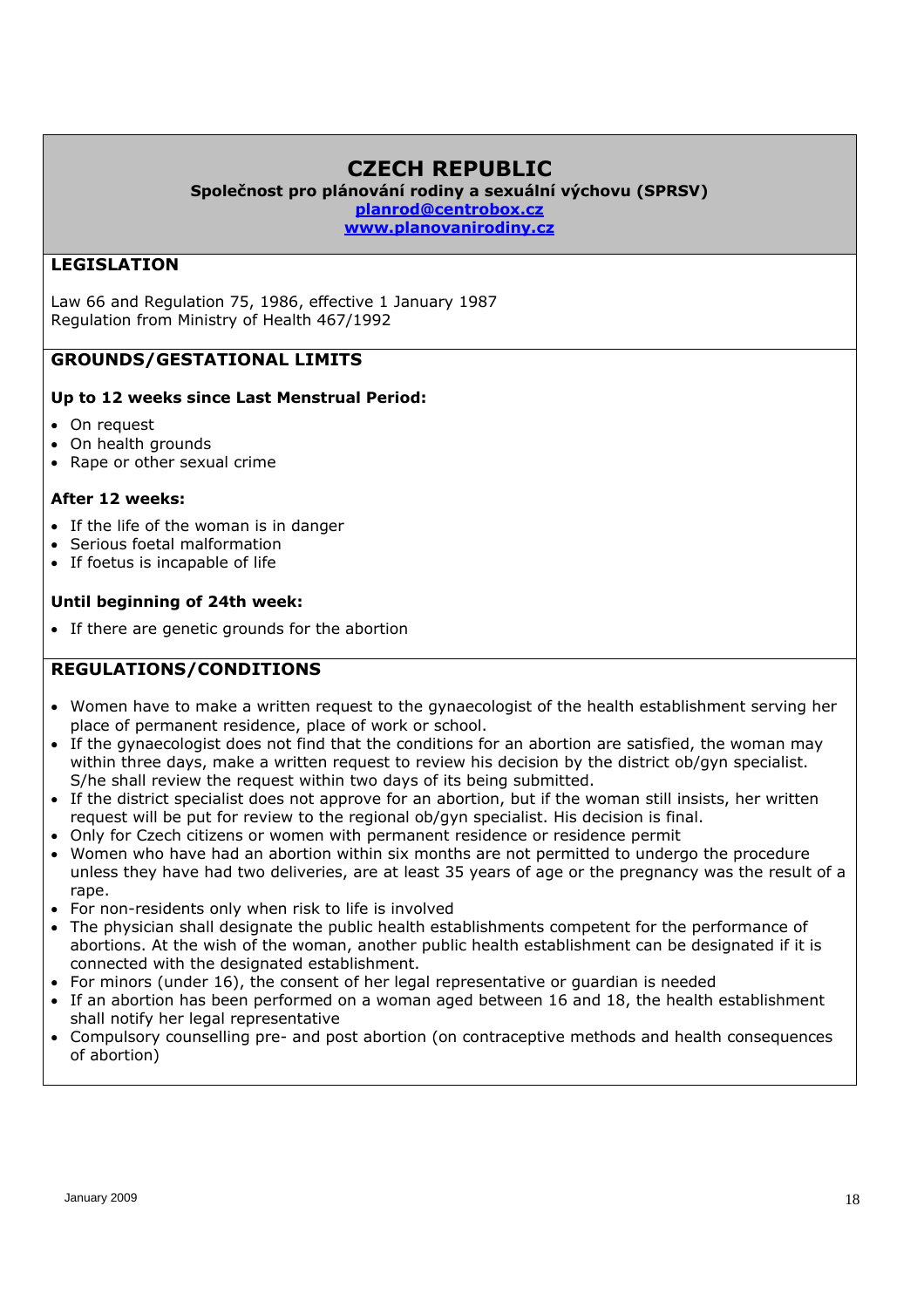# CZECH REPUBLIC

**Společnost pro plánování rodiny a sexuální výchovu (SPRSV)**
planrod@centrobox.cz
www.planovanirodiny.cz

## LEGISLATION

Law 66 and Regulation 75, 1986, effective 1 January 1987
Regulation from Ministry of Health 467/1992

## GROUNDS/GESTATIONAL LIMITS

**Up to 12 weeks since Last Menstrual Period:**

- On request
- On health grounds
- Rape or other sexual crime

**After 12 weeks:**

- If the life of the woman is in danger
- Serious foetal malformation
- If foetus is incapable of life

**Until beginning of 24th week:**

- If there are genetic grounds for the abortion

## REGULATIONS/CONDITIONS

- Women have to make a written request to the gynaecologist of the health establishment serving her place of permanent residence, place of work or school.
- If the gynaecologist does not find that the conditions for an abortion are satisfied, the woman may within three days, make a written request to review his decision by the district ob/gyn specialist. S/he shall review the request within two days of its being submitted.
- If the district specialist does not approve for an abortion, but if the woman still insists, her written request will be put for review to the regional ob/gyn specialist. His decision is final.
- Only for Czech citizens or women with permanent residence or residence permit
- Women who have had an abortion within six months are not permitted to undergo the procedure unless they have had two deliveries, are at least 35 years of age or the pregnancy was the result of a rape.
- For non-residents only when risk to life is involved
- The physician shall designate the public health establishments competent for the performance of abortions. At the wish of the woman, another public health establishment can be designated if it is connected with the designated establishment.
- For minors (under 16), the consent of her legal representative or guardian is needed
- If an abortion has been performed on a woman aged between 16 and 18, the health establishment shall notify her legal representative
- Compulsory counselling pre- and post abortion (on contraceptive methods and health consequences of abortion)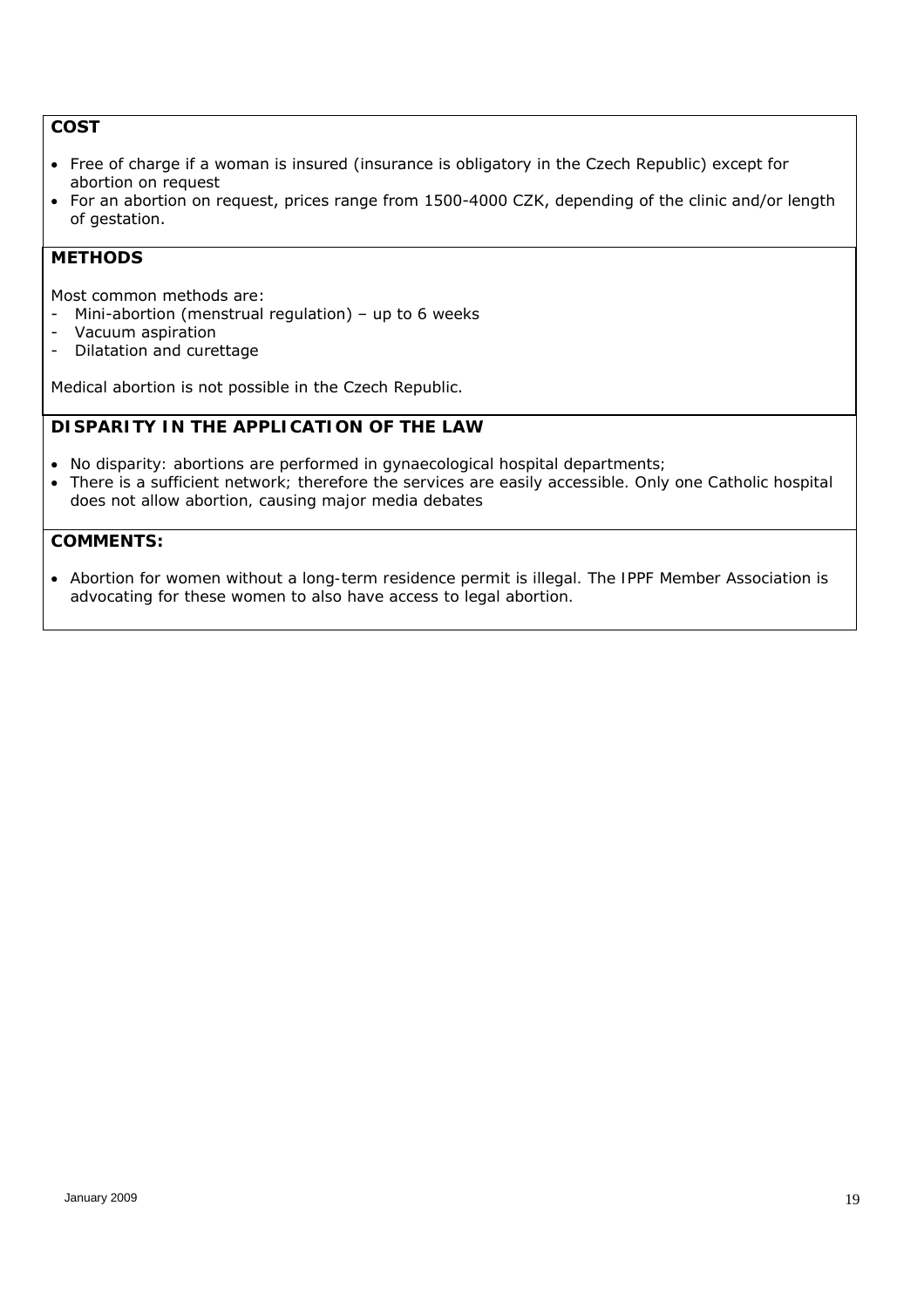## COST

- Free of charge if a woman is insured (insurance is obligatory in the Czech Republic) except for abortion on request
- For an abortion on request, prices range from 1500-4000 CZK, depending of the clinic and/or length of gestation.

## METHODS

Most common methods are:

- Mini-abortion (menstrual regulation) – up to 6 weeks
- Vacuum aspiration
- Dilatation and curettage

Medical abortion is not possible in the Czech Republic.

## DISPARITY IN THE APPLICATION OF THE LAW

- No disparity: abortions are performed in gynaecological hospital departments;
- There is a sufficient network; therefore the services are easily accessible. Only one Catholic hospital does not allow abortion, causing major media debates

## COMMENTS:

- Abortion for women without a long-term residence permit is illegal. The IPPF Member Association is advocating for these women to also have access to legal abortion.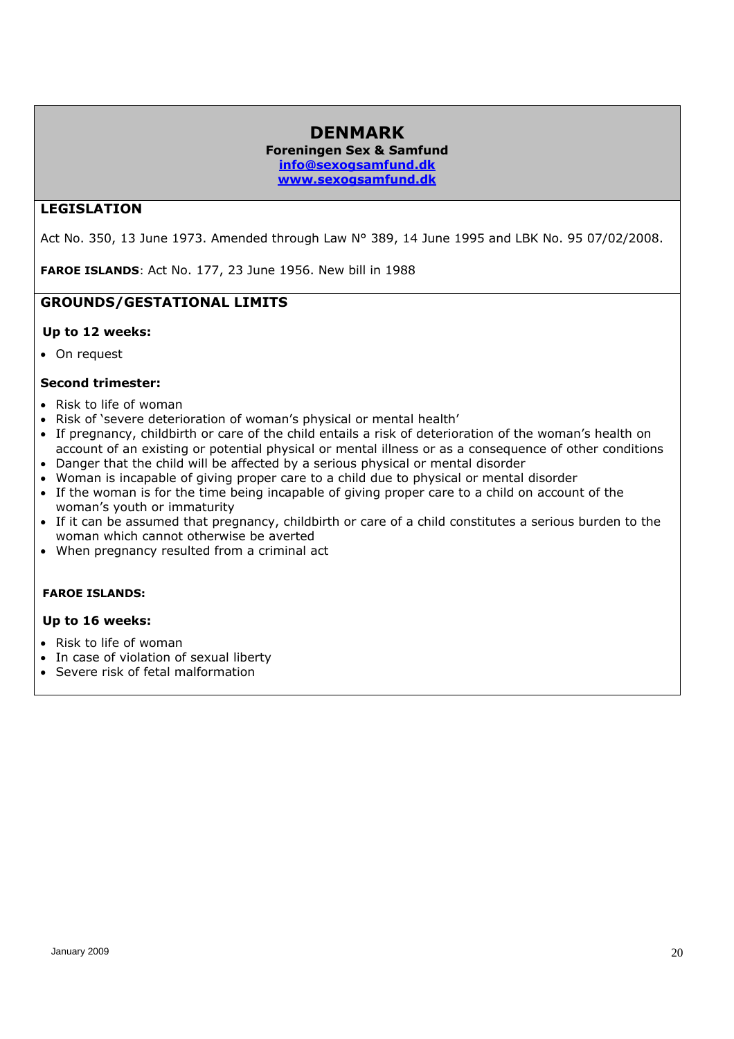# DENMARK

**Foreningen Sex & Samfund**
**info@sexogsamfund.dk**
**www.sexogsamfund.dk**

## LEGISLATION

Act No. 350, 13 June 1973. Amended through Law N° 389, 14 June 1995 and LBK No. 95 07/02/2008.

**FAROE ISLANDS**: Act No. 177, 23 June 1956. New bill in 1988

## GROUNDS/GESTATIONAL LIMITS

**Up to 12 weeks:**

- On request

**Second trimester:**

- Risk to life of woman
- Risk of 'severe deterioration of woman's physical or mental health'
- If pregnancy, childbirth or care of the child entails a risk of deterioration of the woman's health on account of an existing or potential physical or mental illness or as a consequence of other conditions
- Danger that the child will be affected by a serious physical or mental disorder
- Woman is incapable of giving proper care to a child due to physical or mental disorder
- If the woman is for the time being incapable of giving proper care to a child on account of the woman's youth or immaturity
- If it can be assumed that pregnancy, childbirth or care of a child constitutes a serious burden to the woman which cannot otherwise be averted
- When pregnancy resulted from a criminal act

**FAROE ISLANDS:**

**Up to 16 weeks:**

- Risk to life of woman
- In case of violation of sexual liberty
- Severe risk of fetal malformation

January 2009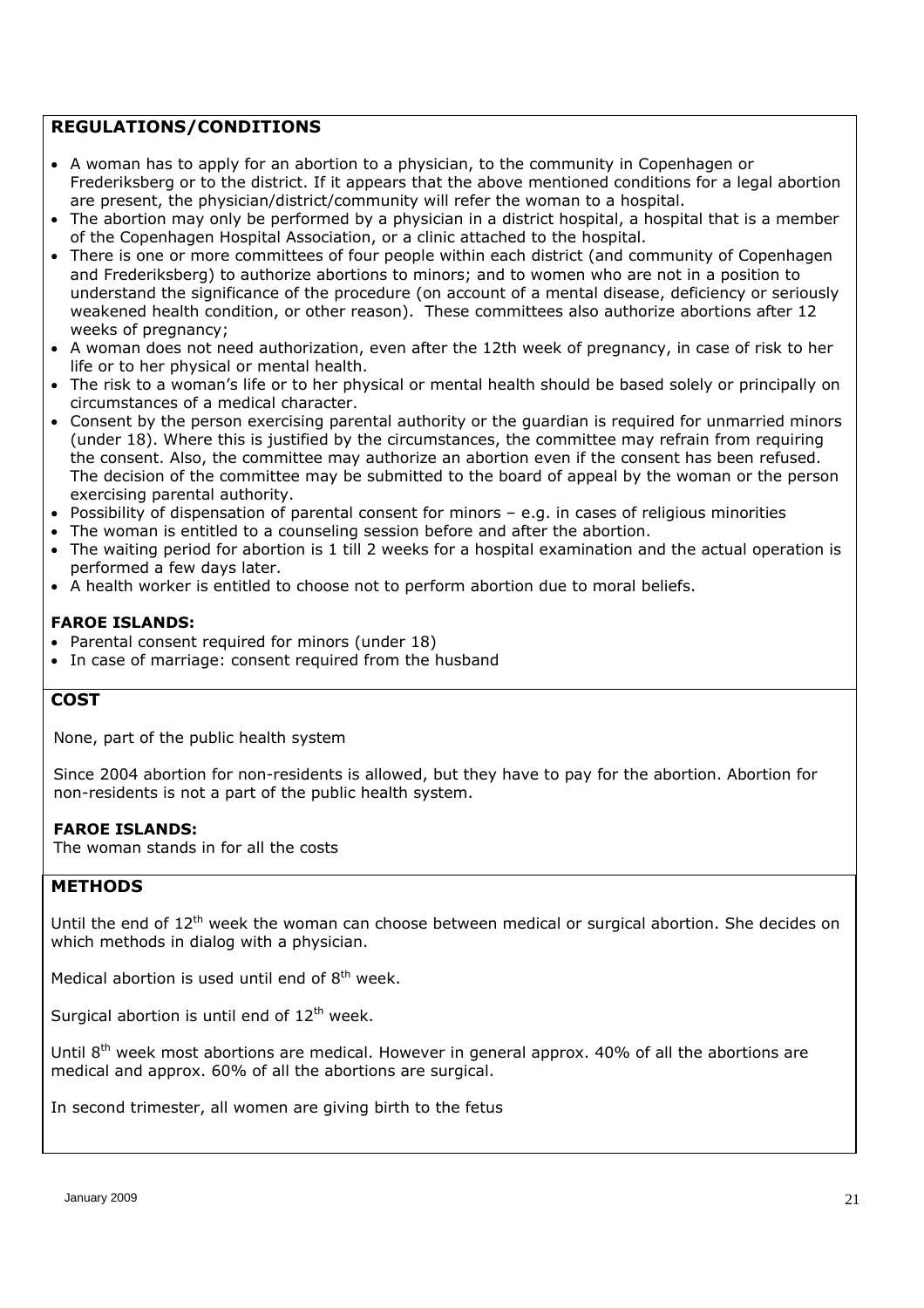## REGULATIONS/CONDITIONS

- A woman has to apply for an abortion to a physician, to the community in Copenhagen or Frederiksberg or to the district. If it appears that the above mentioned conditions for a legal abortion are present, the physician/district/community will refer the woman to a hospital.
- The abortion may only be performed by a physician in a district hospital, a hospital that is a member of the Copenhagen Hospital Association, or a clinic attached to the hospital.
- There is one or more committees of four people within each district (and community of Copenhagen and Frederiksberg) to authorize abortions to minors; and to women who are not in a position to understand the significance of the procedure (on account of a mental disease, deficiency or seriously weakened health condition, or other reason). These committees also authorize abortions after 12 weeks of pregnancy;
- A woman does not need authorization, even after the 12th week of pregnancy, in case of risk to her life or to her physical or mental health.
- The risk to a woman's life or to her physical or mental health should be based solely or principally on circumstances of a medical character.
- Consent by the person exercising parental authority or the guardian is required for unmarried minors (under 18). Where this is justified by the circumstances, the committee may refrain from requiring the consent. Also, the committee may authorize an abortion even if the consent has been refused. The decision of the committee may be submitted to the board of appeal by the woman or the person exercising parental authority.
- Possibility of dispensation of parental consent for minors – e.g. in cases of religious minorities
- The woman is entitled to a counseling session before and after the abortion.
- The waiting period for abortion is 1 till 2 weeks for a hospital examination and the actual operation is performed a few days later.
- A health worker is entitled to choose not to perform abortion due to moral beliefs.

### FAROE ISLANDS:

- Parental consent required for minors (under 18)
- In case of marriage: consent required from the husband

## COST

None, part of the public health system

Since 2004 abortion for non-residents is allowed, but they have to pay for the abortion. Abortion for non-residents is not a part of the public health system.

### FAROE ISLANDS:

The woman stands in for all the costs

## METHODS

Until the end of 12th week the woman can choose between medical or surgical abortion. She decides on which methods in dialog with a physician.

Medical abortion is used until end of 8th week.

Surgical abortion is until end of 12th week.

Until 8th week most abortions are medical. However in general approx. 40% of all the abortions are medical and approx. 60% of all the abortions are surgical.

In second trimester, all women are giving birth to the fetus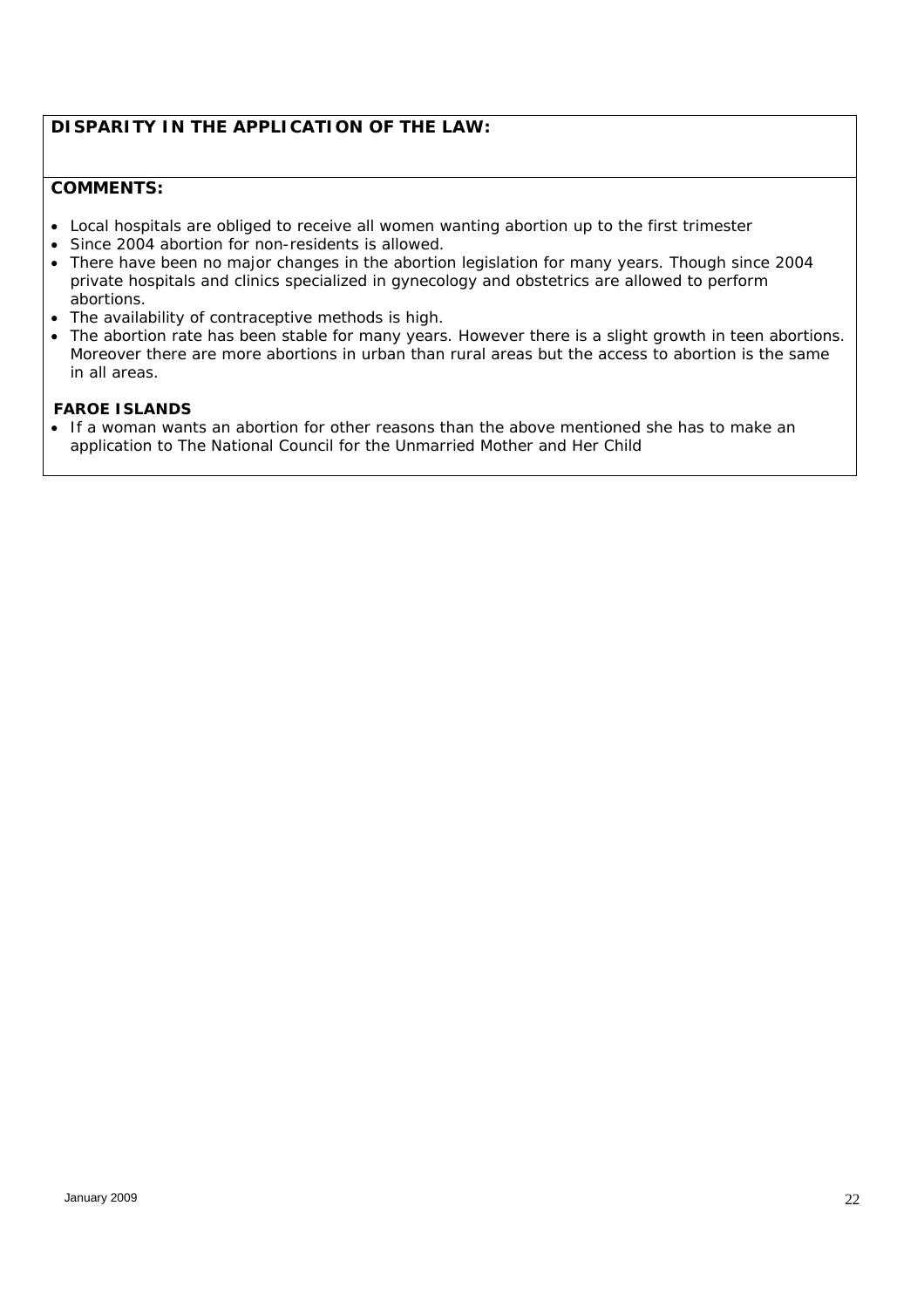**DISPARITY IN THE APPLICATION OF THE LAW:**

**COMMENTS:**

- Local hospitals are obliged to receive all women wanting abortion up to the first trimester
- Since 2004 abortion for non-residents is allowed.
- There have been no major changes in the abortion legislation for many years. Though since 2004 private hospitals and clinics specialized in gynecology and obstetrics are allowed to perform abortions.
- The availability of contraceptive methods is high.
- The abortion rate has been stable for many years. However there is a slight growth in teen abortions. Moreover there are more abortions in urban than rural areas but the access to abortion is the same in all areas.

**FAROE ISLANDS**

- If a woman wants an abortion for other reasons than the above mentioned she has to make an application to The National Council for the Unmarried Mother and Her Child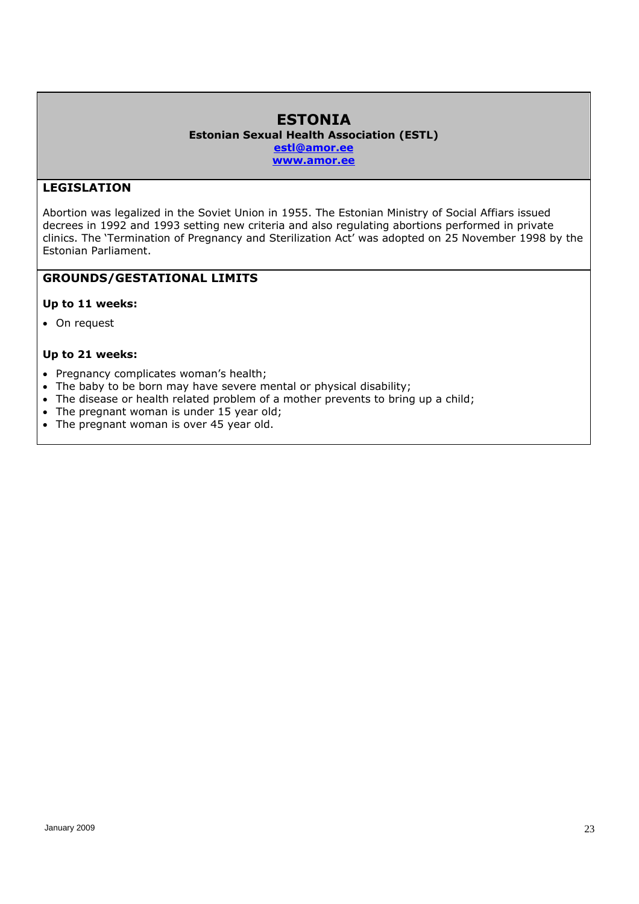# ESTONIA

**Estonian Sexual Health Association (ESTL)**

**estl@amor.ee**

**www.amor.ee**

## LEGISLATION

Abortion was legalized in the Soviet Union in 1955. The Estonian Ministry of Social Affiars issued decrees in 1992 and 1993 setting new criteria and also regulating abortions performed in private clinics. The 'Termination of Pregnancy and Sterilization Act' was adopted on 25 November 1998 by the Estonian Parliament.

## GROUNDS/GESTATIONAL LIMITS

**Up to 11 weeks:**

- On request

**Up to 21 weeks:**

- Pregnancy complicates woman's health;
- The baby to be born may have severe mental or physical disability;
- The disease or health related problem of a mother prevents to bring up a child;
- The pregnant woman is under 15 year old;
- The pregnant woman is over 45 year old.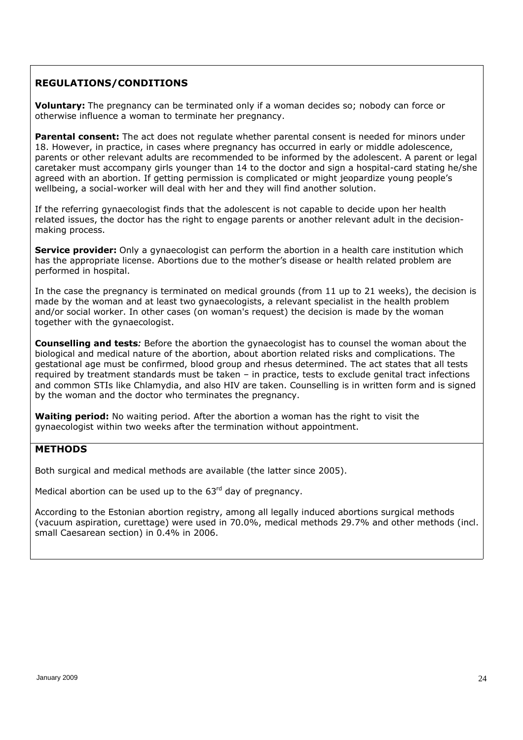## REGULATIONS/CONDITIONS

**Voluntary:** The pregnancy can be terminated only if a woman decides so; nobody can force or otherwise influence a woman to terminate her pregnancy.

**Parental consent:** The act does not regulate whether parental consent is needed for minors under 18. However, in practice, in cases where pregnancy has occurred in early or middle adolescence, parents or other relevant adults are recommended to be informed by the adolescent. A parent or legal caretaker must accompany girls younger than 14 to the doctor and sign a hospital-card stating he/she agreed with an abortion. If getting permission is complicated or might jeopardize young people's wellbeing, a social-worker will deal with her and they will find another solution.

If the referring gynaecologist finds that the adolescent is not capable to decide upon her health related issues, the doctor has the right to engage parents or another relevant adult in the decision-making process.

**Service provider:** Only a gynaecologist can perform the abortion in a health care institution which has the appropriate license. Abortions due to the mother's disease or health related problem are performed in hospital.

In the case the pregnancy is terminated on medical grounds (from 11 up to 21 weeks), the decision is made by the woman and at least two gynaecologists, a relevant specialist in the health problem and/or social worker. In other cases (on woman's request) the decision is made by the woman together with the gynaecologist.

**Counselling and tests***:* Before the abortion the gynaecologist has to counsel the woman about the biological and medical nature of the abortion, about abortion related risks and complications. The gestational age must be confirmed, blood group and rhesus determined. The act states that all tests required by treatment standards must be taken – in practice, tests to exclude genital tract infections and common STIs like Chlamydia, and also HIV are taken. Counselling is in written form and is signed by the woman and the doctor who terminates the pregnancy.

**Waiting period:** No waiting period. After the abortion a woman has the right to visit the gynaecologist within two weeks after the termination without appointment.

## METHODS

Both surgical and medical methods are available (the latter since 2005).

Medical abortion can be used up to the 63rd day of pregnancy.

According to the Estonian abortion registry, among all legally induced abortions surgical methods (vacuum aspiration, curettage) were used in 70.0%, medical methods 29.7% and other methods (incl. small Caesarean section) in 0.4% in 2006.

January 2009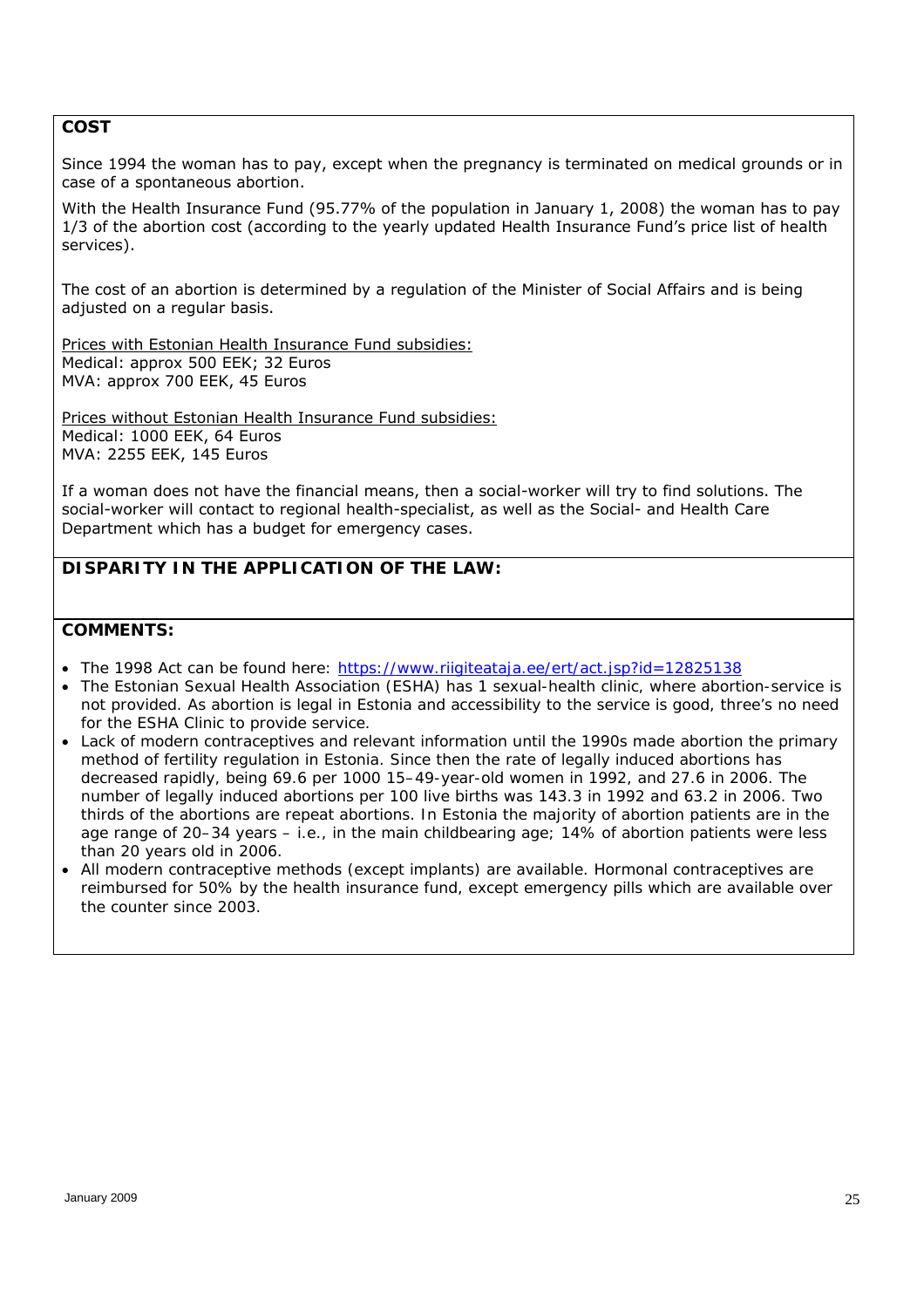## COST

Since 1994 the woman has to pay, except when the pregnancy is terminated on medical grounds or in case of a spontaneous abortion.

With the Health Insurance Fund (95.77% of the population in January 1, 2008) the woman has to pay 1/3 of the abortion cost (according to the yearly updated Health Insurance Fund's price list of health services).

The cost of an abortion is determined by a regulation of the Minister of Social Affairs and is being adjusted on a regular basis.

Prices with Estonian Health Insurance Fund subsidies:
Medical: approx 500 EEK; 32 Euros
MVA: approx 700 EEK, 45 Euros

Prices without Estonian Health Insurance Fund subsidies:
Medical: 1000 EEK, 64 Euros
MVA: 2255 EEK, 145 Euros

If a woman does not have the financial means, then a social-worker will try to find solutions. The social-worker will contact to regional health-specialist, as well as the Social- and Health Care Department which has a budget for emergency cases.

## DISPARITY IN THE APPLICATION OF THE LAW:

## COMMENTS:

- The 1998 Act can be found here: https://www.riigiteataja.ee/ert/act.jsp?id=12825138
- The Estonian Sexual Health Association (ESHA) has 1 sexual-health clinic, where abortion-service is not provided. As abortion is legal in Estonia and accessibility to the service is good, three's no need for the ESHA Clinic to provide service.
- Lack of modern contraceptives and relevant information until the 1990s made abortion the primary method of fertility regulation in Estonia. Since then the rate of legally induced abortions has decreased rapidly, being 69.6 per 1000 15–49-year-old women in 1992, and 27.6 in 2006. The number of legally induced abortions per 100 live births was 143.3 in 1992 and 63.2 in 2006. Two thirds of the abortions are repeat abortions. In Estonia the majority of abortion patients are in the age range of 20–34 years – i.e., in the main childbearing age; 14% of abortion patients were less than 20 years old in 2006.
- All modern contraceptive methods (except implants) are available. Hormonal contraceptives are reimbursed for 50% by the health insurance fund, except emergency pills which are available over the counter since 2003.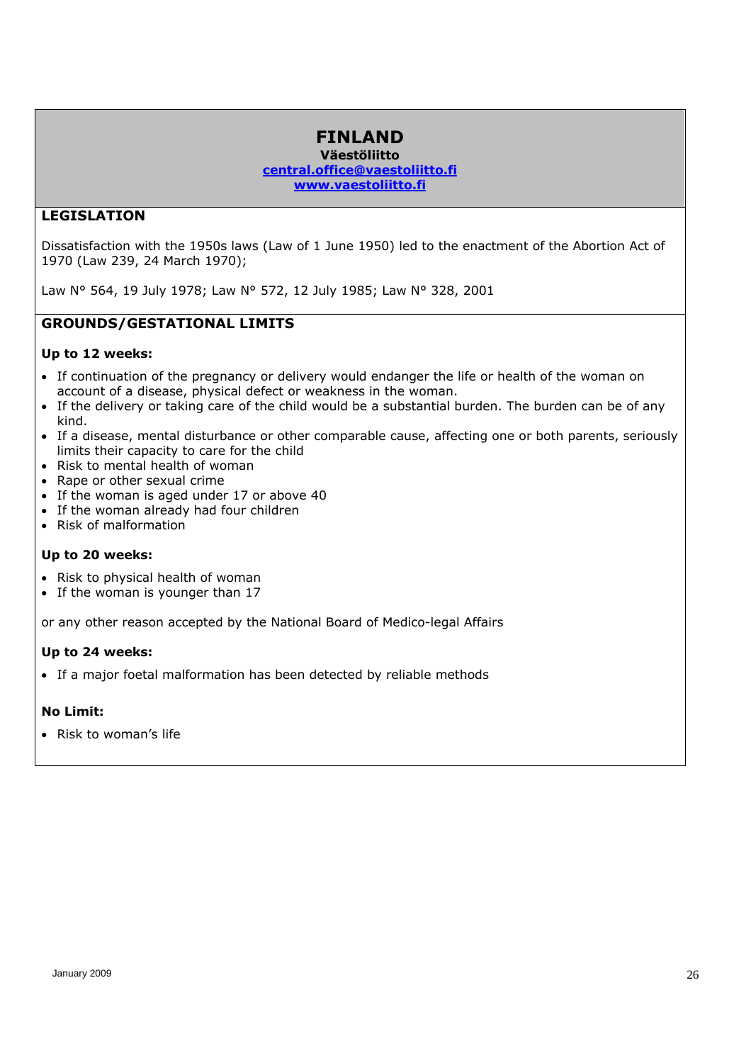# FINLAND

**Väestöliitto**
**[central.office@vaestoliitto.fi](mailto:central.office@vaestoliitto.fi)**
**[www.vaestoliitto.fi](http://www.vaestoliitto.fi)**

## LEGISLATION

Dissatisfaction with the 1950s laws (Law of 1 June 1950) led to the enactment of the Abortion Act of 1970 (Law 239, 24 March 1970);

Law N° 564, 19 July 1978; Law N° 572, 12 July 1985; Law N° 328, 2001

## GROUNDS/GESTATIONAL LIMITS

**Up to 12 weeks:**

- If continuation of the pregnancy or delivery would endanger the life or health of the woman on account of a disease, physical defect or weakness in the woman.
- If the delivery or taking care of the child would be a substantial burden. The burden can be of any kind.
- If a disease, mental disturbance or other comparable cause, affecting one or both parents, seriously limits their capacity to care for the child
- Risk to mental health of woman
- Rape or other sexual crime
- If the woman is aged under 17 or above 40
- If the woman already had four children
- Risk of malformation

**Up to 20 weeks:**

- Risk to physical health of woman
- If the woman is younger than 17

or any other reason accepted by the National Board of Medico-legal Affairs

**Up to 24 weeks:**

- If a major foetal malformation has been detected by reliable methods

**No Limit:**

- Risk to woman's life

January 2009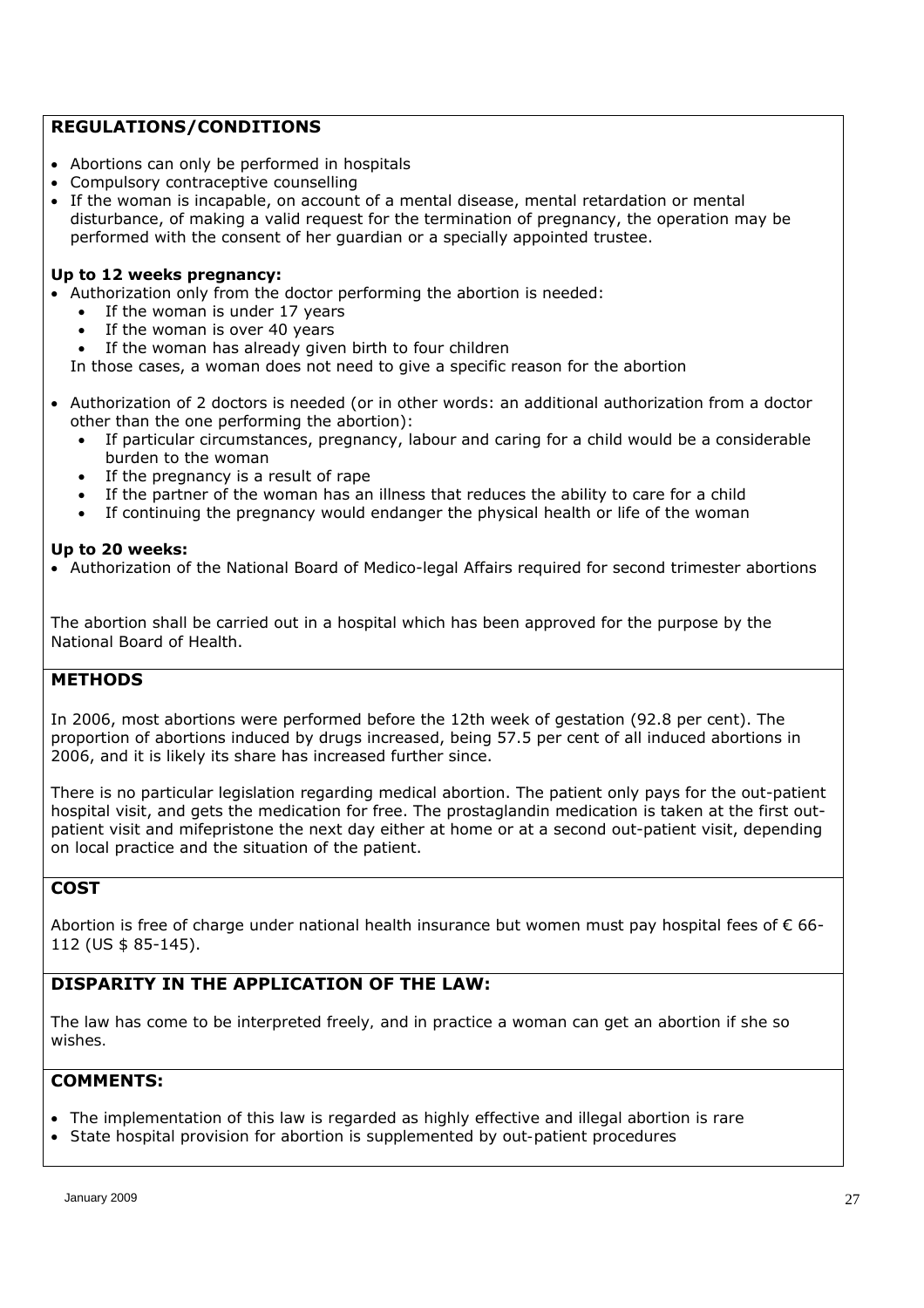## REGULATIONS/CONDITIONS

- Abortions can only be performed in hospitals
- Compulsory contraceptive counselling
- If the woman is incapable, on account of a mental disease, mental retardation or mental disturbance, of making a valid request for the termination of pregnancy, the operation may be performed with the consent of her guardian or a specially appointed trustee.

**Up to 12 weeks pregnancy:**

- Authorization only from the doctor performing the abortion is needed:
  - If the woman is under 17 years
  - If the woman is over 40 years
  - If the woman has already given birth to four children

  In those cases, a woman does not need to give a specific reason for the abortion

- Authorization of 2 doctors is needed (or in other words: an additional authorization from a doctor other than the one performing the abortion):
  - If particular circumstances, pregnancy, labour and caring for a child would be a considerable burden to the woman
  - If the pregnancy is a result of rape
  - If the partner of the woman has an illness that reduces the ability to care for a child
  - If continuing the pregnancy would endanger the physical health or life of the woman

**Up to 20 weeks:**

- Authorization of the National Board of Medico-legal Affairs required for second trimester abortions

The abortion shall be carried out in a hospital which has been approved for the purpose by the National Board of Health.

## METHODS

In 2006, most abortions were performed before the 12th week of gestation (92.8 per cent). The proportion of abortions induced by drugs increased, being 57.5 per cent of all induced abortions in 2006, and it is likely its share has increased further since.

There is no particular legislation regarding medical abortion. The patient only pays for the out-patient hospital visit, and gets the medication for free. The prostaglandin medication is taken at the first out-patient visit and mifepristone the next day either at home or at a second out-patient visit, depending on local practice and the situation of the patient.

## COST

Abortion is free of charge under national health insurance but women must pay hospital fees of € 66-112 (US $ 85-145).

## DISPARITY IN THE APPLICATION OF THE LAW:

The law has come to be interpreted freely, and in practice a woman can get an abortion if she so wishes.

## COMMENTS:

- The implementation of this law is regarded as highly effective and illegal abortion is rare
- State hospital provision for abortion is supplemented by out-patient procedures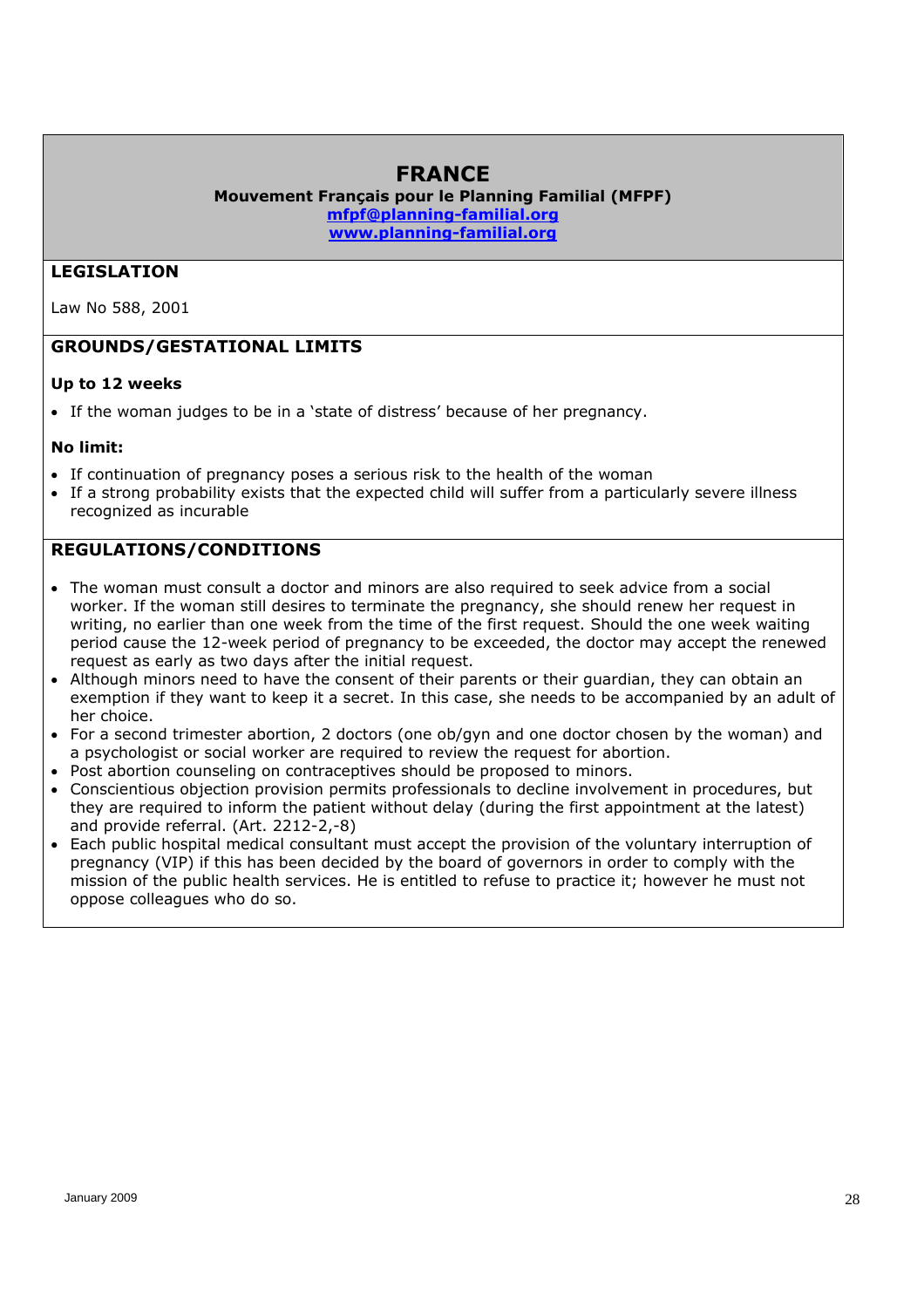# FRANCE

**Mouvement Français pour le Planning Familial (MFPF)**
**mfpf@planning-familial.org**
**www.planning-familial.org**

## LEGISLATION

Law No 588, 2001

## GROUNDS/GESTATIONAL LIMITS

**Up to 12 weeks**

- If the woman judges to be in a 'state of distress' because of her pregnancy.

**No limit:**

- If continuation of pregnancy poses a serious risk to the health of the woman
- If a strong probability exists that the expected child will suffer from a particularly severe illness recognized as incurable

## REGULATIONS/CONDITIONS

- The woman must consult a doctor and minors are also required to seek advice from a social worker. If the woman still desires to terminate the pregnancy, she should renew her request in writing, no earlier than one week from the time of the first request. Should the one week waiting period cause the 12-week period of pregnancy to be exceeded, the doctor may accept the renewed request as early as two days after the initial request.
- Although minors need to have the consent of their parents or their guardian, they can obtain an exemption if they want to keep it a secret. In this case, she needs to be accompanied by an adult of her choice.
- For a second trimester abortion, 2 doctors (one ob/gyn and one doctor chosen by the woman) and a psychologist or social worker are required to review the request for abortion.
- Post abortion counseling on contraceptives should be proposed to minors.
- Conscientious objection provision permits professionals to decline involvement in procedures, but they are required to inform the patient without delay (during the first appointment at the latest) and provide referral. (Art. 2212-2,-8)
- Each public hospital medical consultant must accept the provision of the voluntary interruption of pregnancy (VIP) if this has been decided by the board of governors in order to comply with the mission of the public health services. He is entitled to refuse to practice it; however he must not oppose colleagues who do so.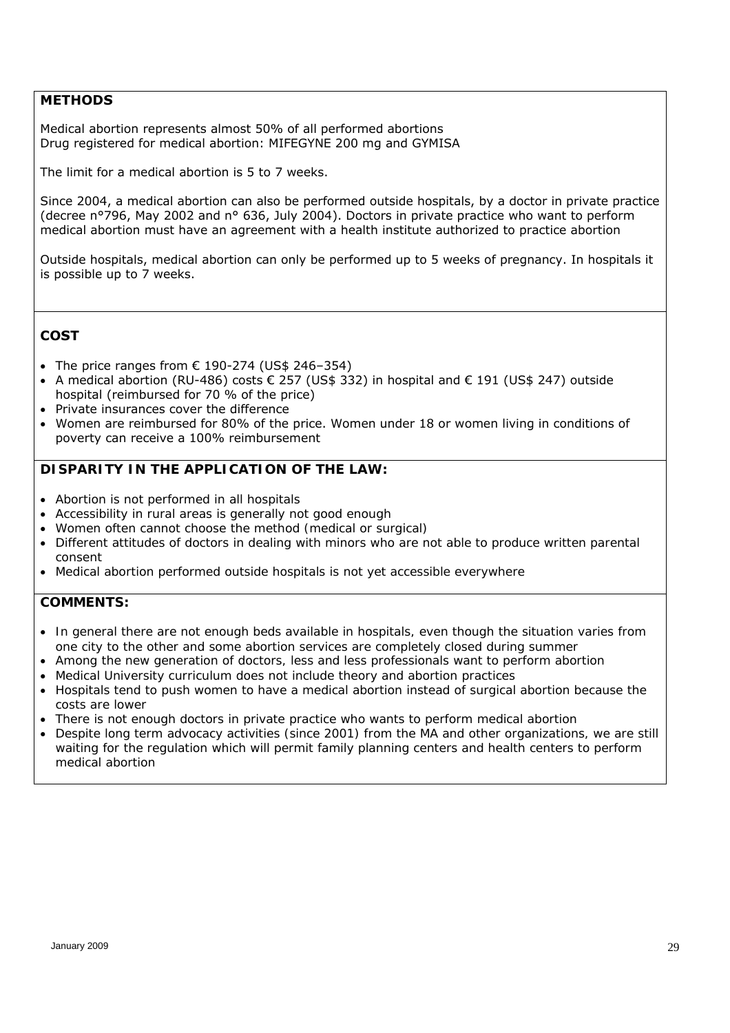## METHODS

Medical abortion represents almost 50% of all performed abortions
Drug registered for medical abortion: MIFEGYNE 200 mg and GYMISA

The limit for a medical abortion is 5 to 7 weeks.

Since 2004, a medical abortion can also be performed outside hospitals, by a doctor in private practice (decree n°796, May 2002 and n° 636, July 2004). Doctors in private practice who want to perform medical abortion must have an agreement with a health institute authorized to practice abortion

Outside hospitals, medical abortion can only be performed up to 5 weeks of pregnancy. In hospitals it is possible up to 7 weeks.

## COST

- The price ranges from € 190-274 (US$ 246–354)
- A medical abortion (RU-486) costs € 257 (US$ 332) in hospital and € 191 (US$ 247) outside hospital (reimbursed for 70 % of the price)
- Private insurances cover the difference
- Women are reimbursed for 80% of the price. Women under 18 or women living in conditions of poverty can receive a 100% reimbursement

## DISPARITY IN THE APPLICATION OF THE LAW:

- Abortion is not performed in all hospitals
- Accessibility in rural areas is generally not good enough
- Women often cannot choose the method (medical or surgical)
- Different attitudes of doctors in dealing with minors who are not able to produce written parental consent
- Medical abortion performed outside hospitals is not yet accessible everywhere

## COMMENTS:

- In general there are not enough beds available in hospitals, even though the situation varies from one city to the other and some abortion services are completely closed during summer
- Among the new generation of doctors, less and less professionals want to perform abortion
- Medical University curriculum does not include theory and abortion practices
- Hospitals tend to push women to have a medical abortion instead of surgical abortion because the costs are lower
- There is not enough doctors in private practice who wants to perform medical abortion
- Despite long term advocacy activities (since 2001) from the MA and other organizations, we are still waiting for the regulation which will permit family planning centers and health centers to perform medical abortion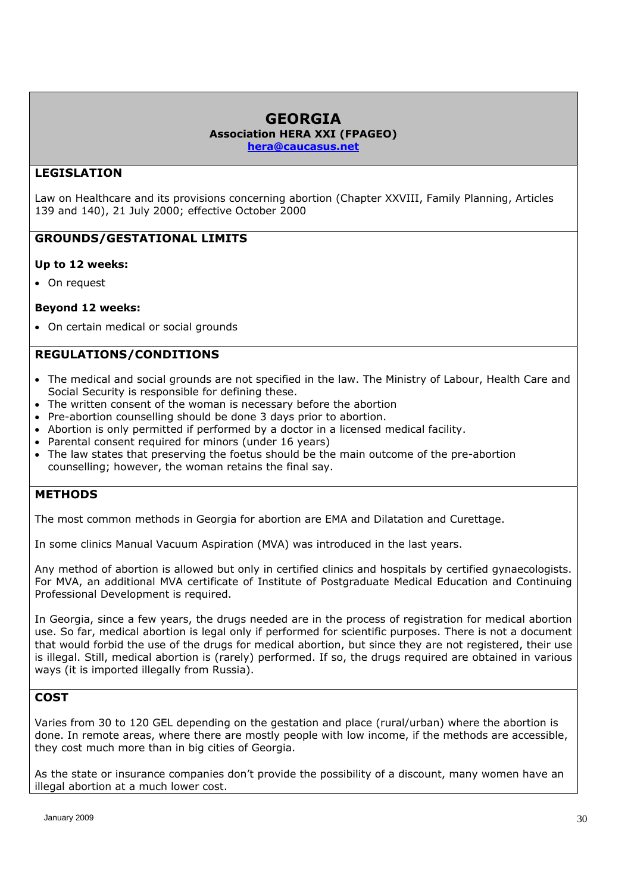# GEORGIA

**Association HERA XXI (FPAGEO)**

**hera@caucasus.net**

## LEGISLATION

Law on Healthcare and its provisions concerning abortion (Chapter XXVIII, Family Planning, Articles 139 and 140), 21 July 2000; effective October 2000

## GROUNDS/GESTATIONAL LIMITS

**Up to 12 weeks:**

- On request

**Beyond 12 weeks:**

- On certain medical or social grounds

## REGULATIONS/CONDITIONS

- The medical and social grounds are not specified in the law. The Ministry of Labour, Health Care and Social Security is responsible for defining these.
- The written consent of the woman is necessary before the abortion
- Pre-abortion counselling should be done 3 days prior to abortion.
- Abortion is only permitted if performed by a doctor in a licensed medical facility.
- Parental consent required for minors (under 16 years)
- The law states that preserving the foetus should be the main outcome of the pre-abortion counselling; however, the woman retains the final say.

## METHODS

The most common methods in Georgia for abortion are EMA and Dilatation and Curettage.

In some clinics Manual Vacuum Aspiration (MVA) was introduced in the last years.

Any method of abortion is allowed but only in certified clinics and hospitals by certified gynaecologists. For MVA, an additional MVA certificate of Institute of Postgraduate Medical Education and Continuing Professional Development is required.

In Georgia, since a few years, the drugs needed are in the process of registration for medical abortion use. So far, medical abortion is legal only if performed for scientific purposes. There is not a document that would forbid the use of the drugs for medical abortion, but since they are not registered, their use is illegal. Still, medical abortion is (rarely) performed. If so, the drugs required are obtained in various ways (it is imported illegally from Russia).

## COST

Varies from 30 to 120 GEL depending on the gestation and place (rural/urban) where the abortion is done. In remote areas, where there are mostly people with low income, if the methods are accessible, they cost much more than in big cities of Georgia.

As the state or insurance companies don't provide the possibility of a discount, many women have an illegal abortion at a much lower cost.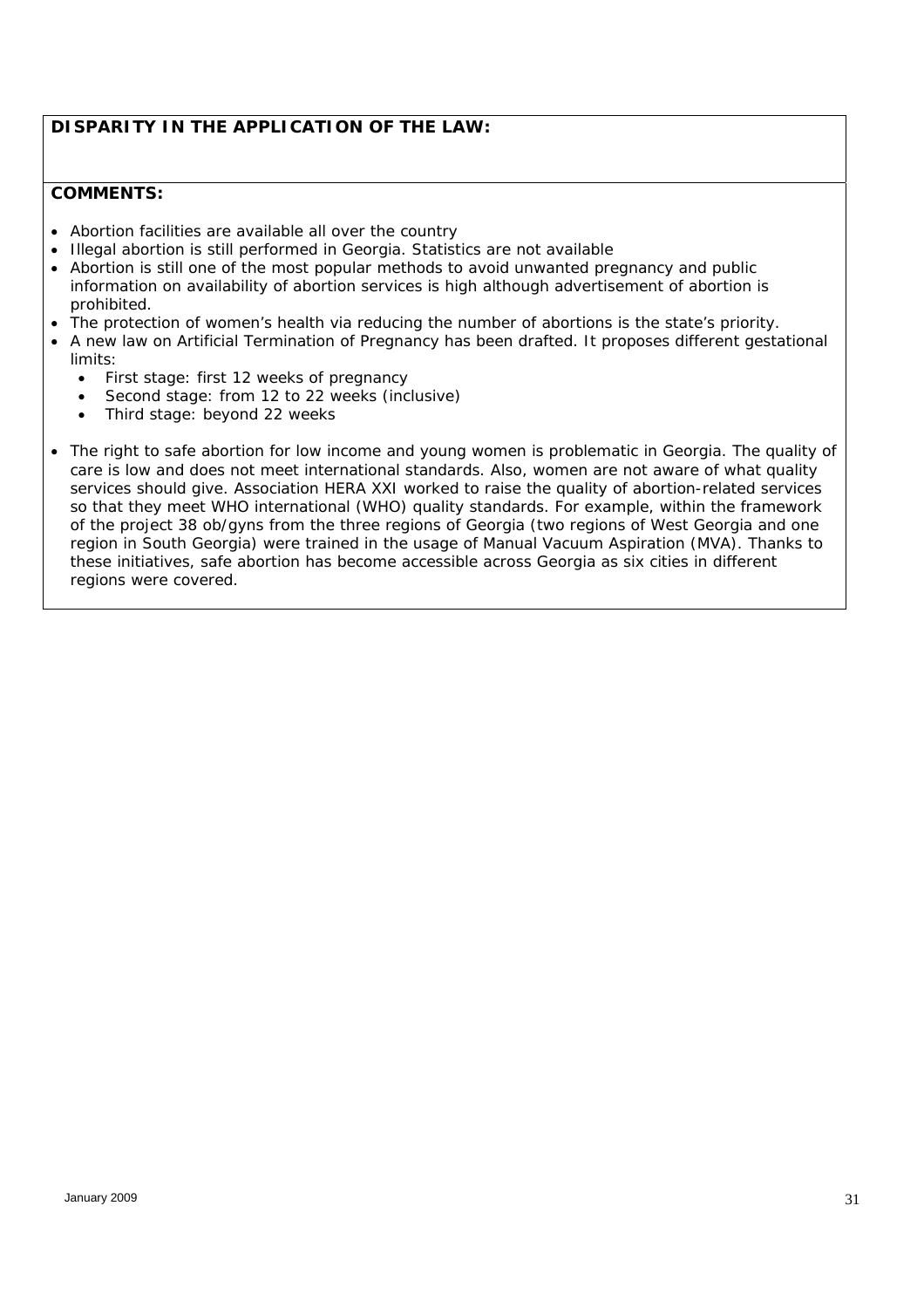**DISPARITY IN THE APPLICATION OF THE LAW:**

**COMMENTS:**

- Abortion facilities are available all over the country
- Illegal abortion is still performed in Georgia. Statistics are not available
- Abortion is still one of the most popular methods to avoid unwanted pregnancy and public information on availability of abortion services is high although advertisement of abortion is prohibited.
- The protection of women's health via reducing the number of abortions is the state's priority.
- A new law on Artificial Termination of Pregnancy has been drafted. It proposes different gestational limits:
  - First stage: first 12 weeks of pregnancy
  - Second stage: from 12 to 22 weeks (inclusive)
  - Third stage: beyond 22 weeks
- The right to safe abortion for low income and young women is problematic in Georgia. The quality of care is low and does not meet international standards. Also, women are not aware of what quality services should give. Association HERA XXI worked to raise the quality of abortion-related services so that they meet WHO international (WHO) quality standards. For example, within the framework of the project 38 ob/gyns from the three regions of Georgia (two regions of West Georgia and one region in South Georgia) were trained in the usage of Manual Vacuum Aspiration (MVA). Thanks to these initiatives, safe abortion has become accessible across Georgia as six cities in different regions were covered.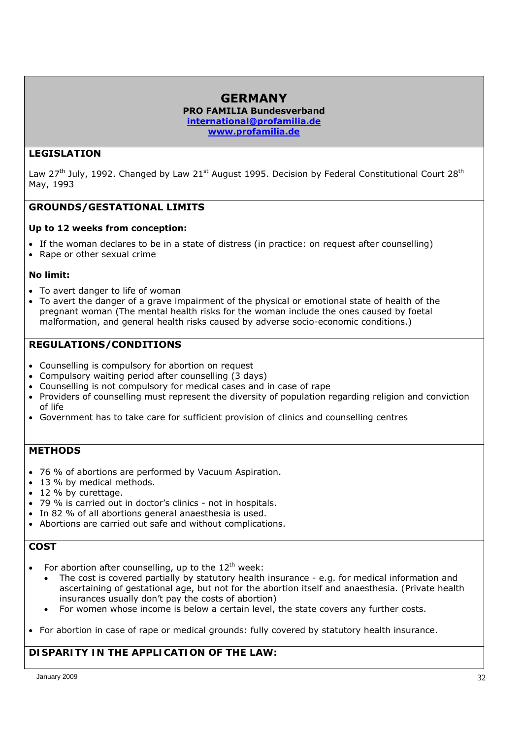# GERMANY

**PRO FAMILIA Bundesverband**
**international@profamilia.de**
**www.profamilia.de**

## LEGISLATION

Law 27th July, 1992. Changed by Law 21st August 1995. Decision by Federal Constitutional Court 28th May, 1993

## GROUNDS/GESTATIONAL LIMITS

**Up to 12 weeks from conception:**

- If the woman declares to be in a state of distress (in practice: on request after counselling)
- Rape or other sexual crime

**No limit:**

- To avert danger to life of woman
- To avert the danger of a grave impairment of the physical or emotional state of health of the pregnant woman (The mental health risks for the woman include the ones caused by foetal malformation, and general health risks caused by adverse socio-economic conditions.)

## REGULATIONS/CONDITIONS

- Counselling is compulsory for abortion on request
- Compulsory waiting period after counselling (3 days)
- Counselling is not compulsory for medical cases and in case of rape
- Providers of counselling must represent the diversity of population regarding religion and conviction of life
- Government has to take care for sufficient provision of clinics and counselling centres

## METHODS

- 76 % of abortions are performed by Vacuum Aspiration.
- 13 % by medical methods.
- 12 % by curettage.
- 79 % is carried out in doctor's clinics - not in hospitals.
- In 82 % of all abortions general anaesthesia is used.
- Abortions are carried out safe and without complications.

## COST

- For abortion after counselling, up to the 12th week:
  - The cost is covered partially by statutory health insurance - e.g. for medical information and ascertaining of gestational age, but not for the abortion itself and anaesthesia. (Private health insurances usually don't pay the costs of abortion)
  - For women whose income is below a certain level, the state covers any further costs.
- For abortion in case of rape or medical grounds: fully covered by statutory health insurance.

## DISPARITY IN THE APPLICATION OF THE LAW: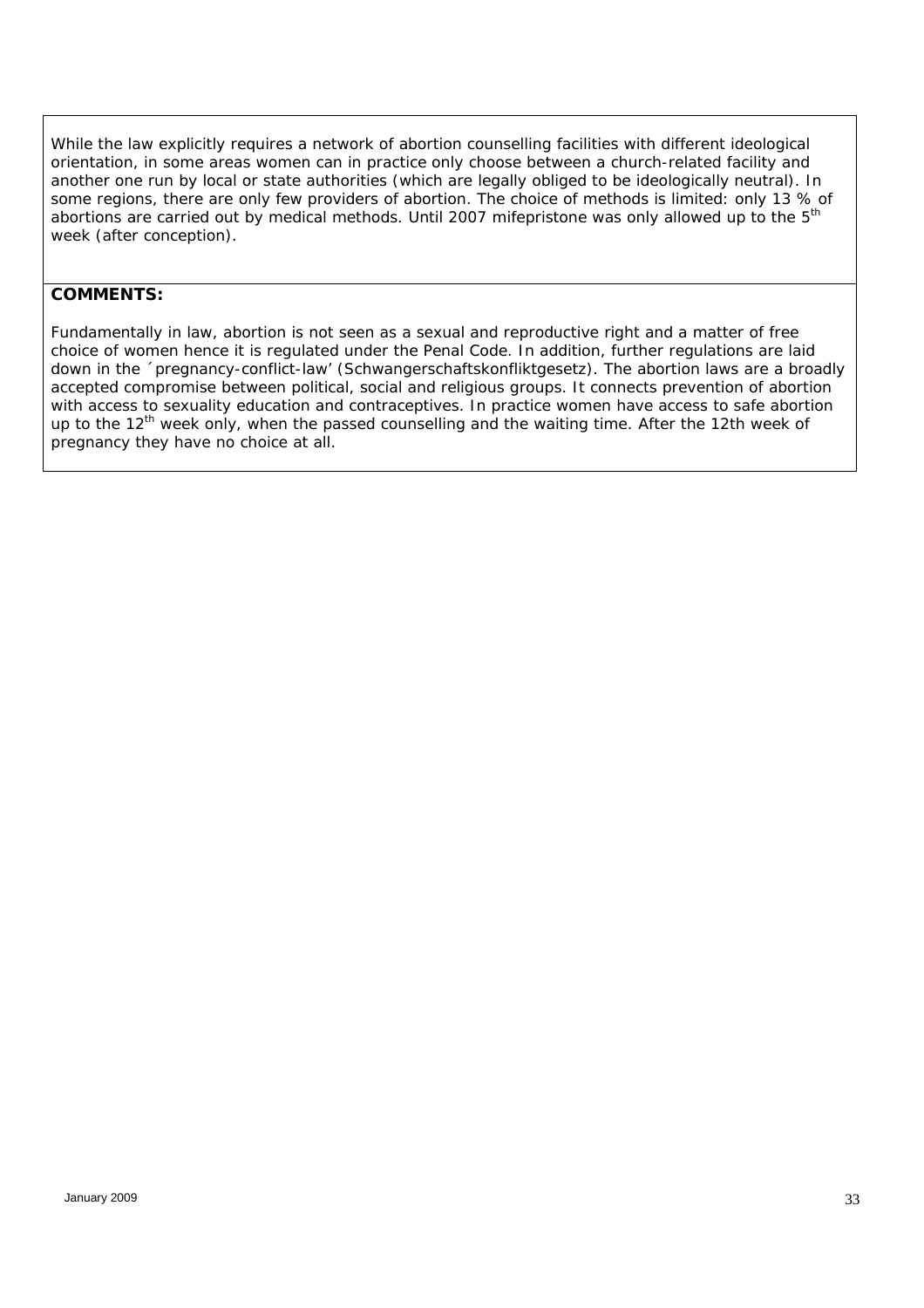While the law explicitly requires a network of abortion counselling facilities with different ideological orientation, in some areas women can in practice only choose between a church-related facility and another one run by local or state authorities (which are legally obliged to be ideologically neutral). In some regions, there are only few providers of abortion. The choice of methods is limited: only 13 % of abortions are carried out by medical methods. Until 2007 mifepristone was only allowed up to the 5th week (after conception).

**COMMENTS:**

Fundamentally in law, abortion is not seen as a sexual and reproductive right and a matter of free choice of women hence it is regulated under the Penal Code. In addition, further regulations are laid down in the ´pregnancy-conflict-law' (Schwangerschaftskonfliktgesetz). The abortion laws are a broadly accepted compromise between political, social and religious groups. It connects prevention of abortion with access to sexuality education and contraceptives. In practice women have access to safe abortion up to the 12th week only, when the passed counselling and the waiting time. After the 12th week of pregnancy they have no choice at all.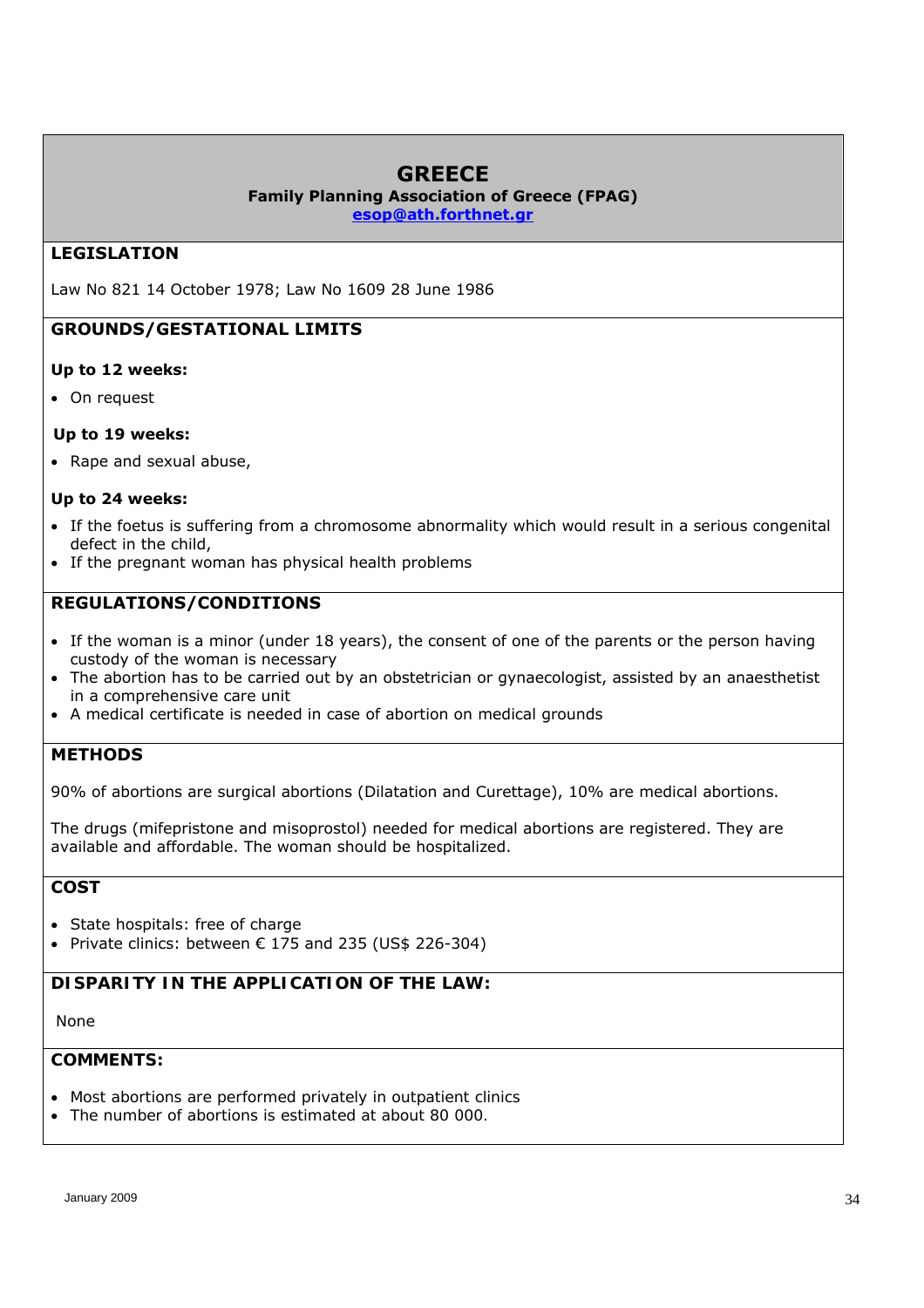# GREECE

**Family Planning Association of Greece (FPAG)**

esop@ath.forthnet.gr

## LEGISLATION

Law No 821 14 October 1978; Law No 1609 28 June 1986

## GROUNDS/GESTATIONAL LIMITS

**Up to 12 weeks:**

- On request

**Up to 19 weeks:**

- Rape and sexual abuse,

**Up to 24 weeks:**

- If the foetus is suffering from a chromosome abnormality which would result in a serious congenital defect in the child,
- If the pregnant woman has physical health problems

## REGULATIONS/CONDITIONS

- If the woman is a minor (under 18 years), the consent of one of the parents or the person having custody of the woman is necessary
- The abortion has to be carried out by an obstetrician or gynaecologist, assisted by an anaesthetist in a comprehensive care unit
- A medical certificate is needed in case of abortion on medical grounds

## METHODS

90% of abortions are surgical abortions (Dilatation and Curettage), 10% are medical abortions.

The drugs (mifepristone and misoprostol) needed for medical abortions are registered. They are available and affordable. The woman should be hospitalized.

## COST

- State hospitals: free of charge
- Private clinics: between € 175 and 235 (US$ 226-304)

## DISPARITY IN THE APPLICATION OF THE LAW:

None

## COMMENTS:

- Most abortions are performed privately in outpatient clinics
- The number of abortions is estimated at about 80 000.

January 2009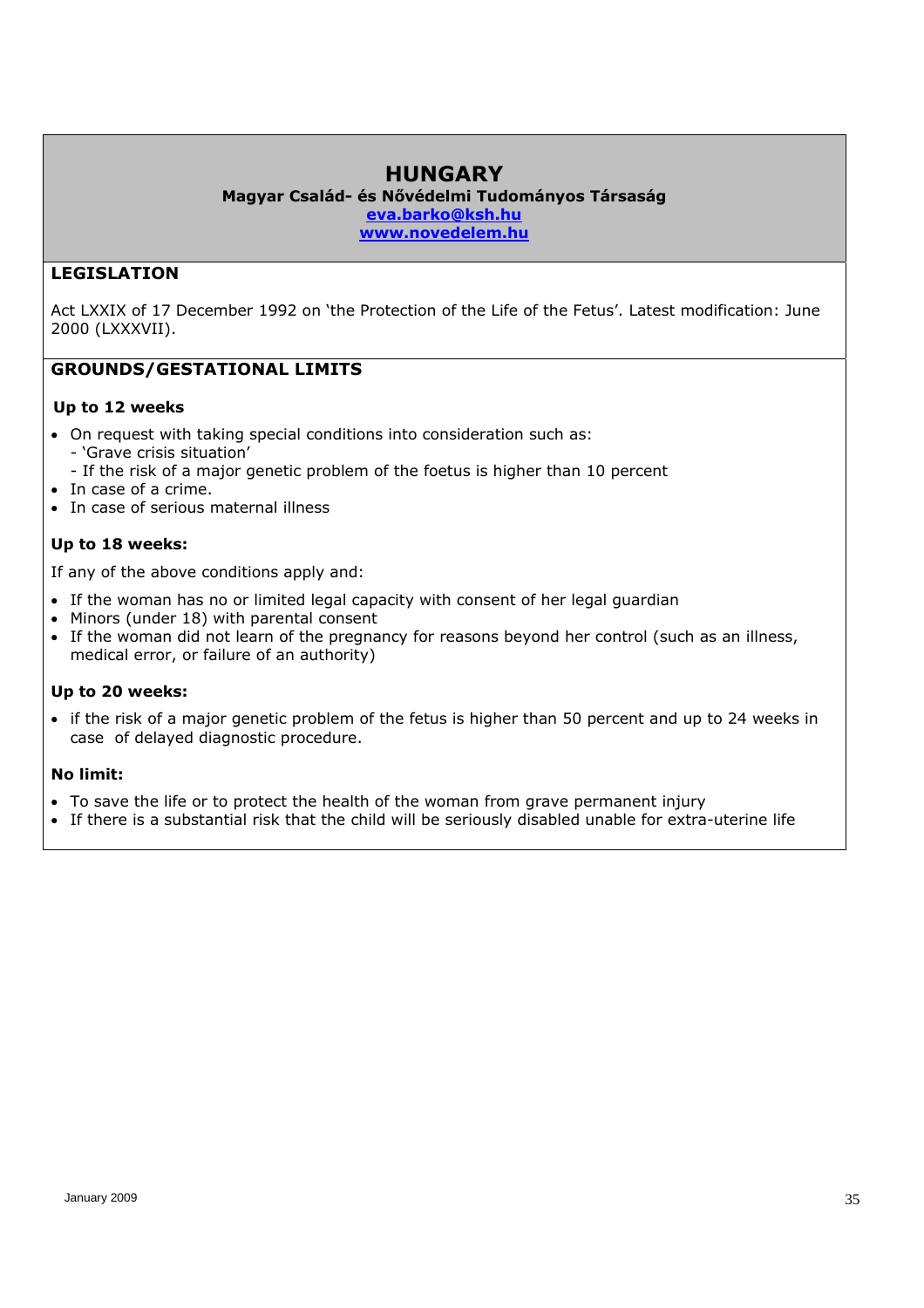# HUNGARY

**Magyar Család- és Nővédelmi Tudományos Társaság**
**[eva.barko@ksh.hu](mailto:eva.barko@ksh.hu)**
**[www.novedelem.hu](http://www.novedelem.hu)**

## LEGISLATION

Act LXXIX of 17 December 1992 on 'the Protection of the Life of the Fetus'. Latest modification: June 2000 (LXXXVII).

## GROUNDS/GESTATIONAL LIMITS

**Up to 12 weeks**

- On request with taking special conditions into consideration such as:
  - 'Grave crisis situation'
  - If the risk of a major genetic problem of the foetus is higher than 10 percent
- In case of a crime.
- In case of serious maternal illness

**Up to 18 weeks:**

If any of the above conditions apply and:

- If the woman has no or limited legal capacity with consent of her legal guardian
- Minors (under 18) with parental consent
- If the woman did not learn of the pregnancy for reasons beyond her control (such as an illness, medical error, or failure of an authority)

**Up to 20 weeks:**

- if the risk of a major genetic problem of the fetus is higher than 50 percent and up to 24 weeks in case of delayed diagnostic procedure.

**No limit:**

- To save the life or to protect the health of the woman from grave permanent injury
- If there is a substantial risk that the child will be seriously disabled unable for extra-uterine life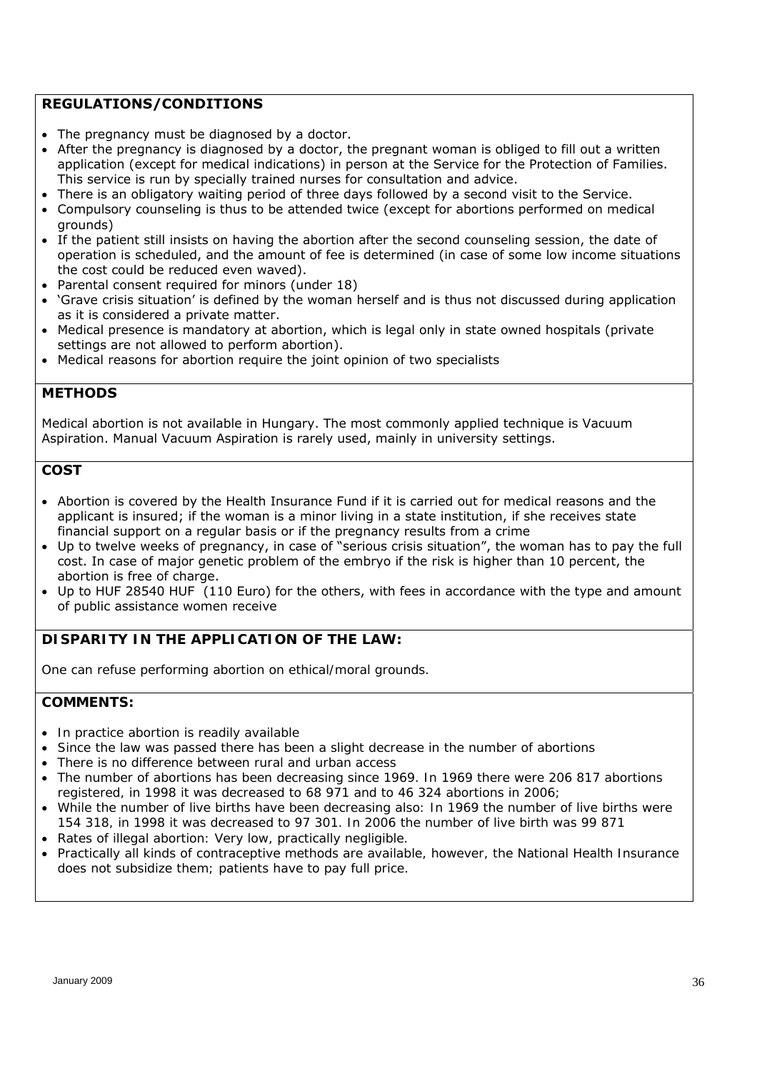## REGULATIONS/CONDITIONS

- The pregnancy must be diagnosed by a doctor.
- After the pregnancy is diagnosed by a doctor, the pregnant woman is obliged to fill out a written application (except for medical indications) in person at the Service for the Protection of Families. This service is run by specially trained nurses for consultation and advice.
- There is an obligatory waiting period of three days followed by a second visit to the Service.
- Compulsory counseling is thus to be attended twice (except for abortions performed on medical grounds)
- If the patient still insists on having the abortion after the second counseling session, the date of operation is scheduled, and the amount of fee is determined (in case of some low income situations the cost could be reduced even waved).
- Parental consent required for minors (under 18)
- 'Grave crisis situation' is defined by the woman herself and is thus not discussed during application as it is considered a private matter.
- Medical presence is mandatory at abortion, which is legal only in state owned hospitals (private settings are not allowed to perform abortion).
- Medical reasons for abortion require the joint opinion of two specialists

## METHODS

Medical abortion is not available in Hungary. The most commonly applied technique is Vacuum Aspiration. Manual Vacuum Aspiration is rarely used, mainly in university settings.

## COST

- Abortion is covered by the Health Insurance Fund if it is carried out for medical reasons and the applicant is insured; if the woman is a minor living in a state institution, if she receives state financial support on a regular basis or if the pregnancy results from a crime
- Up to twelve weeks of pregnancy, in case of "serious crisis situation", the woman has to pay the full cost. In case of major genetic problem of the embryo if the risk is higher than 10 percent, the abortion is free of charge.
- Up to HUF 28540 HUF (110 Euro) for the others, with fees in accordance with the type and amount of public assistance women receive

## DISPARITY IN THE APPLICATION OF THE LAW:

One can refuse performing abortion on ethical/moral grounds.

## COMMENTS:

- In practice abortion is readily available
- Since the law was passed there has been a slight decrease in the number of abortions
- There is no difference between rural and urban access
- The number of abortions has been decreasing since 1969. In 1969 there were 206 817 abortions registered, in 1998 it was decreased to 68 971 and to 46 324 abortions in 2006;
- While the number of live births have been decreasing also: In 1969 the number of live births were 154 318, in 1998 it was decreased to 97 301. In 2006 the number of live birth was 99 871
- Rates of illegal abortion: Very low, practically negligible.
- Practically all kinds of contraceptive methods are available, however, the National Health Insurance does not subsidize them; patients have to pay full price.

January 2009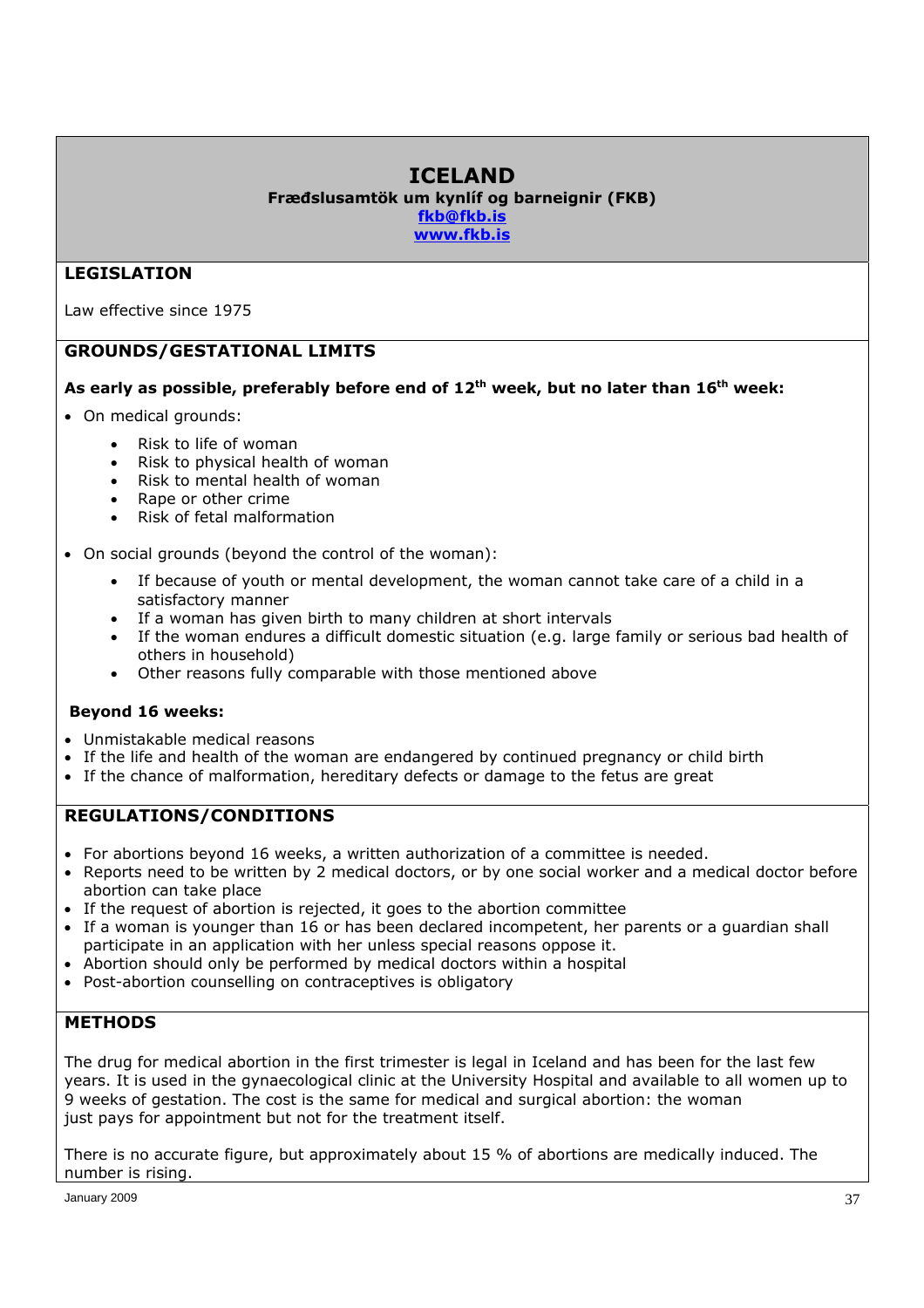# ICELAND

**Fræðslusamtök um kynlíf og barneignir (FKB)**
**fkb@fkb.is**
**www.fkb.is**

## LEGISLATION

Law effective since 1975

## GROUNDS/GESTATIONAL LIMITS

**As early as possible, preferably before end of 12th week, but no later than 16th week:**

- On medical grounds:
    - Risk to life of woman
    - Risk to physical health of woman
    - Risk to mental health of woman
    - Rape or other crime
    - Risk of fetal malformation
- On social grounds (beyond the control of the woman):
    - If because of youth or mental development, the woman cannot take care of a child in a satisfactory manner
    - If a woman has given birth to many children at short intervals
    - If the woman endures a difficult domestic situation (e.g. large family or serious bad health of others in household)
    - Other reasons fully comparable with those mentioned above

**Beyond 16 weeks:**

- Unmistakable medical reasons
- If the life and health of the woman are endangered by continued pregnancy or child birth
- If the chance of malformation, hereditary defects or damage to the fetus are great

## REGULATIONS/CONDITIONS

- For abortions beyond 16 weeks, a written authorization of a committee is needed.
- Reports need to be written by 2 medical doctors, or by one social worker and a medical doctor before abortion can take place
- If the request of abortion is rejected, it goes to the abortion committee
- If a woman is younger than 16 or has been declared incompetent, her parents or a guardian shall participate in an application with her unless special reasons oppose it.
- Abortion should only be performed by medical doctors within a hospital
- Post-abortion counselling on contraceptives is obligatory

## METHODS

The drug for medical abortion in the first trimester is legal in Iceland and has been for the last few years. It is used in the gynaecological clinic at the University Hospital and available to all women up to 9 weeks of gestation. The cost is the same for medical and surgical abortion: the woman just pays for appointment but not for the treatment itself.

There is no accurate figure, but approximately about 15 % of abortions are medically induced. The number is rising.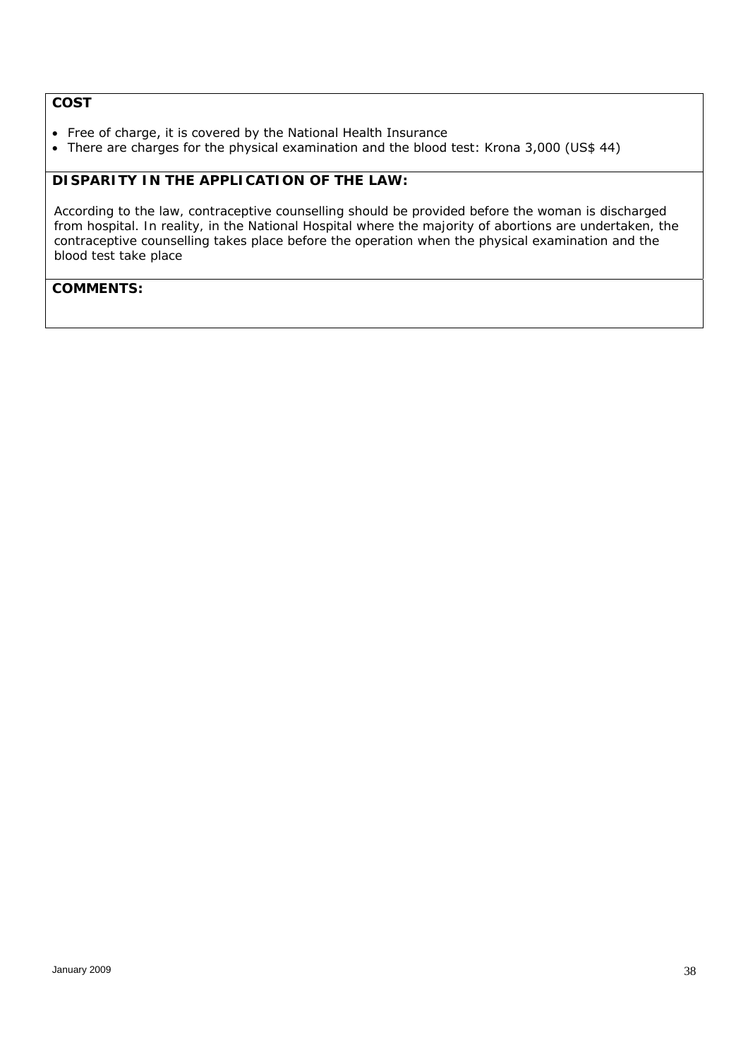**COST**

- Free of charge, it is covered by the National Health Insurance
- There are charges for the physical examination and the blood test: Krona 3,000 (US$ 44)

**DISPARITY IN THE APPLICATION OF THE LAW:**

According to the law, contraceptive counselling should be provided before the woman is discharged from hospital. In reality, in the National Hospital where the majority of abortions are undertaken, the contraceptive counselling takes place before the operation when the physical examination and the blood test take place

**COMMENTS:**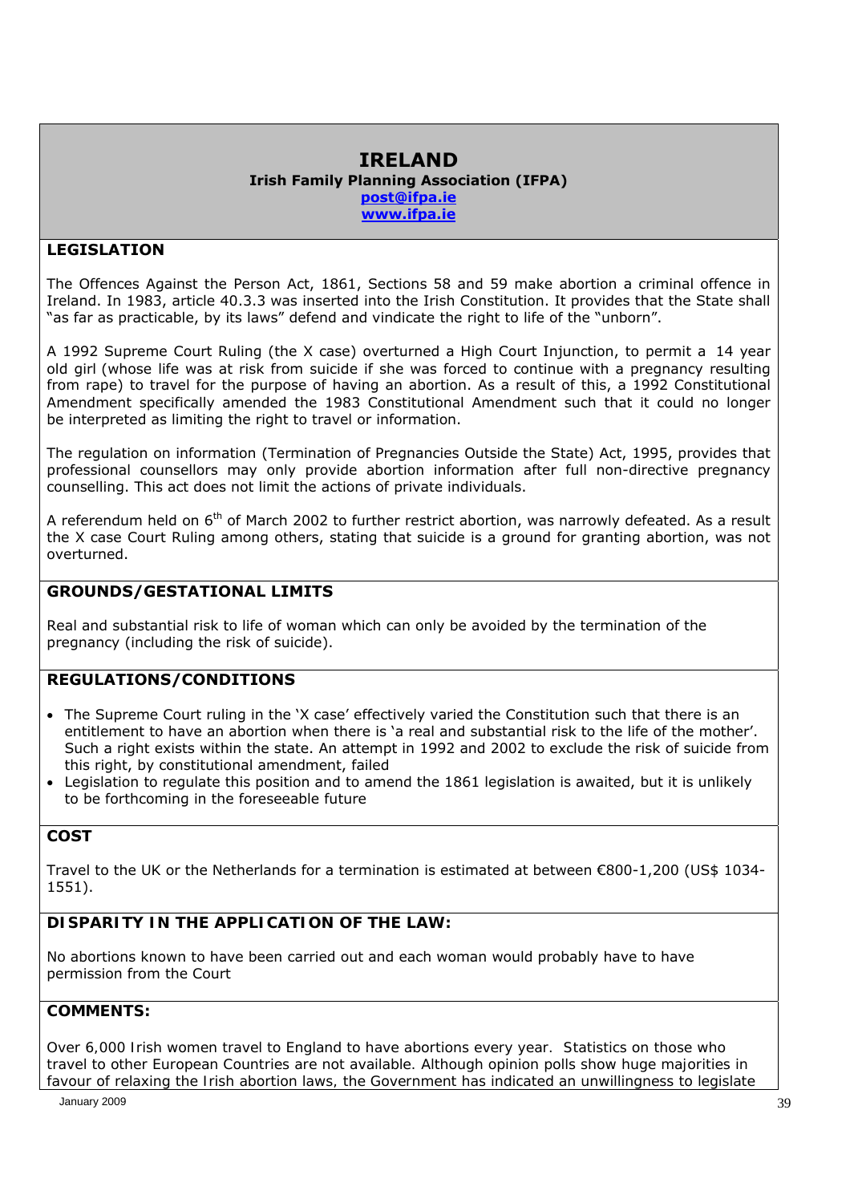# IRELAND

**Irish Family Planning Association (IFPA)**
**post@ifpa.ie**
**www.ifpa.ie**

## LEGISLATION

The Offences Against the Person Act, 1861, Sections 58 and 59 make abortion a criminal offence in Ireland. In 1983, article 40.3.3 was inserted into the Irish Constitution. It provides that the State shall "as far as practicable, by its laws" defend and vindicate the right to life of the "unborn".

A 1992 Supreme Court Ruling (the X case) overturned a High Court Injunction, to permit a 14 year old girl (whose life was at risk from suicide if she was forced to continue with a pregnancy resulting from rape) to travel for the purpose of having an abortion. As a result of this, a 1992 Constitutional Amendment specifically amended the 1983 Constitutional Amendment such that it could no longer be interpreted as limiting the right to travel or information.

The regulation on information (Termination of Pregnancies Outside the State) Act, 1995, provides that professional counsellors may only provide abortion information after full non-directive pregnancy counselling. This act does not limit the actions of private individuals.

A referendum held on 6th of March 2002 to further restrict abortion, was narrowly defeated. As a result the X case Court Ruling among others, stating that suicide is a ground for granting abortion, was not overturned.

## GROUNDS/GESTATIONAL LIMITS

Real and substantial risk to life of woman which can only be avoided by the termination of the pregnancy (including the risk of suicide).

## REGULATIONS/CONDITIONS

- The Supreme Court ruling in the 'X case' effectively varied the Constitution such that there is an entitlement to have an abortion when there is 'a real and substantial risk to the life of the mother'. Such a right exists within the state. An attempt in 1992 and 2002 to exclude the risk of suicide from this right, by constitutional amendment, failed
- Legislation to regulate this position and to amend the 1861 legislation is awaited, but it is unlikely to be forthcoming in the foreseeable future

## COST

Travel to the UK or the Netherlands for a termination is estimated at between €800-1,200 (US$ 1034-1551).

## DISPARITY IN THE APPLICATION OF THE LAW:

No abortions known to have been carried out and each woman would probably have to have permission from the Court

## COMMENTS:

Over 6,000 Irish women travel to England to have abortions every year. Statistics on those who travel to other European Countries are not available. Although opinion polls show huge majorities in favour of relaxing the Irish abortion laws, the Government has indicated an unwillingness to legislate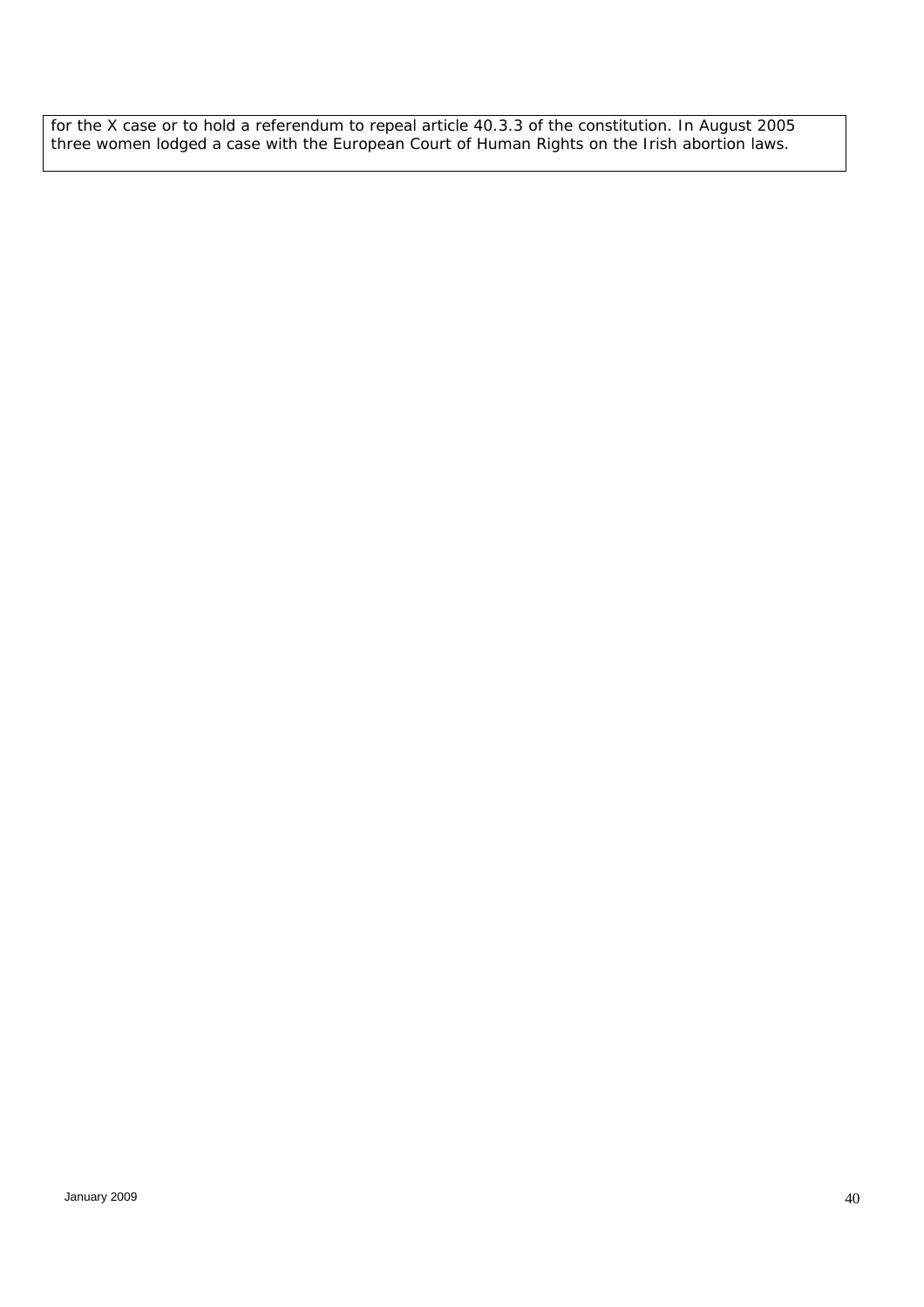for the X case or to hold a referendum to repeal article 40.3.3 of the constitution. In August 2005 three women lodged a case with the European Court of Human Rights on the Irish abortion laws.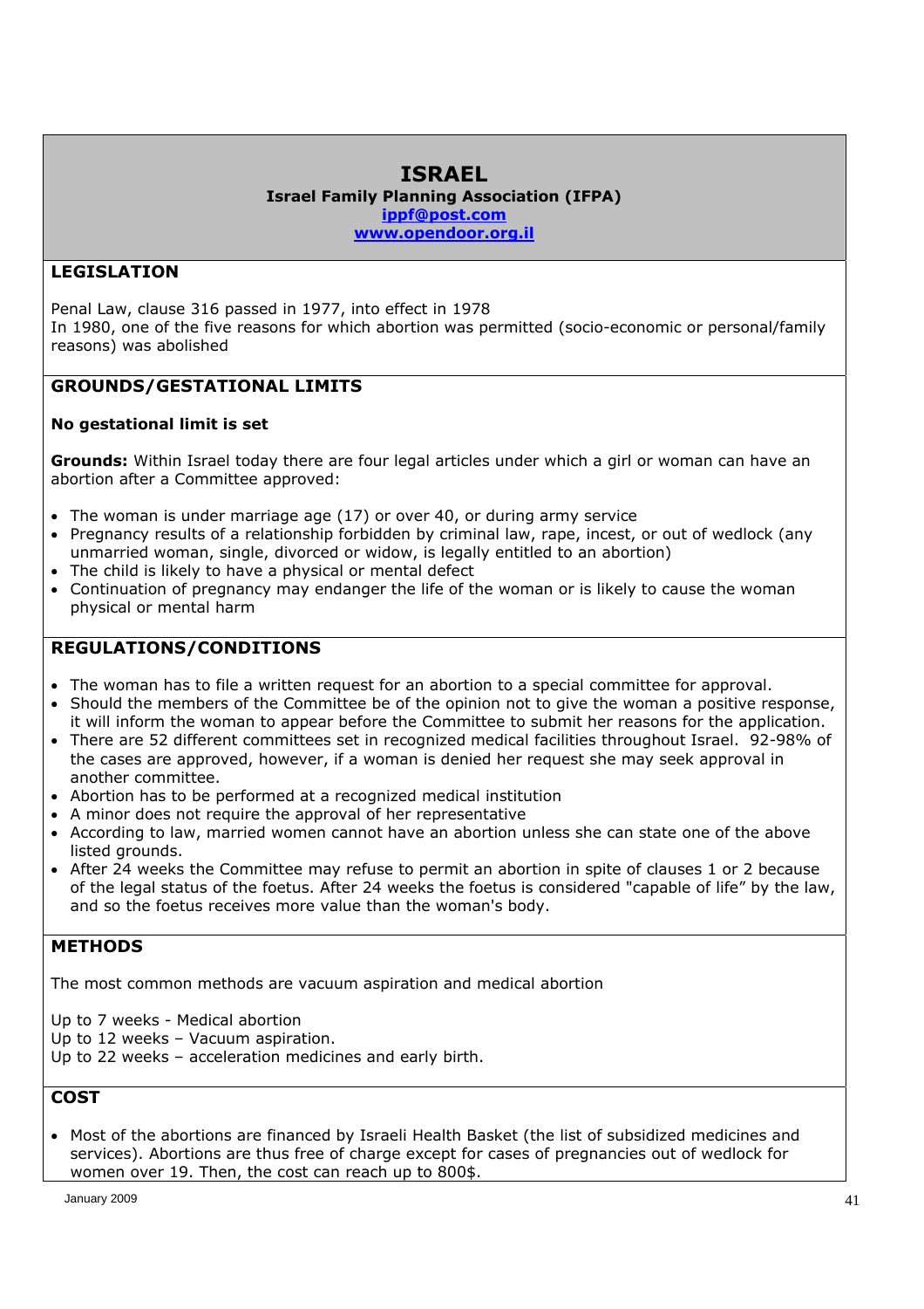# ISRAEL

**Israel Family Planning Association (IFPA)**
**ippf@post.com**
**www.opendoor.org.il**

## LEGISLATION

Penal Law, clause 316 passed in 1977, into effect in 1978
In 1980, one of the five reasons for which abortion was permitted (socio-economic or personal/family reasons) was abolished

## GROUNDS/GESTATIONAL LIMITS

**No gestational limit is set**

**Grounds:** Within Israel today there are four legal articles under which a girl or woman can have an abortion after a Committee approved:

- The woman is under marriage age (17) or over 40, or during army service
- Pregnancy results of a relationship forbidden by criminal law, rape, incest, or out of wedlock (any unmarried woman, single, divorced or widow, is legally entitled to an abortion)
- The child is likely to have a physical or mental defect
- Continuation of pregnancy may endanger the life of the woman or is likely to cause the woman physical or mental harm

## REGULATIONS/CONDITIONS

- The woman has to file a written request for an abortion to a special committee for approval.
- Should the members of the Committee be of the opinion not to give the woman a positive response, it will inform the woman to appear before the Committee to submit her reasons for the application.
- There are 52 different committees set in recognized medical facilities throughout Israel. 92-98% of the cases are approved, however, if a woman is denied her request she may seek approval in another committee.
- Abortion has to be performed at a recognized medical institution
- A minor does not require the approval of her representative
- According to law, married women cannot have an abortion unless she can state one of the above listed grounds.
- After 24 weeks the Committee may refuse to permit an abortion in spite of clauses 1 or 2 because of the legal status of the foetus. After 24 weeks the foetus is considered "capable of life" by the law, and so the foetus receives more value than the woman's body.

## METHODS

The most common methods are vacuum aspiration and medical abortion

Up to 7 weeks - Medical abortion
Up to 12 weeks – Vacuum aspiration.
Up to 22 weeks – acceleration medicines and early birth.

## COST

- Most of the abortions are financed by Israeli Health Basket (the list of subsidized medicines and services). Abortions are thus free of charge except for cases of pregnancies out of wedlock for women over 19. Then, the cost can reach up to 800$.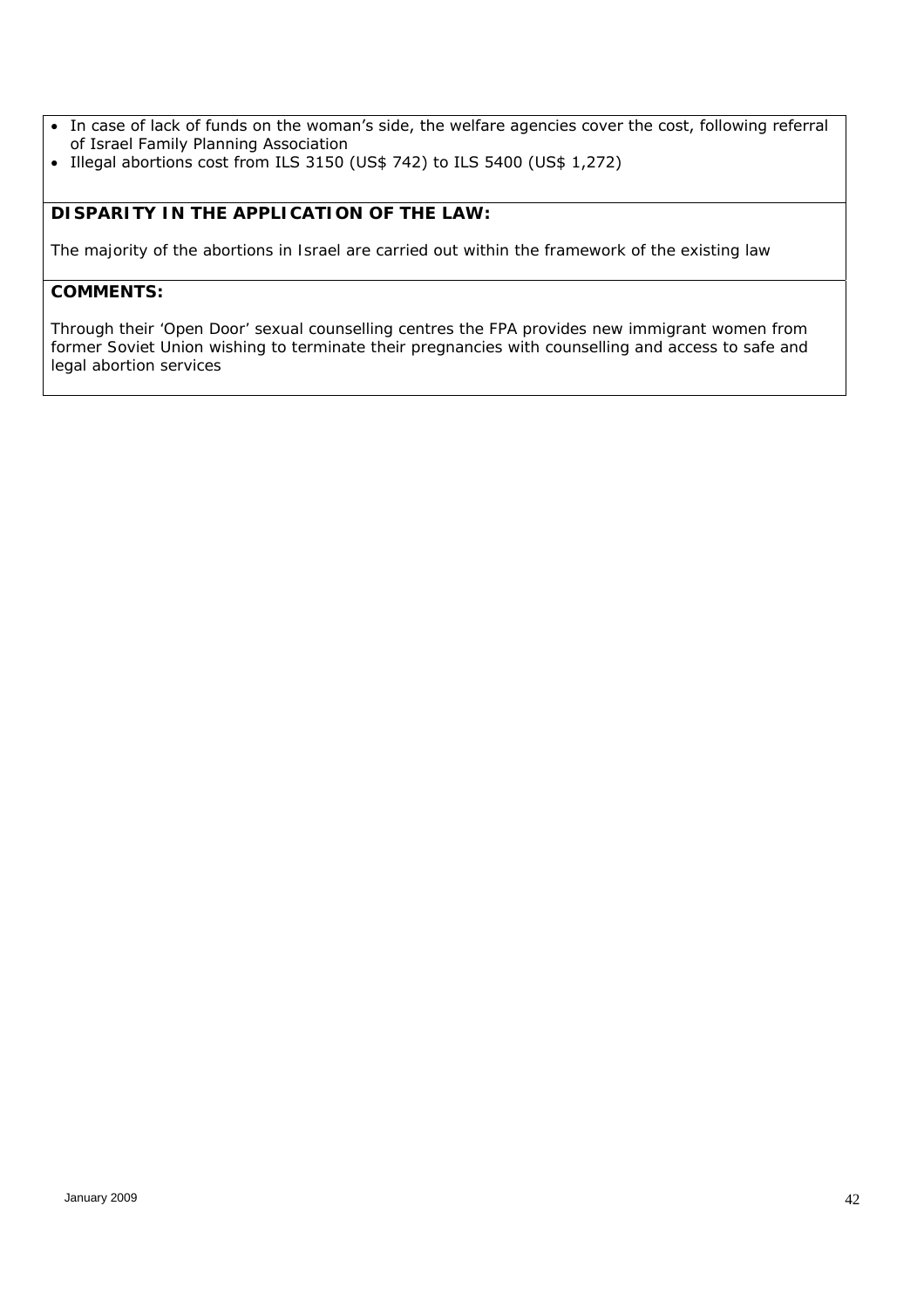- In case of lack of funds on the woman's side, the welfare agencies cover the cost, following referral of Israel Family Planning Association
- Illegal abortions cost from ILS 3150 (US$ 742) to ILS 5400 (US$ 1,272)

**DISPARITY IN THE APPLICATION OF THE LAW:**

The majority of the abortions in Israel are carried out within the framework of the existing law

**COMMENTS:**

Through their 'Open Door' sexual counselling centres the FPA provides new immigrant women from former Soviet Union wishing to terminate their pregnancies with counselling and access to safe and legal abortion services

January 2009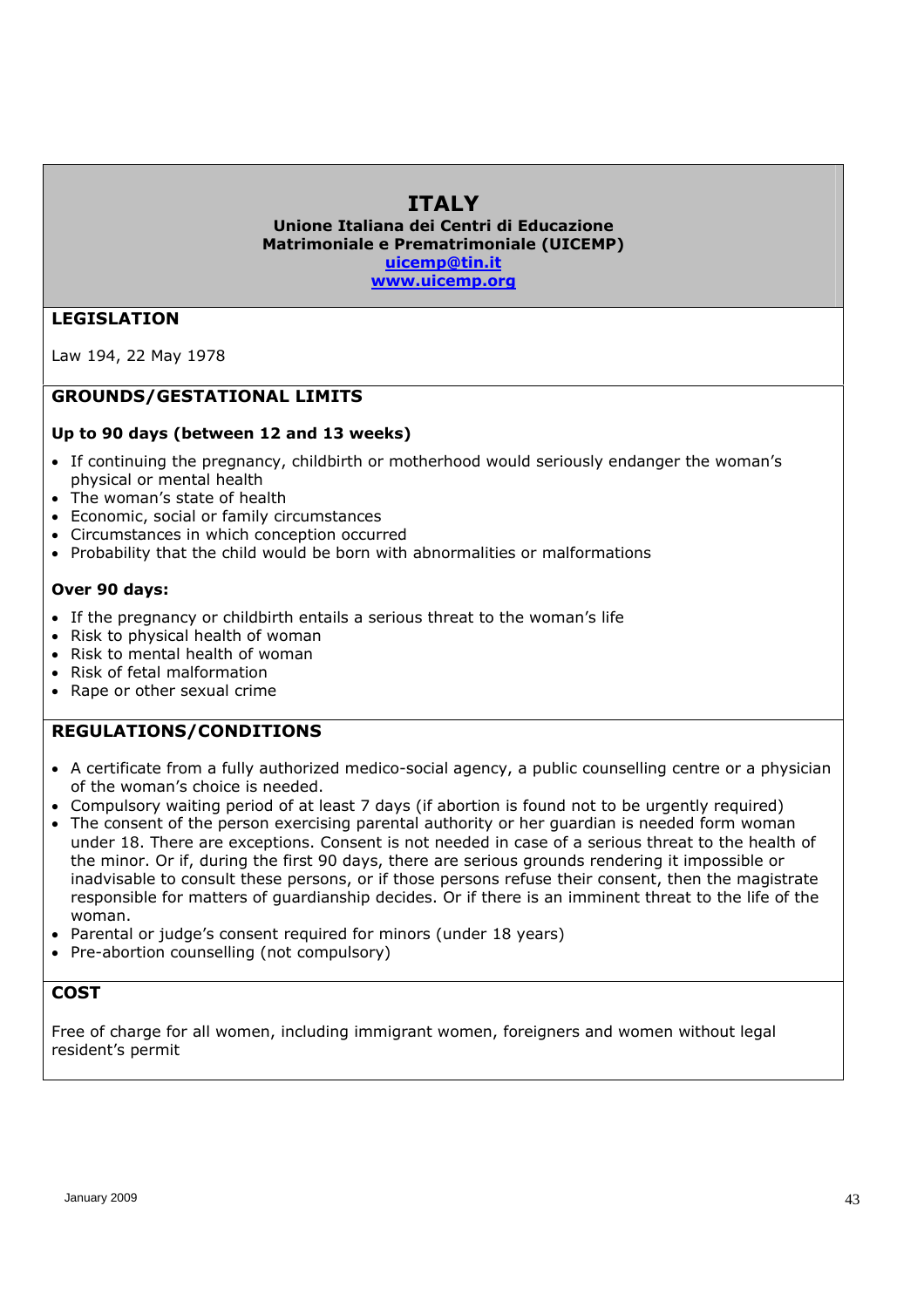# ITALY

**Unione Italiana dei Centri di Educazione Matrimoniale e Prematrimoniale (UICEMP)**

**uicemp@tin.it**

**www.uicemp.org**

## LEGISLATION

Law 194, 22 May 1978

## GROUNDS/GESTATIONAL LIMITS

**Up to 90 days (between 12 and 13 weeks)**

- If continuing the pregnancy, childbirth or motherhood would seriously endanger the woman's physical or mental health
- The woman's state of health
- Economic, social or family circumstances
- Circumstances in which conception occurred
- Probability that the child would be born with abnormalities or malformations

**Over 90 days:**

- If the pregnancy or childbirth entails a serious threat to the woman's life
- Risk to physical health of woman
- Risk to mental health of woman
- Risk of fetal malformation
- Rape or other sexual crime

## REGULATIONS/CONDITIONS

- A certificate from a fully authorized medico-social agency, a public counselling centre or a physician of the woman's choice is needed.
- Compulsory waiting period of at least 7 days (if abortion is found not to be urgently required)
- The consent of the person exercising parental authority or her guardian is needed form woman under 18. There are exceptions. Consent is not needed in case of a serious threat to the health of the minor. Or if, during the first 90 days, there are serious grounds rendering it impossible or inadvisable to consult these persons, or if those persons refuse their consent, then the magistrate responsible for matters of guardianship decides. Or if there is an imminent threat to the life of the woman.
- Parental or judge's consent required for minors (under 18 years)
- Pre-abortion counselling (not compulsory)

## COST

Free of charge for all women, including immigrant women, foreigners and women without legal resident's permit

January 2009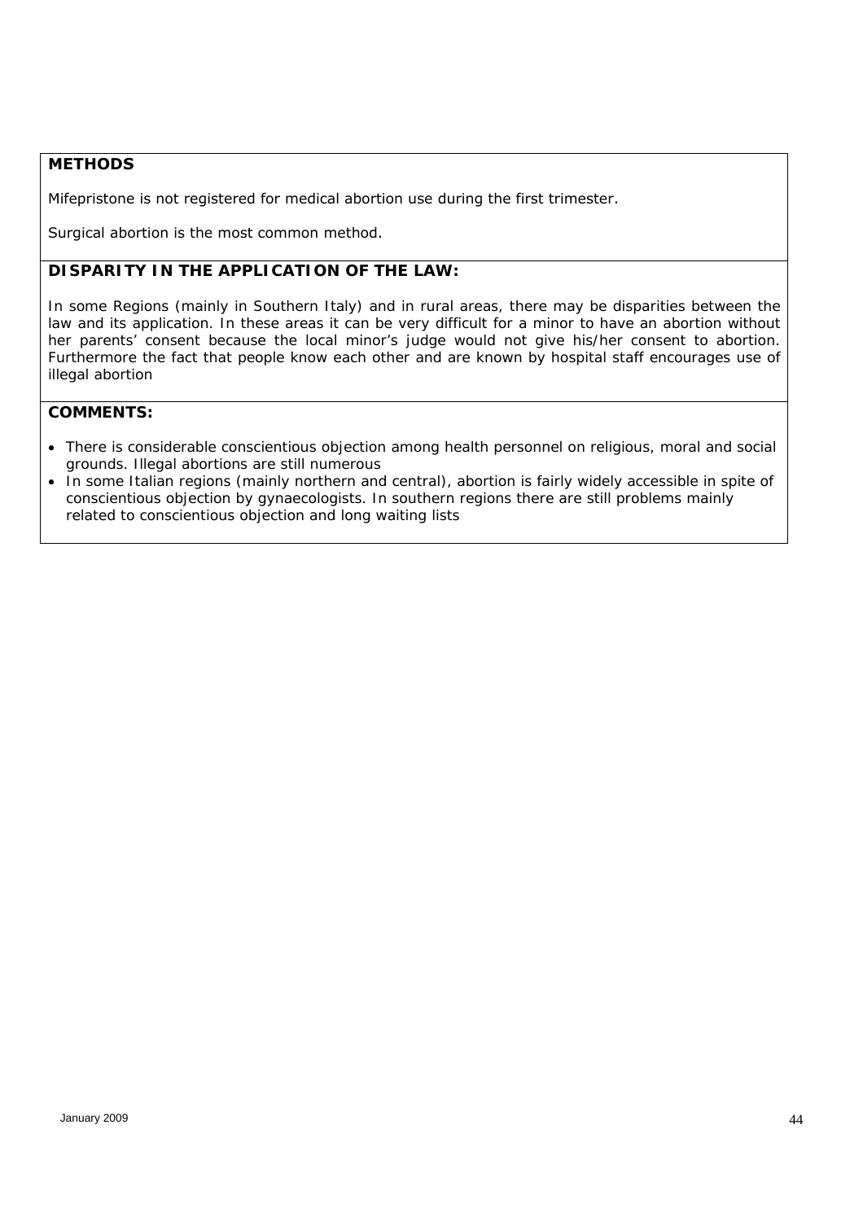**METHODS**

Mifepristone is not registered for medical abortion use during the first trimester.

Surgical abortion is the most common method.

**DISPARITY IN THE APPLICATION OF THE LAW:**

In some Regions (mainly in Southern Italy) and in rural areas, there may be disparities between the law and its application. In these areas it can be very difficult for a minor to have an abortion without her parents' consent because the local minor's judge would not give his/her consent to abortion. Furthermore the fact that people know each other and are known by hospital staff encourages use of illegal abortion

**COMMENTS:**

- There is considerable conscientious objection among health personnel on religious, moral and social grounds. Illegal abortions are still numerous
- In some Italian regions (mainly northern and central), abortion is fairly widely accessible in spite of conscientious objection by gynaecologists. In southern regions there are still problems mainly related to conscientious objection and long waiting lists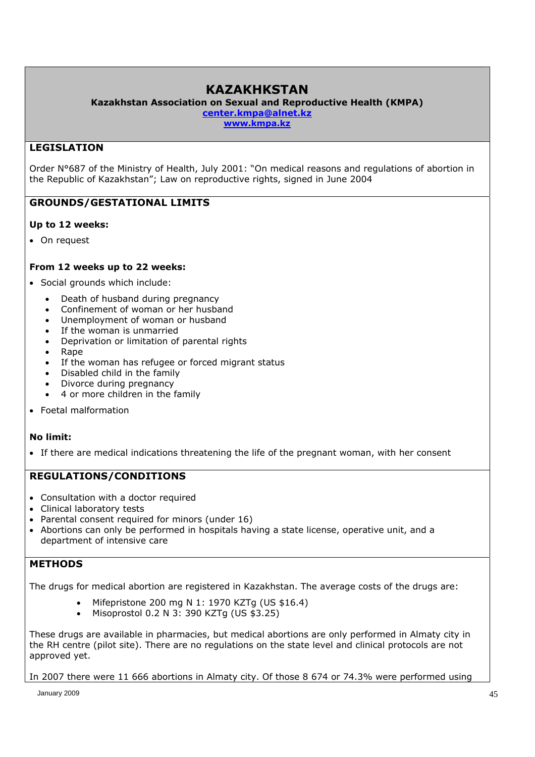# KAZAKHKSTAN

**Kazakhstan Association on Sexual and Reproductive Health (KMPA)**

center.kmpa@alnet.kz

www.kmpa.kz

## LEGISLATION

Order N°687 of the Ministry of Health, July 2001: "On medical reasons and regulations of abortion in the Republic of Kazakhstan"; Law on reproductive rights, signed in June 2004

## GROUNDS/GESTATIONAL LIMITS

**Up to 12 weeks:**

- On request

**From 12 weeks up to 22 weeks:**

- Social grounds which include:
    - Death of husband during pregnancy
    - Confinement of woman or her husband
    - Unemployment of woman or husband
    - If the woman is unmarried
    - Deprivation or limitation of parental rights
    - Rape
    - If the woman has refugee or forced migrant status
    - Disabled child in the family
    - Divorce during pregnancy
    - 4 or more children in the family
- Foetal malformation

**No limit:**

- If there are medical indications threatening the life of the pregnant woman, with her consent

## REGULATIONS/CONDITIONS

- Consultation with a doctor required
- Clinical laboratory tests
- Parental consent required for minors (under 16)
- Abortions can only be performed in hospitals having a state license, operative unit, and a department of intensive care

## METHODS

The drugs for medical abortion are registered in Kazakhstan. The average costs of the drugs are:

- Mifepristone 200 mg N 1: 1970 KZTg (US $16.4)
- Misoprostol 0.2 N 3: 390 KZTg (US $3.25)

These drugs are available in pharmacies, but medical abortions are only performed in Almaty city in the RH centre (pilot site). There are no regulations on the state level and clinical protocols are not approved yet.

In 2007 there were 11 666 abortions in Almaty city. Of those 8 674 or 74.3% were performed using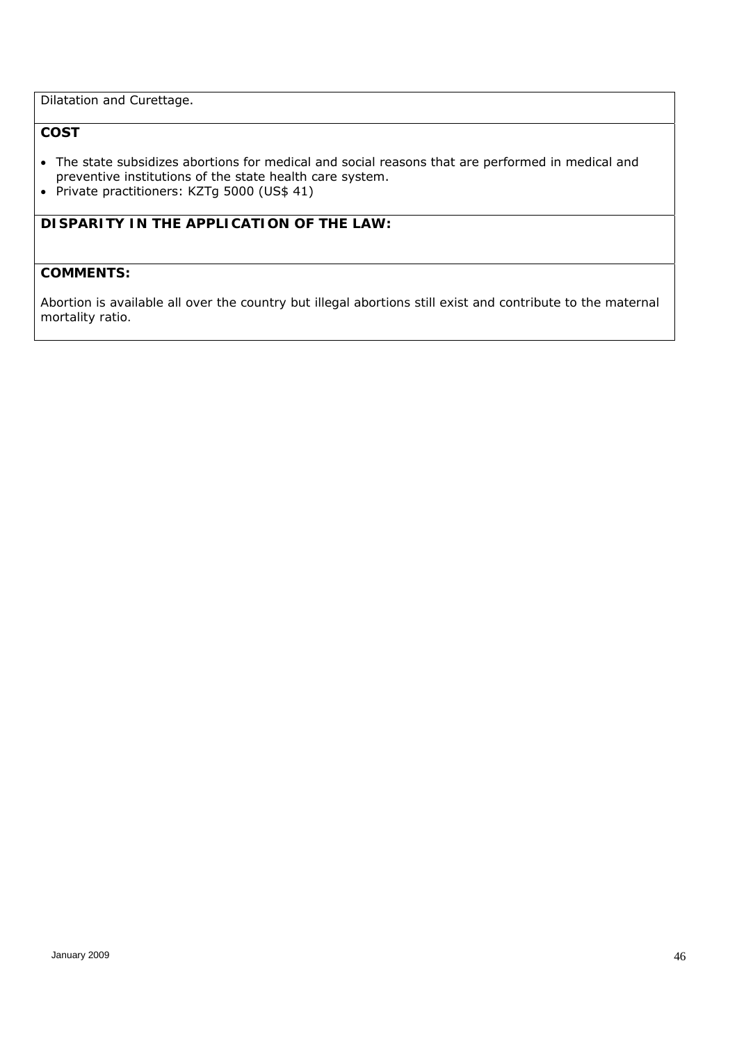Dilatation and Curettage.

**COST**

- The state subsidizes abortions for medical and social reasons that are performed in medical and preventive institutions of the state health care system.
- Private practitioners: KZTg 5000 (US$ 41)

**DISPARITY IN THE APPLICATION OF THE LAW:**

**COMMENTS:**

Abortion is available all over the country but illegal abortions still exist and contribute to the maternal mortality ratio.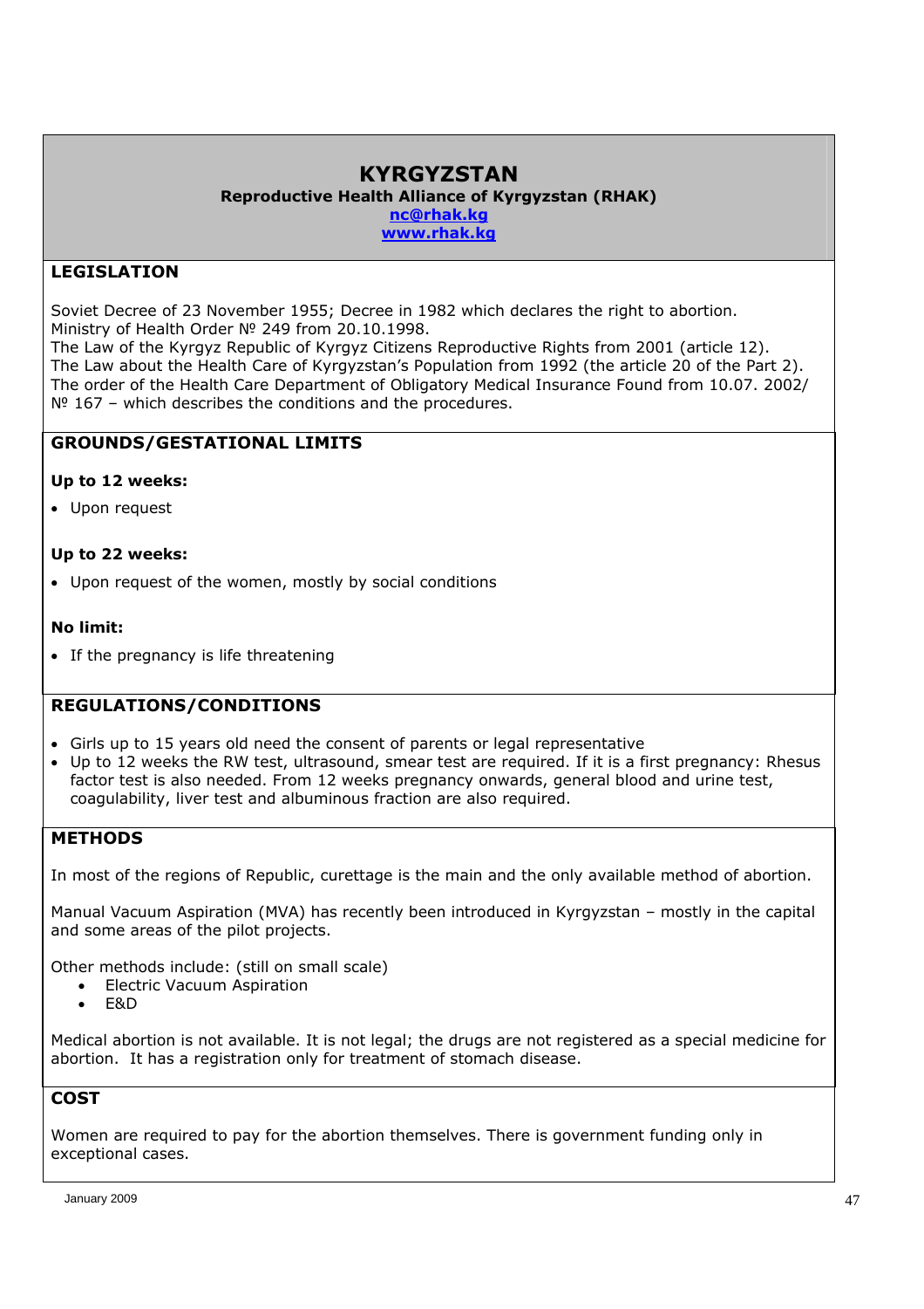# KYRGYZSTAN

**Reproductive Health Alliance of Kyrgyzstan (RHAK)**

nc@rhak.kg

www.rhak.kg

## LEGISLATION

Soviet Decree of 23 November 1955; Decree in 1982 which declares the right to abortion.
Ministry of Health Order № 249 from 20.10.1998.
The Law of the Kyrgyz Republic of Kyrgyz Citizens Reproductive Rights from 2001 (article 12).
The Law about the Health Care of Kyrgyzstan's Population from 1992 (the article 20 of the Part 2).
The order of the Health Care Department of Obligatory Medical Insurance Found from 10.07. 2002/ № 167 – which describes the conditions and the procedures.

## GROUNDS/GESTATIONAL LIMITS

**Up to 12 weeks:**

- Upon request

**Up to 22 weeks:**

- Upon request of the women, mostly by social conditions

**No limit:**

- If the pregnancy is life threatening

## REGULATIONS/CONDITIONS

- Girls up to 15 years old need the consent of parents or legal representative
- Up to 12 weeks the RW test, ultrasound, smear test are required. If it is a first pregnancy: Rhesus factor test is also needed. From 12 weeks pregnancy onwards, general blood and urine test, coagulability, liver test and albuminous fraction are also required.

## METHODS

In most of the regions of Republic, curettage is the main and the only available method of abortion.

Manual Vacuum Aspiration (MVA) has recently been introduced in Kyrgyzstan – mostly in the capital and some areas of the pilot projects.

Other methods include: (still on small scale)

- Electric Vacuum Aspiration
- E&D

Medical abortion is not available. It is not legal; the drugs are not registered as a special medicine for abortion. It has a registration only for treatment of stomach disease.

## COST

Women are required to pay for the abortion themselves. There is government funding only in exceptional cases.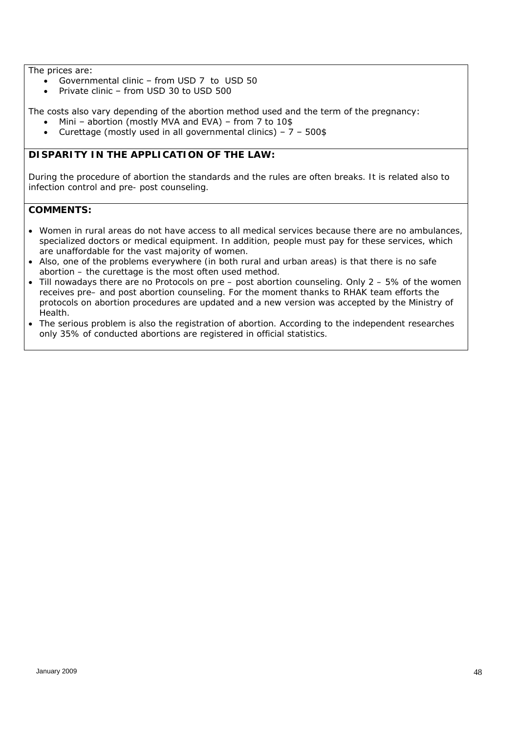The prices are:

- Governmental clinic – from USD 7 to USD 50
- Private clinic – from USD 30 to USD 500

The costs also vary depending of the abortion method used and the term of the pregnancy:

- Mini – abortion (mostly MVA and EVA) – from 7 to 10$
- Curettage (mostly used in all governmental clinics) – 7 – 500$

**DISPARITY IN THE APPLICATION OF THE LAW:**

During the procedure of abortion the standards and the rules are often breaks. It is related also to infection control and pre- post counseling.

**COMMENTS:**

- Women in rural areas do not have access to all medical services because there are no ambulances, specialized doctors or medical equipment. In addition, people must pay for these services, which are unaffordable for the vast majority of women.
- Also, one of the problems everywhere (in both rural and urban areas) is that there is no safe abortion – the curettage is the most often used method.
- Till nowadays there are no Protocols on pre – post abortion counseling. Only 2 – 5% of the women receives pre– and post abortion counseling. For the moment thanks to RHAK team efforts the protocols on abortion procedures are updated and a new version was accepted by the Ministry of Health.
- The serious problem is also the registration of abortion. According to the independent researches only 35% of conducted abortions are registered in official statistics.

January 2009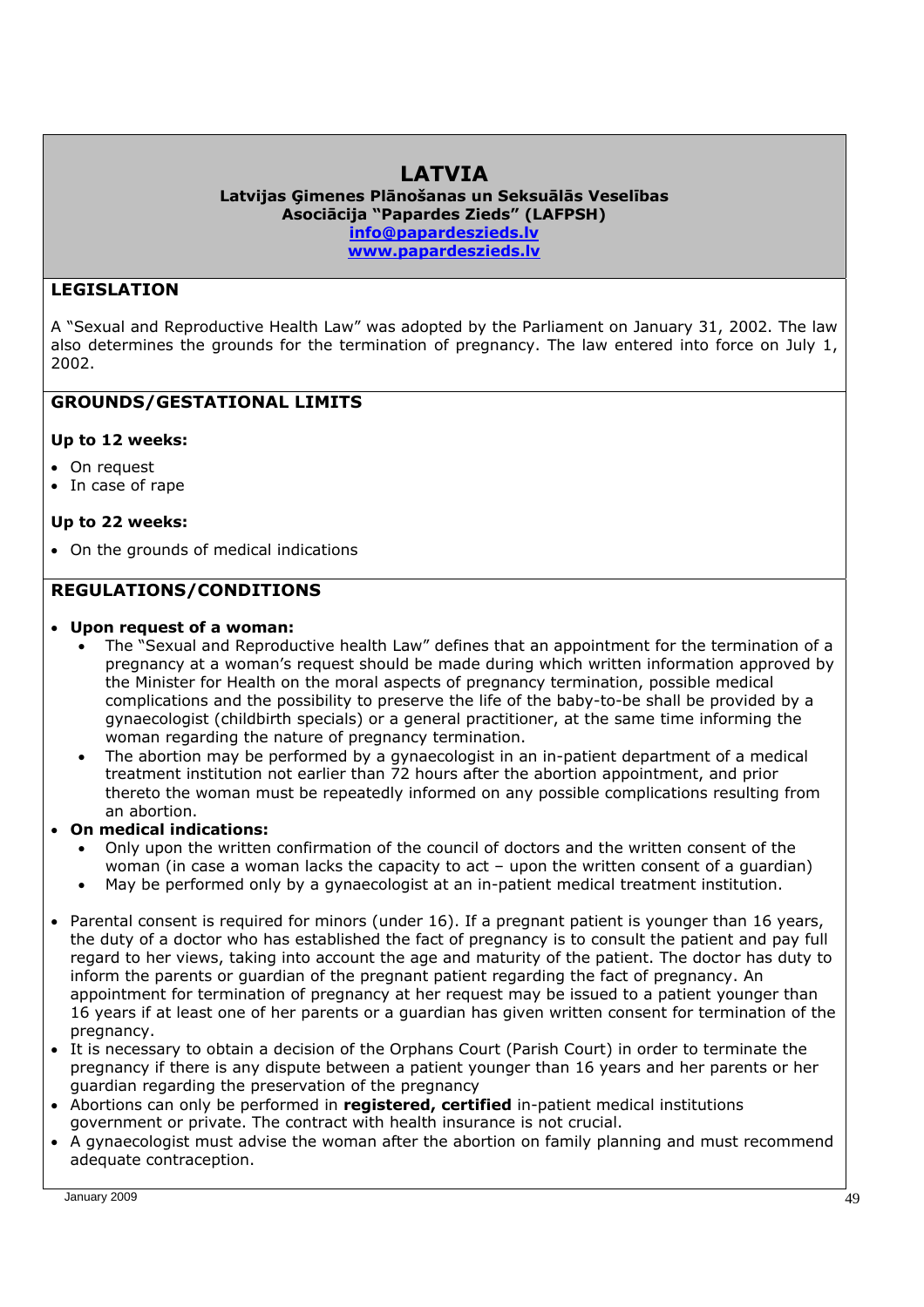# LATVIA

**Latvijas Ģimenes Plānošanas un Seksuālās Veselības Asociācija "Papardes Zieds" (LAFPSH)**
**info@papardeszieds.lv**
**www.papardeszieds.lv**

## LEGISLATION

A "Sexual and Reproductive Health Law" was adopted by the Parliament on January 31, 2002. The law also determines the grounds for the termination of pregnancy. The law entered into force on July 1, 2002.

## GROUNDS/GESTATIONAL LIMITS

**Up to 12 weeks:**

- On request
- In case of rape

**Up to 22 weeks:**

- On the grounds of medical indications

## REGULATIONS/CONDITIONS

- **Upon request of a woman:**
  - The "Sexual and Reproductive health Law" defines that an appointment for the termination of a pregnancy at a woman's request should be made during which written information approved by the Minister for Health on the moral aspects of pregnancy termination, possible medical complications and the possibility to preserve the life of the baby-to-be shall be provided by a gynaecologist (childbirth specials) or a general practitioner, at the same time informing the woman regarding the nature of pregnancy termination.
  - The abortion may be performed by a gynaecologist in an in-patient department of a medical treatment institution not earlier than 72 hours after the abortion appointment, and prior thereto the woman must be repeatedly informed on any possible complications resulting from an abortion.
- **On medical indications:**
  - Only upon the written confirmation of the council of doctors and the written consent of the woman (in case a woman lacks the capacity to act – upon the written consent of a guardian)
  - May be performed only by a gynaecologist at an in-patient medical treatment institution.

- Parental consent is required for minors (under 16). If a pregnant patient is younger than 16 years, the duty of a doctor who has established the fact of pregnancy is to consult the patient and pay full regard to her views, taking into account the age and maturity of the patient. The doctor has duty to inform the parents or guardian of the pregnant patient regarding the fact of pregnancy. An appointment for termination of pregnancy at her request may be issued to a patient younger than 16 years if at least one of her parents or a guardian has given written consent for termination of the pregnancy.
- It is necessary to obtain a decision of the Orphans Court (Parish Court) in order to terminate the pregnancy if there is any dispute between a patient younger than 16 years and her parents or her guardian regarding the preservation of the pregnancy
- Abortions can only be performed in **registered, certified** in-patient medical institutions government or private. The contract with health insurance is not crucial.
- A gynaecologist must advise the woman after the abortion on family planning and must recommend adequate contraception.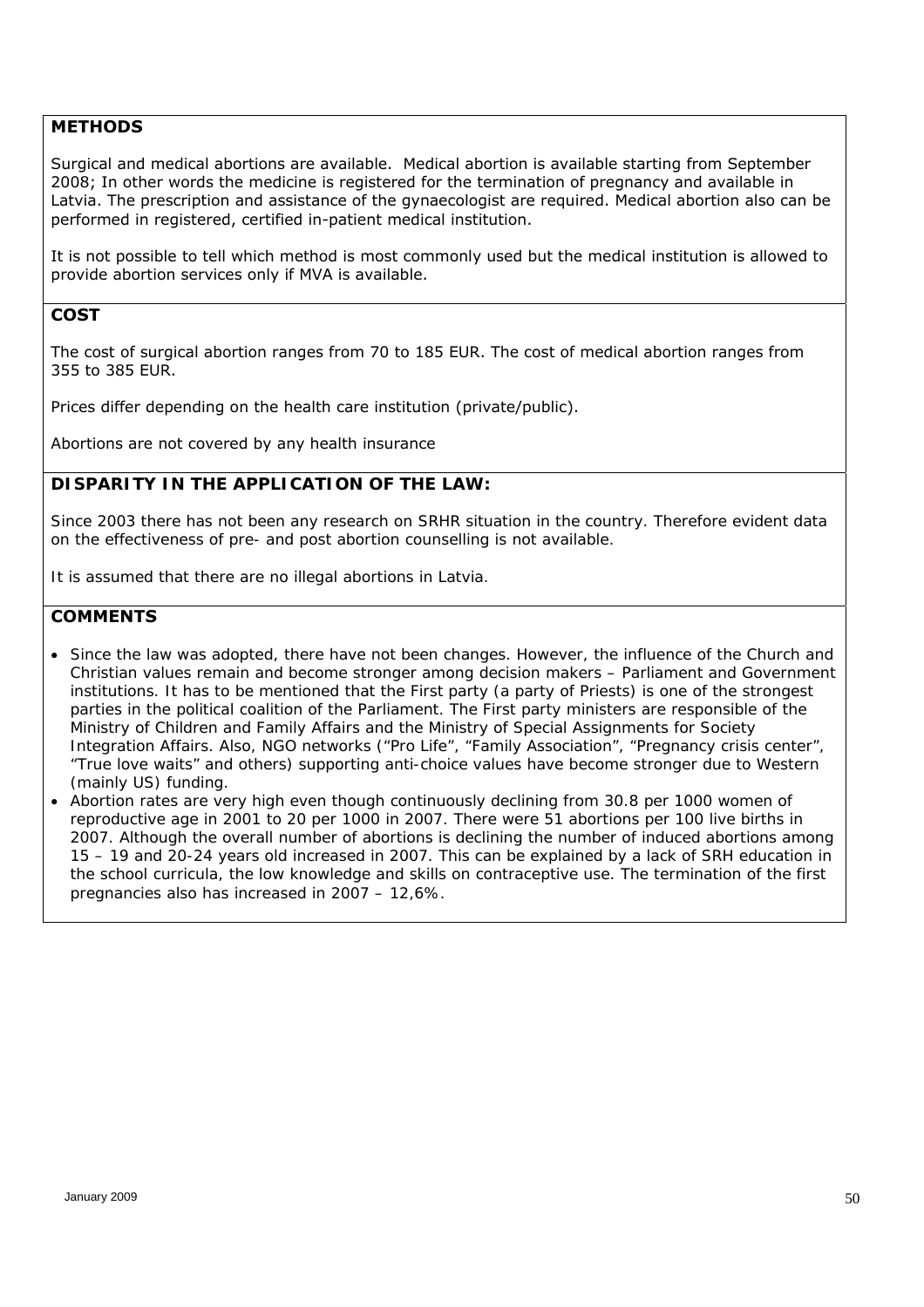**METHODS**

Surgical and medical abortions are available. Medical abortion is available starting from September 2008; In other words the medicine is registered for the termination of pregnancy and available in Latvia. The prescription and assistance of the gynaecologist are required. Medical abortion also can be performed in registered, certified in-patient medical institution.

It is not possible to tell which method is most commonly used but the medical institution is allowed to provide abortion services only if MVA is available.

**COST**

The cost of surgical abortion ranges from 70 to 185 EUR. The cost of medical abortion ranges from 355 to 385 EUR.

Prices differ depending on the health care institution (private/public).

Abortions are not covered by any health insurance

**DISPARITY IN THE APPLICATION OF THE LAW:**

Since 2003 there has not been any research on SRHR situation in the country. Therefore evident data on the effectiveness of pre- and post abortion counselling is not available.

It is assumed that there are no illegal abortions in Latvia.

**COMMENTS**

- Since the law was adopted, there have not been changes. However, the influence of the Church and Christian values remain and become stronger among decision makers – Parliament and Government institutions. It has to be mentioned that the First party (a party of Priests) is one of the strongest parties in the political coalition of the Parliament. The First party ministers are responsible of the Ministry of Children and Family Affairs and the Ministry of Special Assignments for Society Integration Affairs. Also, NGO networks ("Pro Life", "Family Association", "Pregnancy crisis center", "True love waits" and others) supporting anti-choice values have become stronger due to Western (mainly US) funding.
- Abortion rates are very high even though continuously declining from 30.8 per 1000 women of reproductive age in 2001 to 20 per 1000 in 2007. There were 51 abortions per 100 live births in 2007. Although the overall number of abortions is declining the number of induced abortions among 15 – 19 and 20-24 years old increased in 2007. This can be explained by a lack of SRH education in the school curricula, the low knowledge and skills on contraceptive use. The termination of the first pregnancies also has increased in 2007 – 12,6%.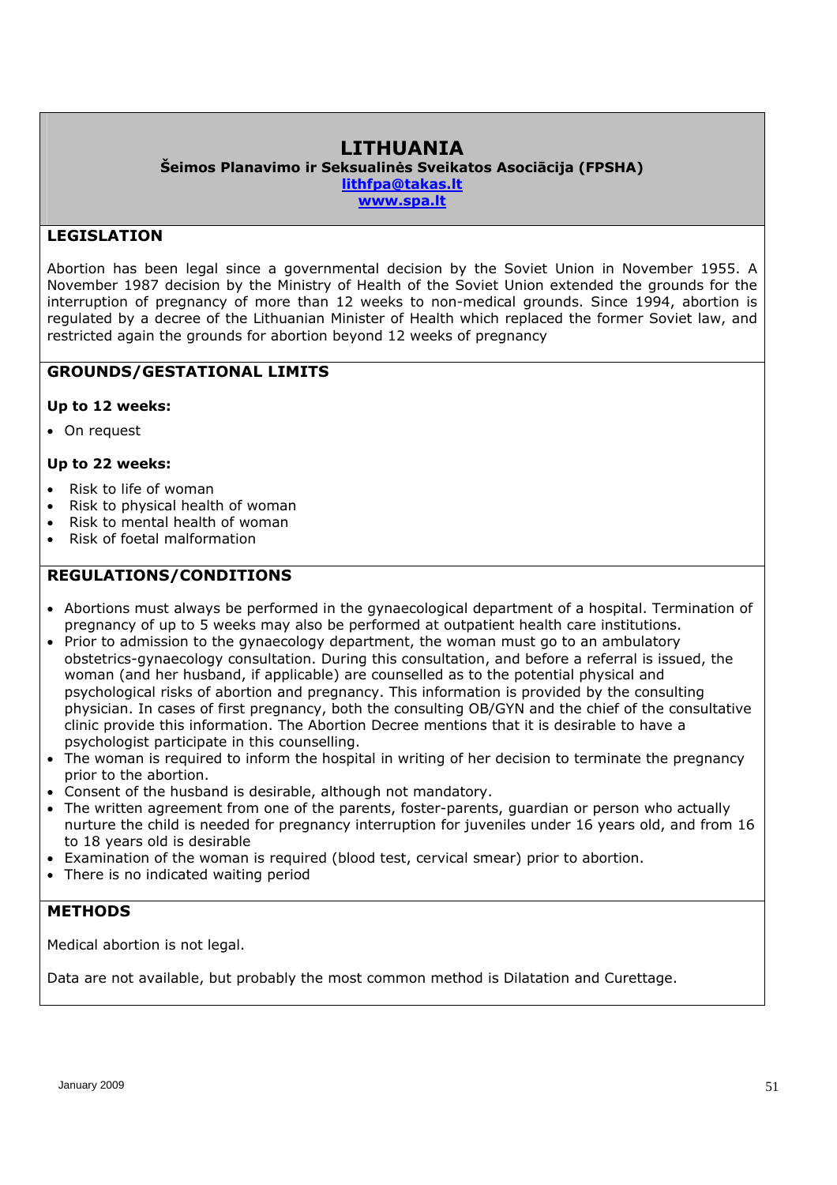# LITHUANIA

**Šeimos Planavimo ir Seksualinės Sveikatos Asociācija (FPSHA)**

**lithfpa@takas.lt**

**www.spa.lt**

## LEGISLATION

Abortion has been legal since a governmental decision by the Soviet Union in November 1955. A November 1987 decision by the Ministry of Health of the Soviet Union extended the grounds for the interruption of pregnancy of more than 12 weeks to non-medical grounds. Since 1994, abortion is regulated by a decree of the Lithuanian Minister of Health which replaced the former Soviet law, and restricted again the grounds for abortion beyond 12 weeks of pregnancy

## GROUNDS/GESTATIONAL LIMITS

**Up to 12 weeks:**

- On request

**Up to 22 weeks:**

- Risk to life of woman
- Risk to physical health of woman
- Risk to mental health of woman
- Risk of foetal malformation

## REGULATIONS/CONDITIONS

- Abortions must always be performed in the gynaecological department of a hospital. Termination of pregnancy of up to 5 weeks may also be performed at outpatient health care institutions.
- Prior to admission to the gynaecology department, the woman must go to an ambulatory obstetrics-gynaecology consultation. During this consultation, and before a referral is issued, the woman (and her husband, if applicable) are counselled as to the potential physical and psychological risks of abortion and pregnancy. This information is provided by the consulting physician. In cases of first pregnancy, both the consulting OB/GYN and the chief of the consultative clinic provide this information. The Abortion Decree mentions that it is desirable to have a psychologist participate in this counselling.
- The woman is required to inform the hospital in writing of her decision to terminate the pregnancy prior to the abortion.
- Consent of the husband is desirable, although not mandatory.
- The written agreement from one of the parents, foster-parents, guardian or person who actually nurture the child is needed for pregnancy interruption for juveniles under 16 years old, and from 16 to 18 years old is desirable
- Examination of the woman is required (blood test, cervical smear) prior to abortion.
- There is no indicated waiting period

## METHODS

Medical abortion is not legal.

Data are not available, but probably the most common method is Dilatation and Curettage.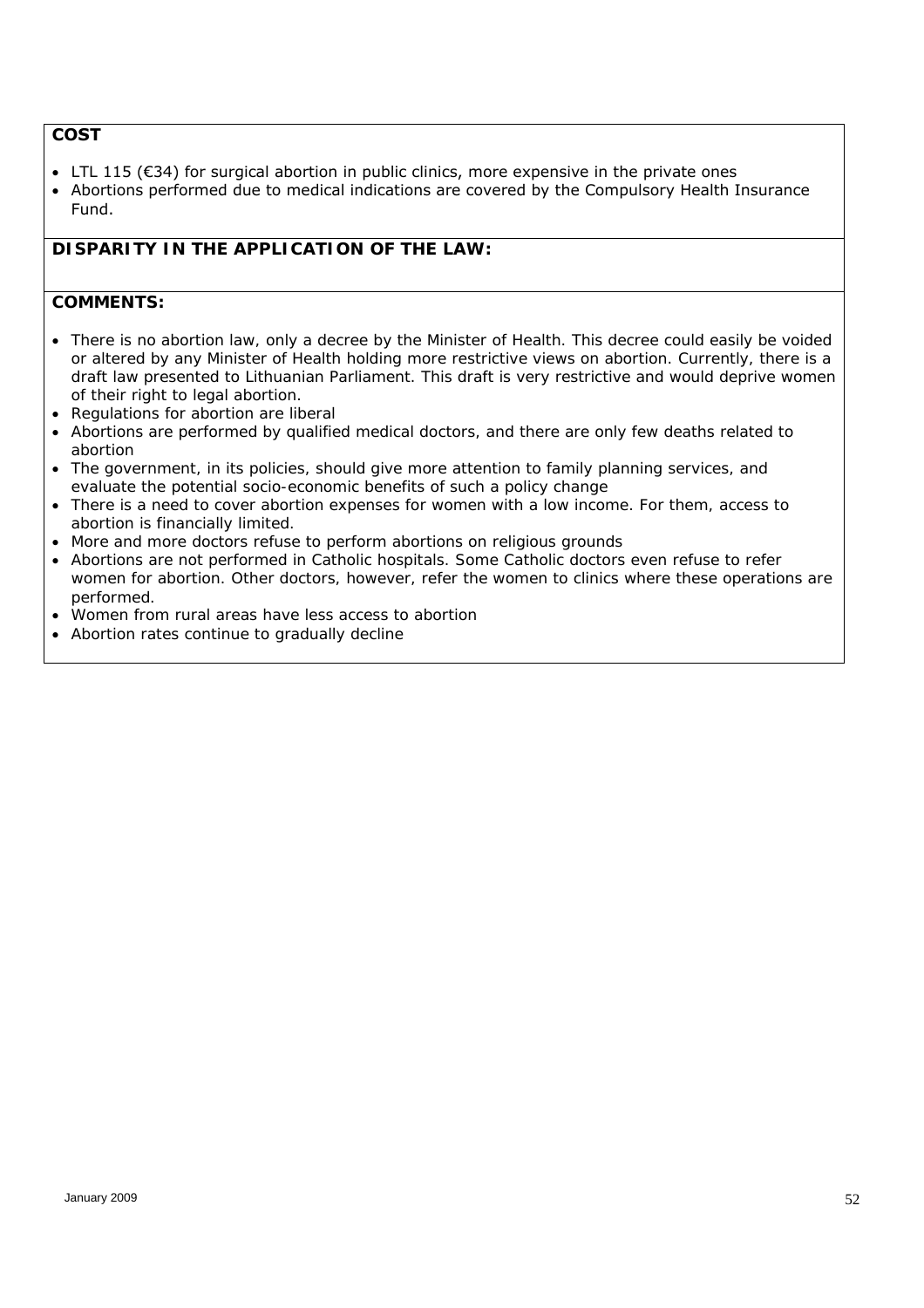**COST**

- LTL 115 (€34) for surgical abortion in public clinics, more expensive in the private ones
- Abortions performed due to medical indications are covered by the Compulsory Health Insurance Fund.

**DISPARITY IN THE APPLICATION OF THE LAW:**

**COMMENTS:**

- There is no abortion law, only a decree by the Minister of Health. This decree could easily be voided or altered by any Minister of Health holding more restrictive views on abortion. Currently, there is a draft law presented to Lithuanian Parliament. This draft is very restrictive and would deprive women of their right to legal abortion.
- Regulations for abortion are liberal
- Abortions are performed by qualified medical doctors, and there are only few deaths related to abortion
- The government, in its policies, should give more attention to family planning services, and evaluate the potential socio-economic benefits of such a policy change
- There is a need to cover abortion expenses for women with a low income. For them, access to abortion is financially limited.
- More and more doctors refuse to perform abortions on religious grounds
- Abortions are not performed in Catholic hospitals. Some Catholic doctors even refuse to refer women for abortion. Other doctors, however, refer the women to clinics where these operations are performed.
- Women from rural areas have less access to abortion
- Abortion rates continue to gradually decline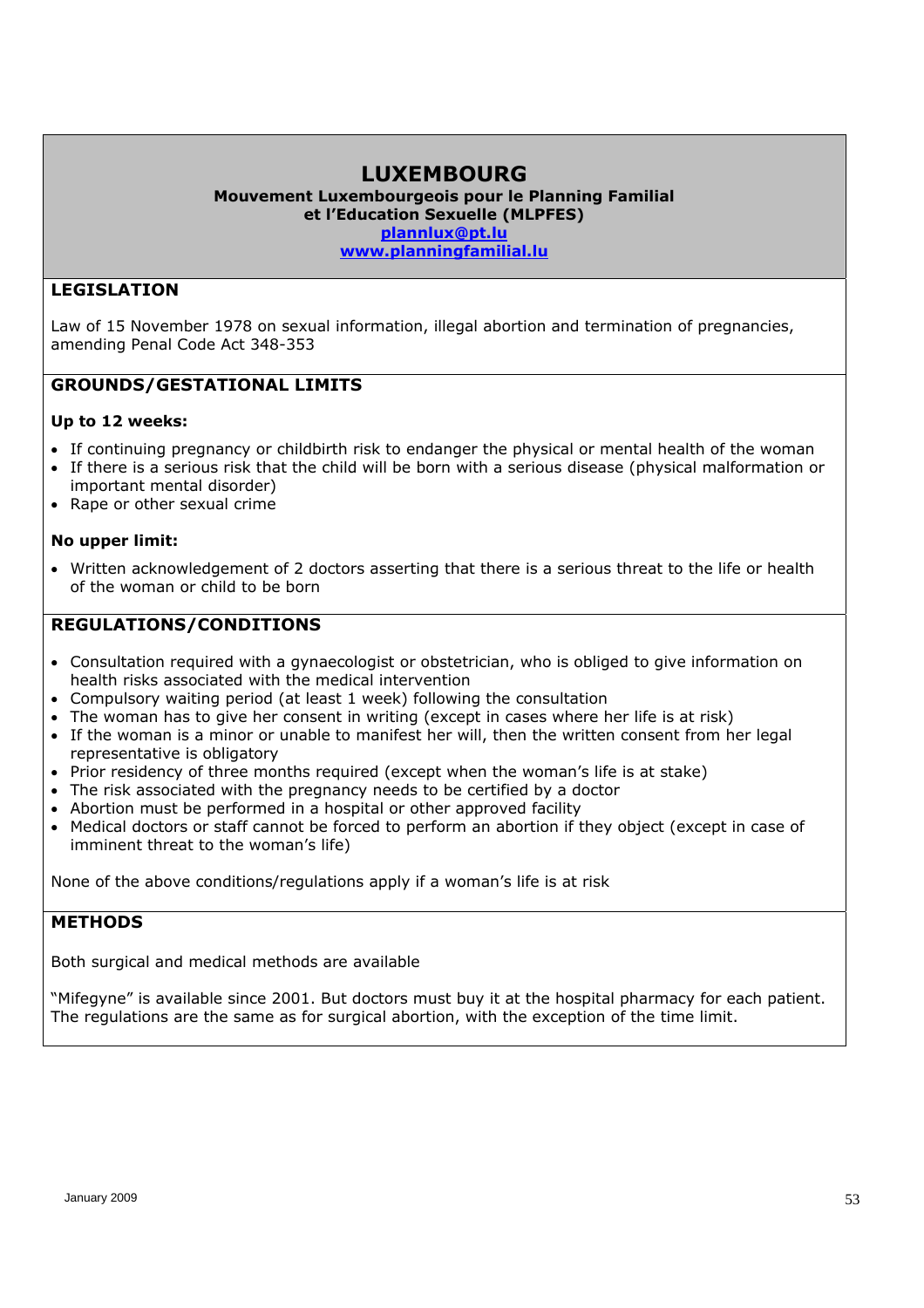# LUXEMBOURG

**Mouvement Luxembourgeois pour le Planning Familial et l'Education Sexuelle (MLPFES)**

**plannlux@pt.lu**

**www.planningfamilial.lu**

## LEGISLATION

Law of 15 November 1978 on sexual information, illegal abortion and termination of pregnancies, amending Penal Code Act 348-353

## GROUNDS/GESTATIONAL LIMITS

**Up to 12 weeks:**

- If continuing pregnancy or childbirth risk to endanger the physical or mental health of the woman
- If there is a serious risk that the child will be born with a serious disease (physical malformation or important mental disorder)
- Rape or other sexual crime

**No upper limit:**

- Written acknowledgement of 2 doctors asserting that there is a serious threat to the life or health of the woman or child to be born

## REGULATIONS/CONDITIONS

- Consultation required with a gynaecologist or obstetrician, who is obliged to give information on health risks associated with the medical intervention
- Compulsory waiting period (at least 1 week) following the consultation
- The woman has to give her consent in writing (except in cases where her life is at risk)
- If the woman is a minor or unable to manifest her will, then the written consent from her legal representative is obligatory
- Prior residency of three months required (except when the woman's life is at stake)
- The risk associated with the pregnancy needs to be certified by a doctor
- Abortion must be performed in a hospital or other approved facility
- Medical doctors or staff cannot be forced to perform an abortion if they object (except in case of imminent threat to the woman's life)

None of the above conditions/regulations apply if a woman's life is at risk

## METHODS

Both surgical and medical methods are available

"Mifegyne" is available since 2001. But doctors must buy it at the hospital pharmacy for each patient. The regulations are the same as for surgical abortion, with the exception of the time limit.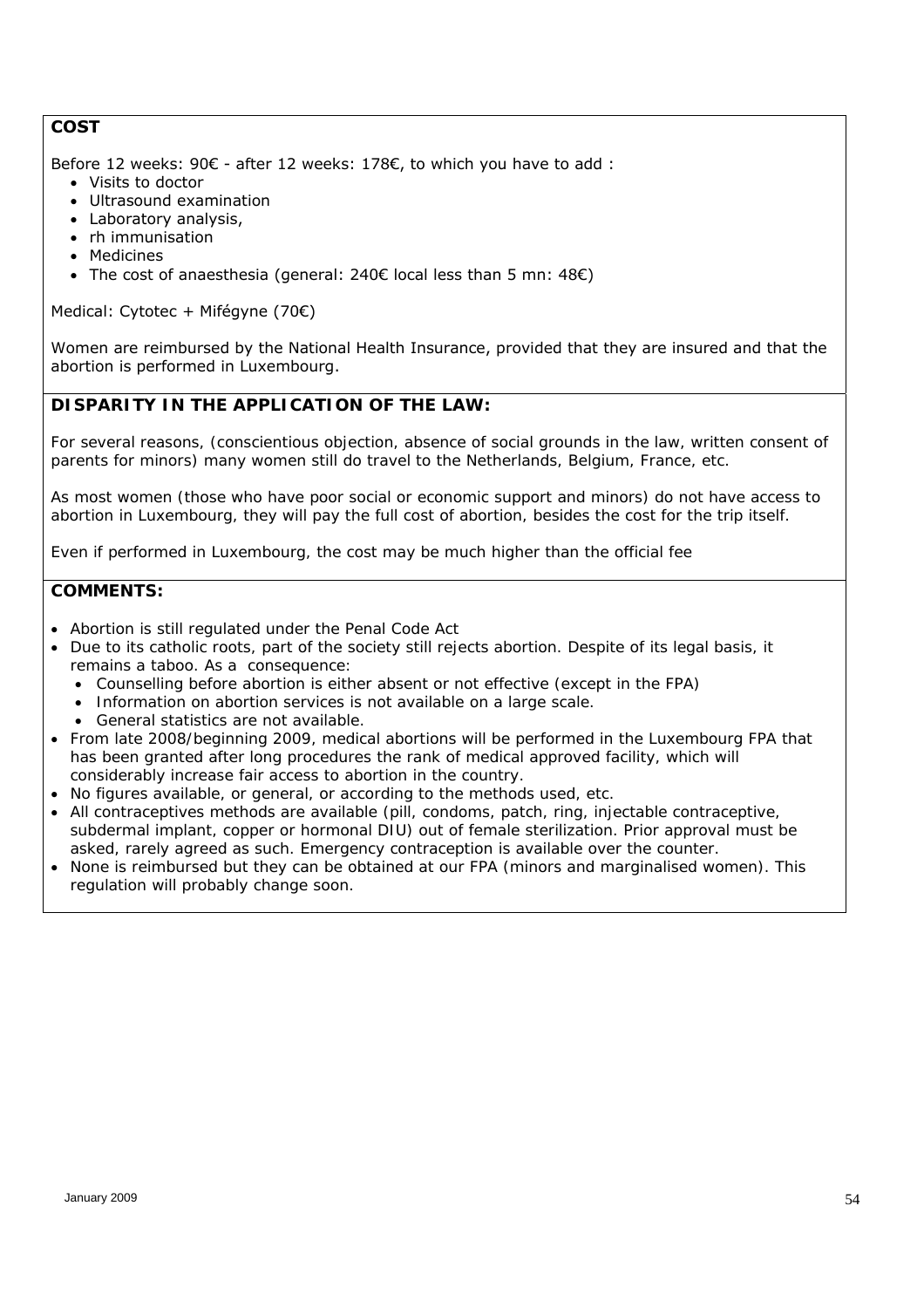**COST**

Before 12 weeks: 90€ - after 12 weeks: 178€, to which you have to add :

- Visits to doctor
- Ultrasound examination
- Laboratory analysis,
- rh immunisation
- Medicines
- The cost of anaesthesia (general: 240€ local less than 5 mn: 48€)

Medical: Cytotec + Mifégyne (70€)

Women are reimbursed by the National Health Insurance, provided that they are insured and that the abortion is performed in Luxembourg.

**DISPARITY IN THE APPLICATION OF THE LAW:**

For several reasons, (conscientious objection, absence of social grounds in the law, written consent of parents for minors) many women still do travel to the Netherlands, Belgium, France, etc.

As most women (those who have poor social or economic support and minors) do not have access to abortion in Luxembourg, they will pay the full cost of abortion, besides the cost for the trip itself.

Even if performed in Luxembourg, the cost may be much higher than the official fee

**COMMENTS:**

- Abortion is still regulated under the Penal Code Act
- Due to its catholic roots, part of the society still rejects abortion. Despite of its legal basis, it remains a taboo. As a consequence:
  - Counselling before abortion is either absent or not effective (except in the FPA)
  - Information on abortion services is not available on a large scale.
  - General statistics are not available.
- From late 2008/beginning 2009, medical abortions will be performed in the Luxembourg FPA that has been granted after long procedures the rank of medical approved facility, which will considerably increase fair access to abortion in the country.
- No figures available, or general, or according to the methods used, etc.
- All contraceptives methods are available (pill, condoms, patch, ring, injectable contraceptive, subdermal implant, copper or hormonal DIU) out of female sterilization. Prior approval must be asked, rarely agreed as such. Emergency contraception is available over the counter.
- None is reimbursed but they can be obtained at our FPA (minors and marginalised women). This regulation will probably change soon.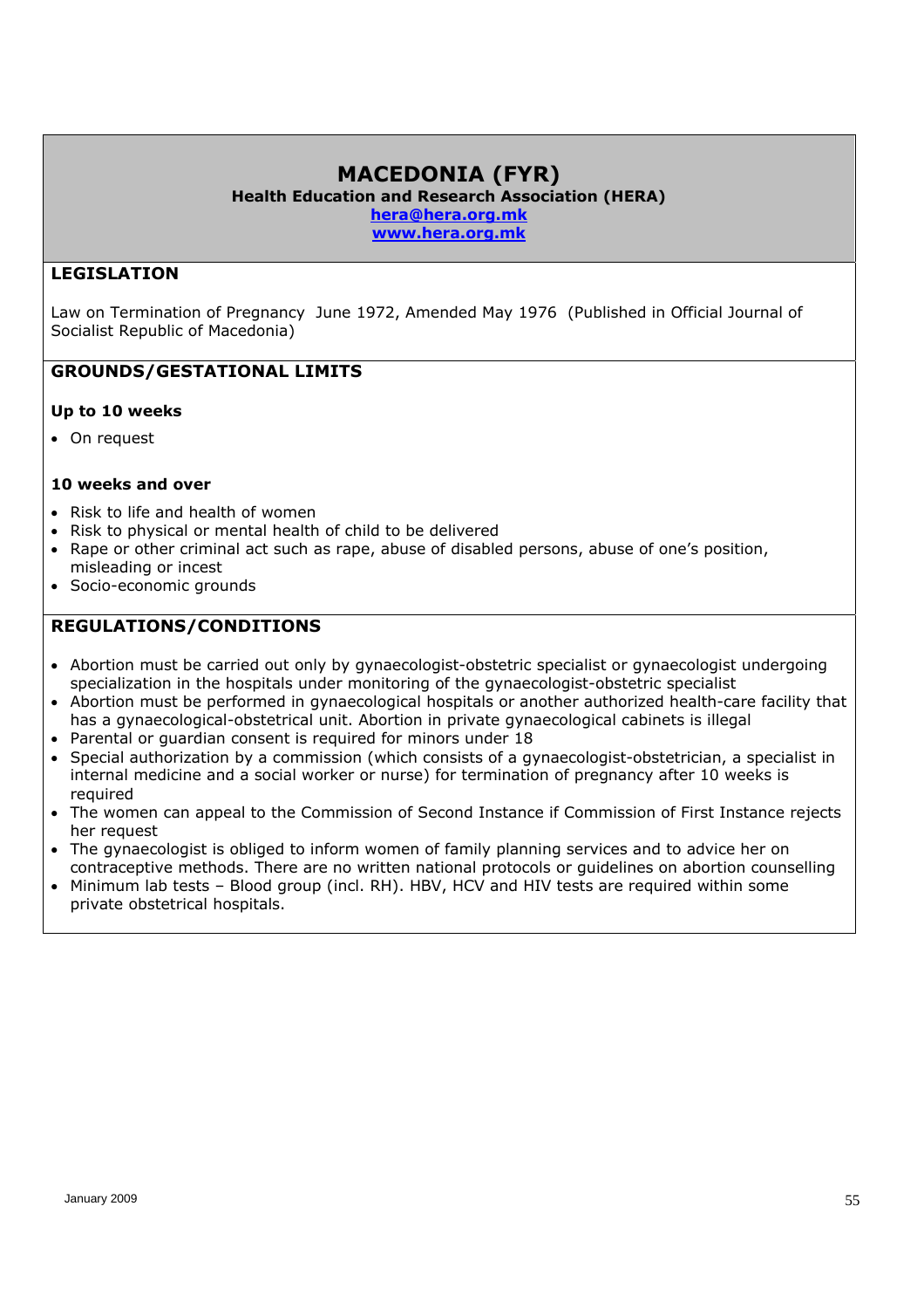# MACEDONIA (FYR)

**Health Education and Research Association (HERA)**
**hera@hera.org.mk**
**www.hera.org.mk**

## LEGISLATION

Law on Termination of Pregnancy June 1972, Amended May 1976 (Published in Official Journal of Socialist Republic of Macedonia)

## GROUNDS/GESTATIONAL LIMITS

### Up to 10 weeks

- On request

### 10 weeks and over

- Risk to life and health of women
- Risk to physical or mental health of child to be delivered
- Rape or other criminal act such as rape, abuse of disabled persons, abuse of one's position, misleading or incest
- Socio-economic grounds

## REGULATIONS/CONDITIONS

- Abortion must be carried out only by gynaecologist-obstetric specialist or gynaecologist undergoing specialization in the hospitals under monitoring of the gynaecologist-obstetric specialist
- Abortion must be performed in gynaecological hospitals or another authorized health-care facility that has a gynaecological-obstetrical unit. Abortion in private gynaecological cabinets is illegal
- Parental or guardian consent is required for minors under 18
- Special authorization by a commission (which consists of a gynaecologist-obstetrician, a specialist in internal medicine and a social worker or nurse) for termination of pregnancy after 10 weeks is required
- The women can appeal to the Commission of Second Instance if Commission of First Instance rejects her request
- The gynaecologist is obliged to inform women of family planning services and to advice her on contraceptive methods. There are no written national protocols or guidelines on abortion counselling
- Minimum lab tests – Blood group (incl. RH). HBV, HCV and HIV tests are required within some private obstetrical hospitals.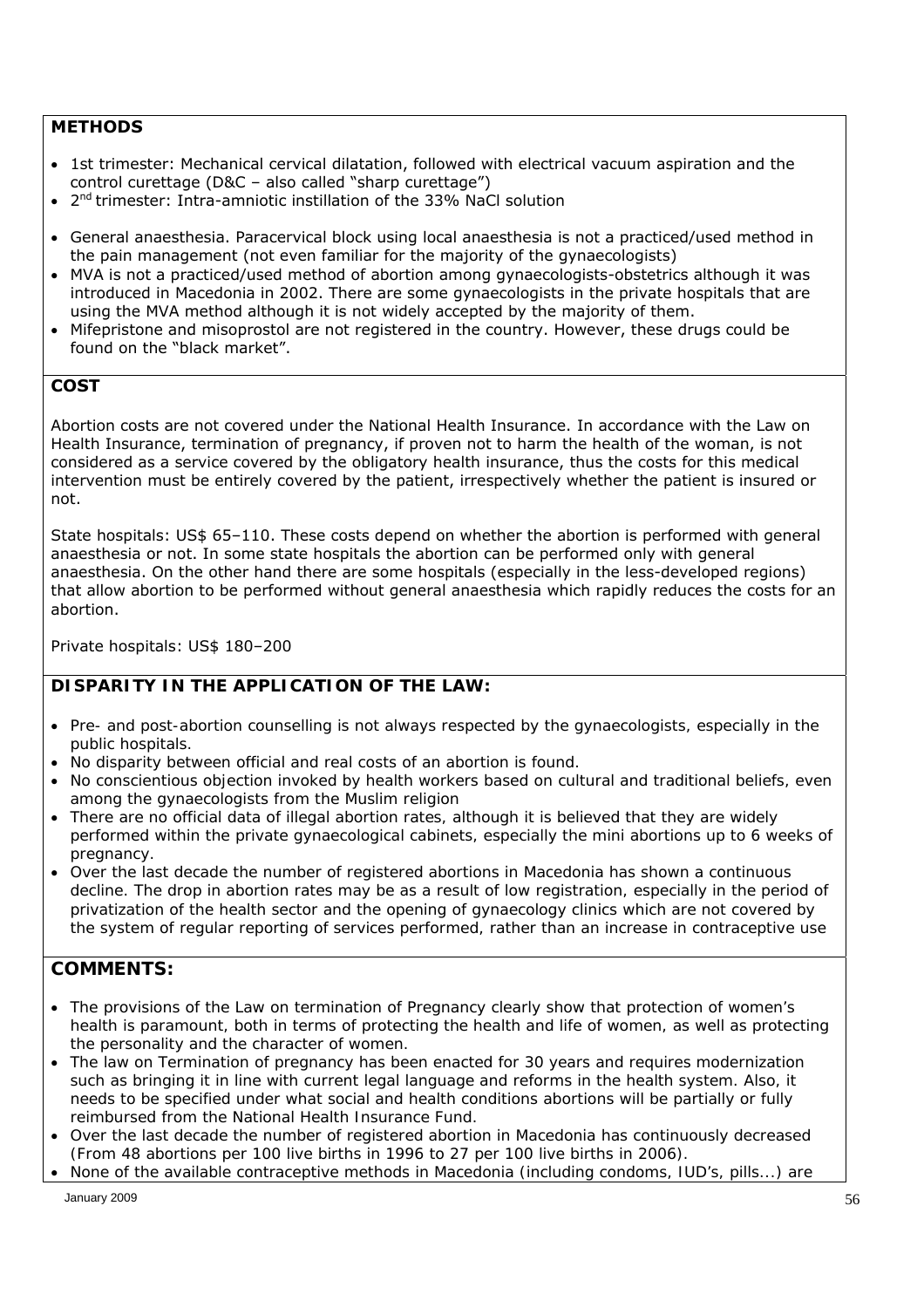## METHODS

- 1st trimester: Mechanical cervical dilatation, followed with electrical vacuum aspiration and the control curettage (D&C – also called "sharp curettage")
- 2nd trimester: Intra-amniotic instillation of the 33% NaCl solution

- General anaesthesia. Paracervical block using local anaesthesia is not a practiced/used method in the pain management (not even familiar for the majority of the gynaecologists)
- MVA is not a practiced/used method of abortion among gynaecologists-obstetrics although it was introduced in Macedonia in 2002. There are some gynaecologists in the private hospitals that are using the MVA method although it is not widely accepted by the majority of them.
- Mifepristone and misoprostol are not registered in the country. However, these drugs could be found on the "black market".

## COST

Abortion costs are not covered under the National Health Insurance. In accordance with the Law on Health Insurance, termination of pregnancy, if proven not to harm the health of the woman, is not considered as a service covered by the obligatory health insurance, thus the costs for this medical intervention must be entirely covered by the patient, irrespectively whether the patient is insured or not.

State hospitals: US$ 65–110. These costs depend on whether the abortion is performed with general anaesthesia or not. In some state hospitals the abortion can be performed only with general anaesthesia. On the other hand there are some hospitals (especially in the less-developed regions) that allow abortion to be performed without general anaesthesia which rapidly reduces the costs for an abortion.

Private hospitals: US$ 180–200

## DISPARITY IN THE APPLICATION OF THE LAW:

- Pre- and post-abortion counselling is not always respected by the gynaecologists, especially in the public hospitals.
- No disparity between official and real costs of an abortion is found.
- No conscientious objection invoked by health workers based on cultural and traditional beliefs, even among the gynaecologists from the Muslim religion
- There are no official data of illegal abortion rates, although it is believed that they are widely performed within the private gynaecological cabinets, especially the mini abortions up to 6 weeks of pregnancy.
- Over the last decade the number of registered abortions in Macedonia has shown a continuous decline. The drop in abortion rates may be as a result of low registration, especially in the period of privatization of the health sector and the opening of gynaecology clinics which are not covered by the system of regular reporting of services performed, rather than an increase in contraceptive use

## COMMENTS:

- The provisions of the Law on termination of Pregnancy clearly show that protection of women's health is paramount, both in terms of protecting the health and life of women, as well as protecting the personality and the character of women.
- The law on Termination of pregnancy has been enacted for 30 years and requires modernization such as bringing it in line with current legal language and reforms in the health system. Also, it needs to be specified under what social and health conditions abortions will be partially or fully reimbursed from the National Health Insurance Fund.
- Over the last decade the number of registered abortion in Macedonia has continuously decreased (From 48 abortions per 100 live births in 1996 to 27 per 100 live births in 2006).
- None of the available contraceptive methods in Macedonia (including condoms, IUD's, pills...) are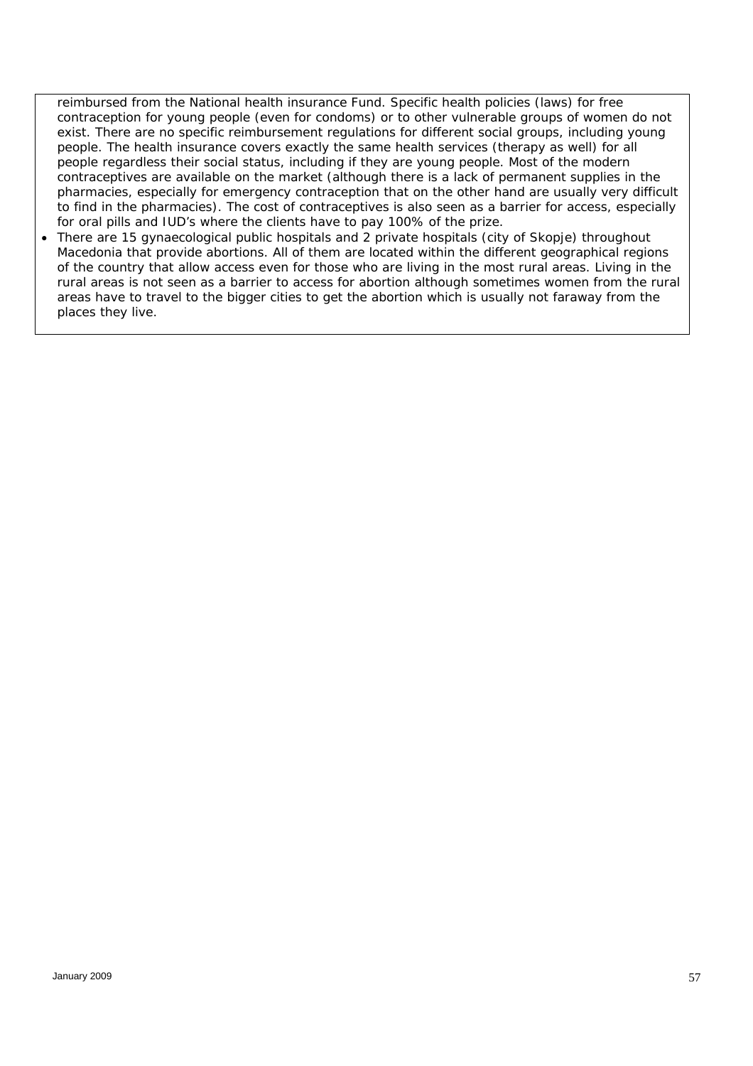reimbursed from the National health insurance Fund. Specific health policies (laws) for free contraception for young people (even for condoms) or to other vulnerable groups of women do not exist. There are no specific reimbursement regulations for different social groups, including young people. The health insurance covers exactly the same health services (therapy as well) for all people regardless their social status, including if they are young people. Most of the modern contraceptives are available on the market (although there is a lack of permanent supplies in the pharmacies, especially for emergency contraception that on the other hand are usually very difficult to find in the pharmacies). The cost of contraceptives is also seen as a barrier for access, especially for oral pills and IUD's where the clients have to pay 100% of the prize.

- There are 15 gynaecological public hospitals and 2 private hospitals (city of Skopje) throughout Macedonia that provide abortions. All of them are located within the different geographical regions of the country that allow access even for those who are living in the most rural areas. Living in the rural areas is not seen as a barrier to access for abortion although sometimes women from the rural areas have to travel to the bigger cities to get the abortion which is usually not faraway from the places they live.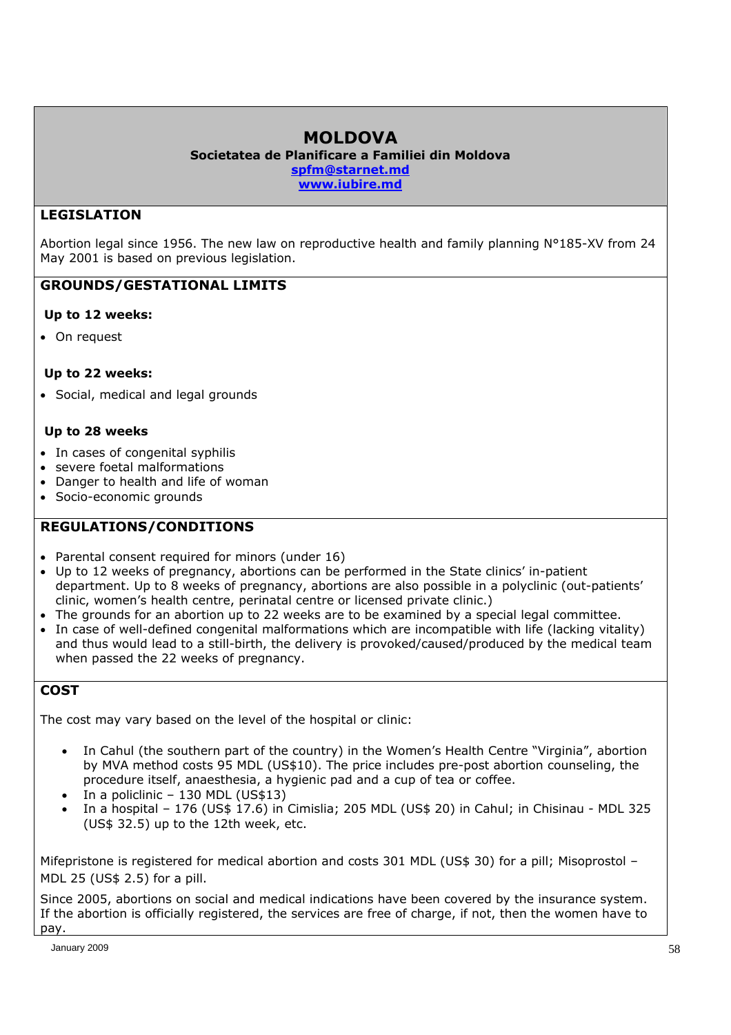# MOLDOVA

**Societatea de Planificare a Familiei din Moldova**
**spfm@starnet.md**
**www.iubire.md**

## LEGISLATION

Abortion legal since 1956. The new law on reproductive health and family planning N°185-XV from 24 May 2001 is based on previous legislation.

## GROUNDS/GESTATIONAL LIMITS

**Up to 12 weeks:**

- On request

**Up to 22 weeks:**

- Social, medical and legal grounds

**Up to 28 weeks**

- In cases of congenital syphilis
- severe foetal malformations
- Danger to health and life of woman
- Socio-economic grounds

## REGULATIONS/CONDITIONS

- Parental consent required for minors (under 16)
- Up to 12 weeks of pregnancy, abortions can be performed in the State clinics' in-patient department. Up to 8 weeks of pregnancy, abortions are also possible in a polyclinic (out-patients' clinic, women's health centre, perinatal centre or licensed private clinic.)
- The grounds for an abortion up to 22 weeks are to be examined by a special legal committee.
- In case of well-defined congenital malformations which are incompatible with life (lacking vitality) and thus would lead to a still-birth, the delivery is provoked/caused/produced by the medical team when passed the 22 weeks of pregnancy.

## COST

The cost may vary based on the level of the hospital or clinic:

- In Cahul (the southern part of the country) in the Women's Health Centre "Virginia", abortion by MVA method costs 95 MDL (US$10). The price includes pre-post abortion counseling, the procedure itself, anaesthesia, a hygienic pad and a cup of tea or coffee.
- In a policlinic – 130 MDL (US$13)
- In a hospital – 176 (US$ 17.6) in Cimislia; 205 MDL (US$ 20) in Cahul; in Chisinau - MDL 325 (US$ 32.5) up to the 12th week, etc.

Mifepristone is registered for medical abortion and costs 301 MDL (US$ 30) for a pill; Misoprostol – MDL 25 (US$ 2.5) for a pill.

Since 2005, abortions on social and medical indications have been covered by the insurance system. If the abortion is officially registered, the services are free of charge, if not, then the women have to pay.

January 2009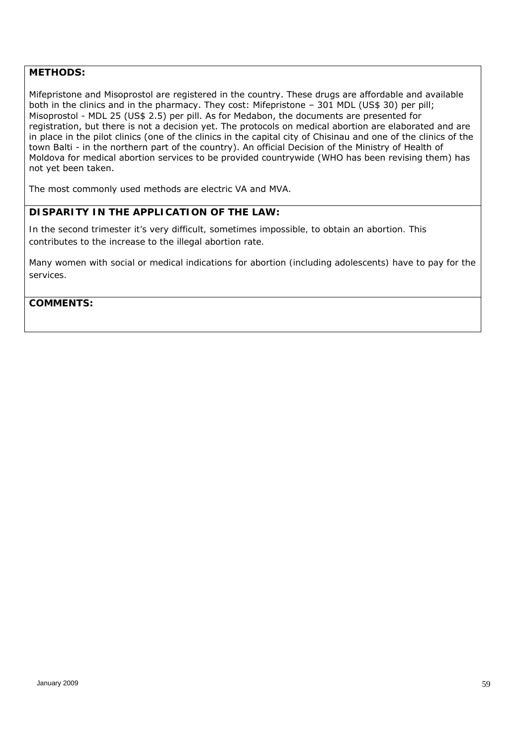**METHODS:**

Mifepristone and Misoprostol are registered in the country. These drugs are affordable and available both in the clinics and in the pharmacy. They cost: Mifepristone – 301 MDL (US$ 30) per pill; Misoprostol - MDL 25 (US$ 2.5) per pill. As for Medabon, the documents are presented for registration, but there is not a decision yet. The protocols on medical abortion are elaborated and are in place in the pilot clinics (one of the clinics in the capital city of Chisinau and one of the clinics of the town Balti - in the northern part of the country). An official Decision of the Ministry of Health of Moldova for medical abortion services to be provided countrywide (WHO has been revising them) has not yet been taken.

The most commonly used methods are electric VA and MVA.

**DISPARITY IN THE APPLICATION OF THE LAW:**

In the second trimester it's very difficult, sometimes impossible, to obtain an abortion. This contributes to the increase to the illegal abortion rate.

Many women with social or medical indications for abortion (including adolescents) have to pay for the services.

**COMMENTS:**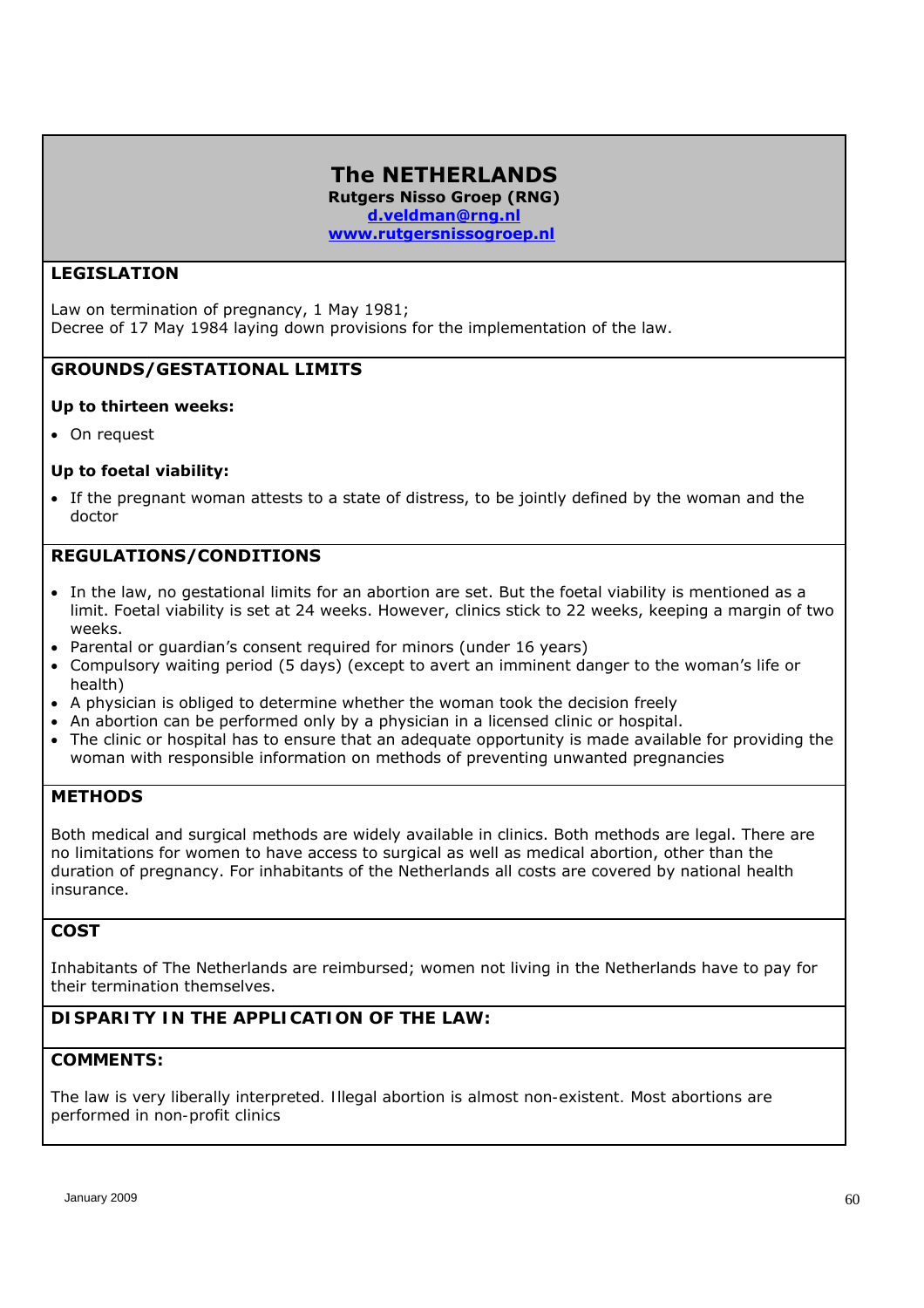# The NETHERLANDS

**Rutgers Nisso Groep (RNG)**
**d.veldman@rng.nl**
**www.rutgersnissogroep.nl**

## LEGISLATION

Law on termination of pregnancy, 1 May 1981;
Decree of 17 May 1984 laying down provisions for the implementation of the law.

## GROUNDS/GESTATIONAL LIMITS

**Up to thirteen weeks:**

- On request

**Up to foetal viability:**

- If the pregnant woman attests to a state of distress, to be jointly defined by the woman and the doctor

## REGULATIONS/CONDITIONS

- In the law, no gestational limits for an abortion are set. But the foetal viability is mentioned as a limit. Foetal viability is set at 24 weeks. However, clinics stick to 22 weeks, keeping a margin of two weeks.
- Parental or guardian's consent required for minors (under 16 years)
- Compulsory waiting period (5 days) (except to avert an imminent danger to the woman's life or health)
- A physician is obliged to determine whether the woman took the decision freely
- An abortion can be performed only by a physician in a licensed clinic or hospital.
- The clinic or hospital has to ensure that an adequate opportunity is made available for providing the woman with responsible information on methods of preventing unwanted pregnancies

## METHODS

Both medical and surgical methods are widely available in clinics. Both methods are legal. There are no limitations for women to have access to surgical as well as medical abortion, other than the duration of pregnancy. For inhabitants of the Netherlands all costs are covered by national health insurance.

## COST

Inhabitants of The Netherlands are reimbursed; women not living in the Netherlands have to pay for their termination themselves.

## DISPARITY IN THE APPLICATION OF THE LAW:

## COMMENTS:

The law is very liberally interpreted. Illegal abortion is almost non-existent. Most abortions are performed in non-profit clinics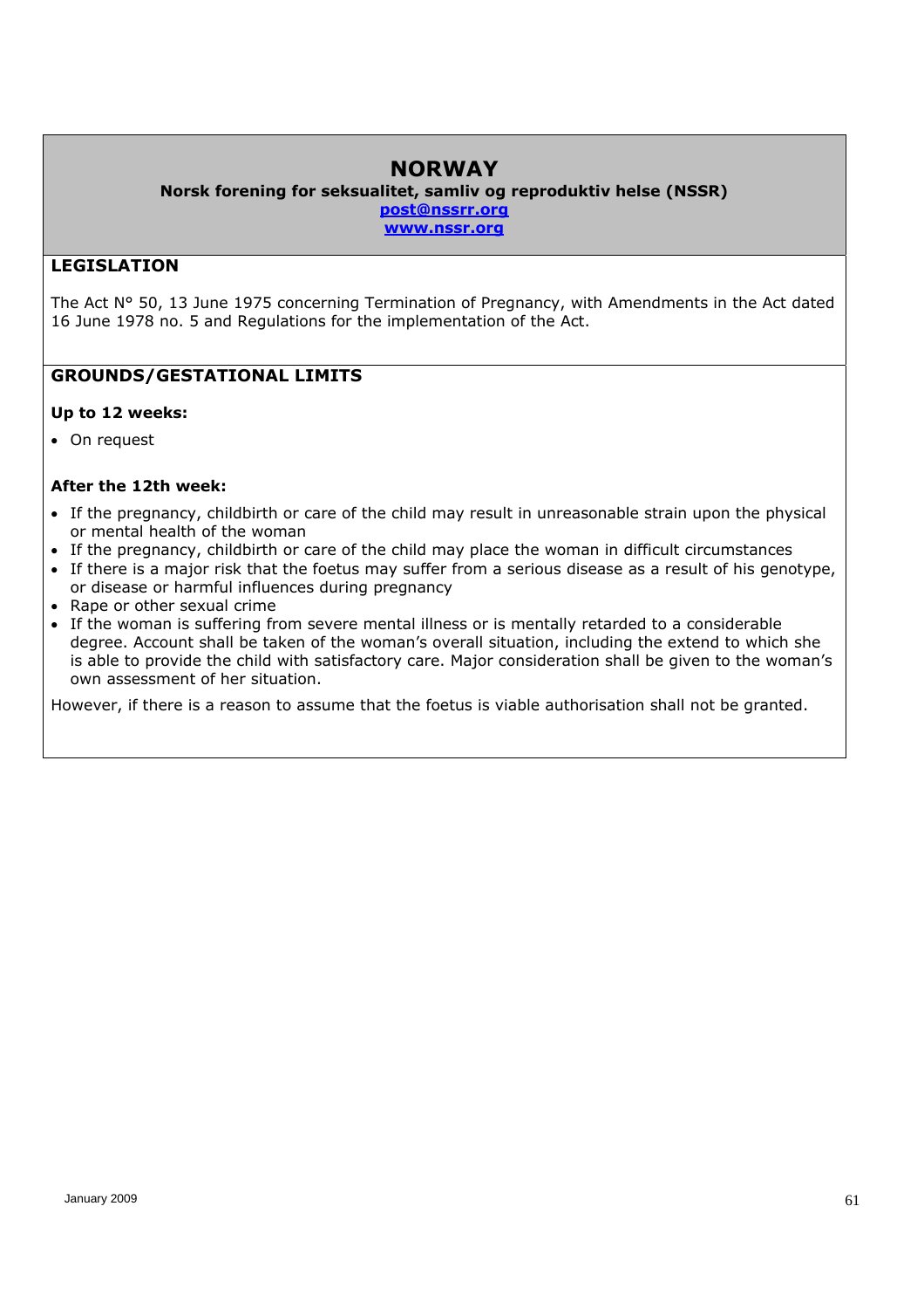# NORWAY

**Norsk forening for seksualitet, samliv og reproduktiv helse (NSSR)**

**post@nssrr.org**

**www.nssr.org**

## LEGISLATION

The Act N° 50, 13 June 1975 concerning Termination of Pregnancy, with Amendments in the Act dated 16 June 1978 no. 5 and Regulations for the implementation of the Act.

## GROUNDS/GESTATIONAL LIMITS

**Up to 12 weeks:**

- On request

**After the 12th week:**

- If the pregnancy, childbirth or care of the child may result in unreasonable strain upon the physical or mental health of the woman
- If the pregnancy, childbirth or care of the child may place the woman in difficult circumstances
- If there is a major risk that the foetus may suffer from a serious disease as a result of his genotype, or disease or harmful influences during pregnancy
- Rape or other sexual crime
- If the woman is suffering from severe mental illness or is mentally retarded to a considerable degree. Account shall be taken of the woman's overall situation, including the extend to which she is able to provide the child with satisfactory care. Major consideration shall be given to the woman's own assessment of her situation.

However, if there is a reason to assume that the foetus is viable authorisation shall not be granted.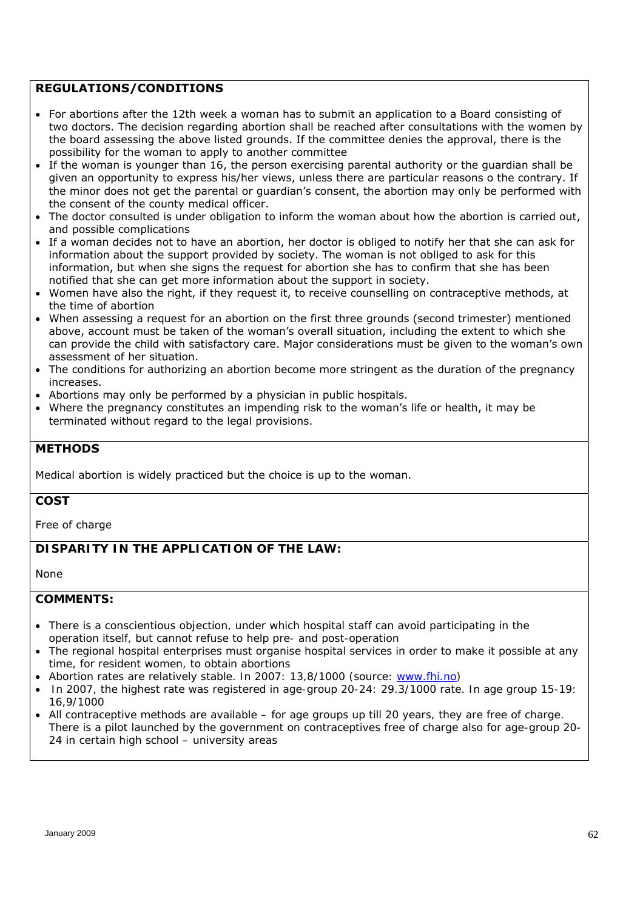## REGULATIONS/CONDITIONS

- For abortions after the 12th week a woman has to submit an application to a Board consisting of two doctors. The decision regarding abortion shall be reached after consultations with the women by the board assessing the above listed grounds. If the committee denies the approval, there is the possibility for the woman to apply to another committee
- If the woman is younger than 16, the person exercising parental authority or the guardian shall be given an opportunity to express his/her views, unless there are particular reasons o the contrary. If the minor does not get the parental or guardian's consent, the abortion may only be performed with the consent of the county medical officer.
- The doctor consulted is under obligation to inform the woman about how the abortion is carried out, and possible complications
- If a woman decides not to have an abortion, her doctor is obliged to notify her that she can ask for information about the support provided by society. The woman is not obliged to ask for this information, but when she signs the request for abortion she has to confirm that she has been notified that she can get more information about the support in society.
- Women have also the right, if they request it, to receive counselling on contraceptive methods, at the time of abortion
- When assessing a request for an abortion on the first three grounds (second trimester) mentioned above, account must be taken of the woman's overall situation, including the extent to which she can provide the child with satisfactory care. Major considerations must be given to the woman's own assessment of her situation.
- The conditions for authorizing an abortion become more stringent as the duration of the pregnancy increases.
- Abortions may only be performed by a physician in public hospitals.
- Where the pregnancy constitutes an impending risk to the woman's life or health, it may be terminated without regard to the legal provisions.

## METHODS

Medical abortion is widely practiced but the choice is up to the woman.

## COST

Free of charge

## DISPARITY IN THE APPLICATION OF THE LAW:

None

## COMMENTS:

- There is a conscientious objection, under which hospital staff can avoid participating in the operation itself, but cannot refuse to help pre- and post-operation
- The regional hospital enterprises must organise hospital services in order to make it possible at any time, for resident women, to obtain abortions
- Abortion rates are relatively stable. In 2007: 13,8/1000 (source: www.fhi.no)
- In 2007, the highest rate was registered in age-group 20-24: 29.3/1000 rate. In age group 15-19: 16,9/1000
- All contraceptive methods are available – for age groups up till 20 years, they are free of charge. There is a pilot launched by the government on contraceptives free of charge also for age-group 20-24 in certain high school – university areas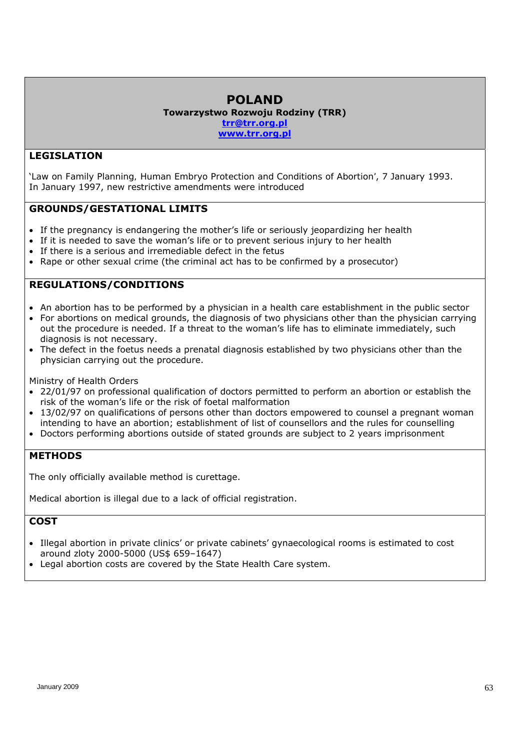# POLAND

**Towarzystwo Rozwoju Rodziny (TRR)**
**trr@trr.org.pl**
**www.trr.org.pl**

## LEGISLATION

'Law on Family Planning, Human Embryo Protection and Conditions of Abortion', 7 January 1993.
In January 1997, new restrictive amendments were introduced

## GROUNDS/GESTATIONAL LIMITS

- If the pregnancy is endangering the mother's life or seriously jeopardizing her health
- If it is needed to save the woman's life or to prevent serious injury to her health
- If there is a serious and irremediable defect in the fetus
- Rape or other sexual crime (the criminal act has to be confirmed by a prosecutor)

## REGULATIONS/CONDITIONS

- An abortion has to be performed by a physician in a health care establishment in the public sector
- For abortions on medical grounds, the diagnosis of two physicians other than the physician carrying out the procedure is needed. If a threat to the woman's life has to eliminate immediately, such diagnosis is not necessary.
- The defect in the foetus needs a prenatal diagnosis established by two physicians other than the physician carrying out the procedure.

Ministry of Health Orders

- 22/01/97 on professional qualification of doctors permitted to perform an abortion or establish the risk of the woman's life or the risk of foetal malformation
- 13/02/97 on qualifications of persons other than doctors empowered to counsel a pregnant woman intending to have an abortion; establishment of list of counsellors and the rules for counselling
- Doctors performing abortions outside of stated grounds are subject to 2 years imprisonment

## METHODS

The only officially available method is curettage.

Medical abortion is illegal due to a lack of official registration.

## COST

- Illegal abortion in private clinics' or private cabinets' gynaecological rooms is estimated to cost around zloty 2000-5000 (US$ 659–1647)
- Legal abortion costs are covered by the State Health Care system.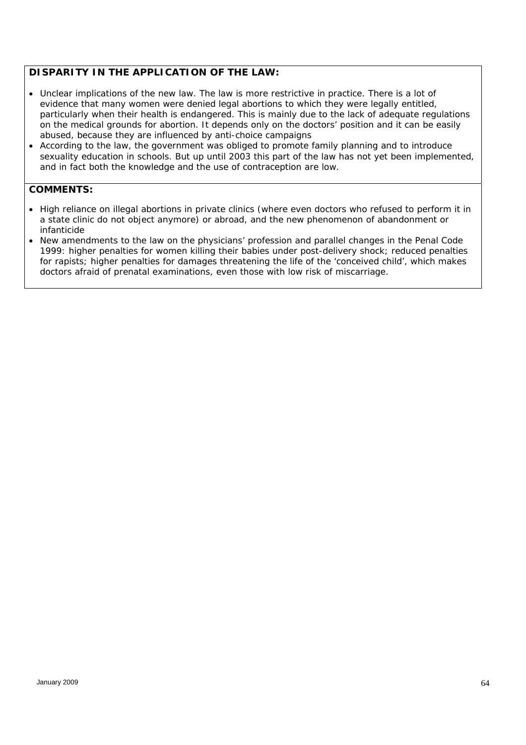**DISPARITY IN THE APPLICATION OF THE LAW:**

- Unclear implications of the new law. The law is more restrictive in practice. There is a lot of evidence that many women were denied legal abortions to which they were legally entitled, particularly when their health is endangered. This is mainly due to the lack of adequate regulations on the medical grounds for abortion. It depends only on the doctors' position and it can be easily abused, because they are influenced by anti-choice campaigns
- According to the law, the government was obliged to promote family planning and to introduce sexuality education in schools. But up until 2003 this part of the law has not yet been implemented, and in fact both the knowledge and the use of contraception are low.

**COMMENTS:**

- High reliance on illegal abortions in private clinics (where even doctors who refused to perform it in a state clinic do not object anymore) or abroad, and the new phenomenon of abandonment or infanticide
- New amendments to the law on the physicians' profession and parallel changes in the Penal Code 1999: higher penalties for women killing their babies under post-delivery shock; reduced penalties for rapists; higher penalties for damages threatening the life of the 'conceived child', which makes doctors afraid of prenatal examinations, even those with low risk of miscarriage.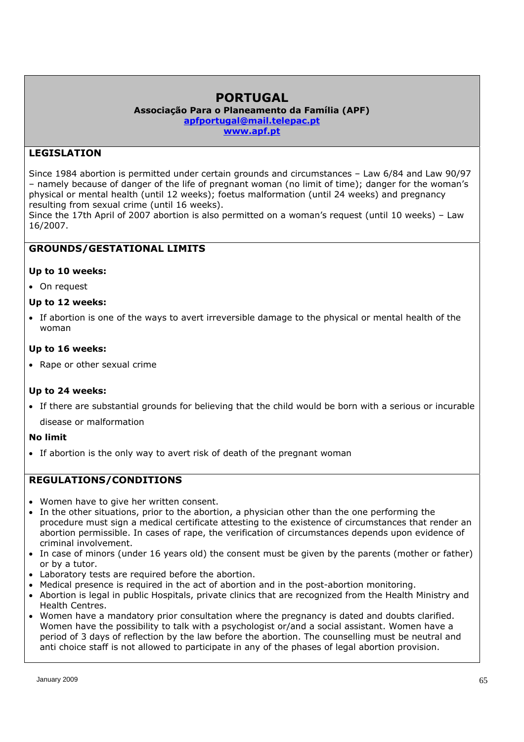# PORTUGAL

**Associação Para o Planeamento da Família (APF)**
**apfportugal@mail.telepac.pt**
**www.apf.pt**

## LEGISLATION

Since 1984 abortion is permitted under certain grounds and circumstances – Law 6/84 and Law 90/97 – namely because of danger of the life of pregnant woman (no limit of time); danger for the woman's physical or mental health (until 12 weeks); foetus malformation (until 24 weeks) and pregnancy resulting from sexual crime (until 16 weeks).
Since the 17th April of 2007 abortion is also permitted on a woman's request (until 10 weeks) – Law 16/2007.

## GROUNDS/GESTATIONAL LIMITS

**Up to 10 weeks:**

- On request

**Up to 12 weeks:**

- If abortion is one of the ways to avert irreversible damage to the physical or mental health of the woman

**Up to 16 weeks:**

- Rape or other sexual crime

**Up to 24 weeks:**

- If there are substantial grounds for believing that the child would be born with a serious or incurable disease or malformation

**No limit**

- If abortion is the only way to avert risk of death of the pregnant woman

## REGULATIONS/CONDITIONS

- Women have to give her written consent.
- In the other situations, prior to the abortion, a physician other than the one performing the procedure must sign a medical certificate attesting to the existence of circumstances that render an abortion permissible. In cases of rape, the verification of circumstances depends upon evidence of criminal involvement.
- In case of minors (under 16 years old) the consent must be given by the parents (mother or father) or by a tutor.
- Laboratory tests are required before the abortion.
- Medical presence is required in the act of abortion and in the post-abortion monitoring.
- Abortion is legal in public Hospitals, private clinics that are recognized from the Health Ministry and Health Centres.
- Women have a mandatory prior consultation where the pregnancy is dated and doubts clarified. Women have the possibility to talk with a psychologist or/and a social assistant. Women have a period of 3 days of reflection by the law before the abortion. The counselling must be neutral and anti choice staff is not allowed to participate in any of the phases of legal abortion provision.

January 2009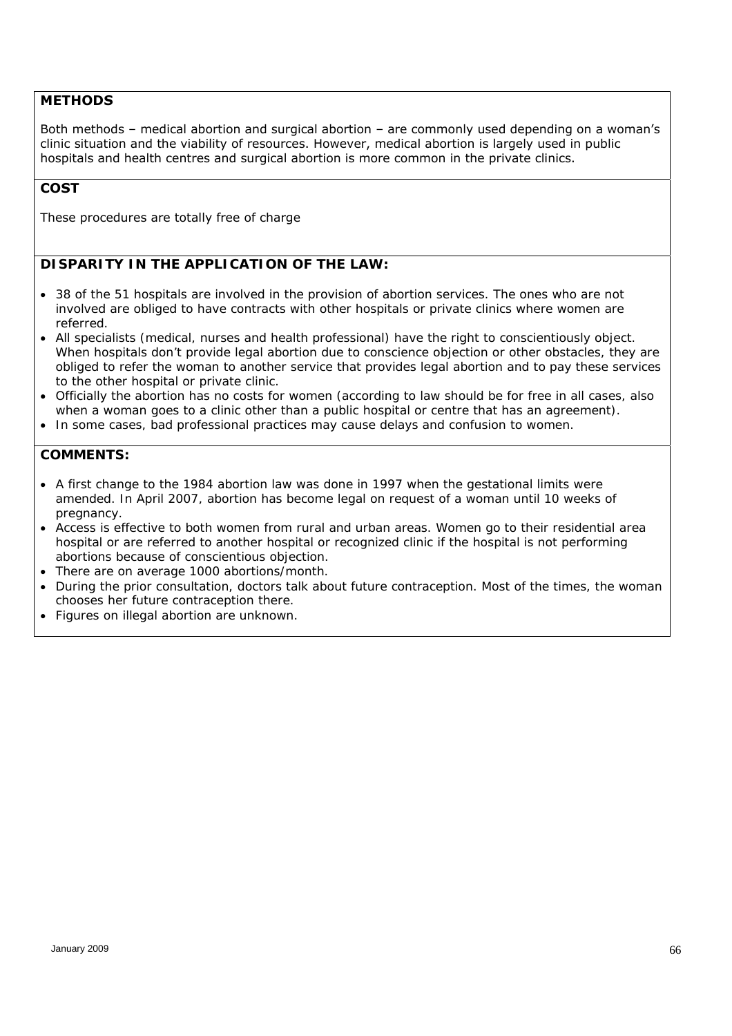## METHODS

Both methods – medical abortion and surgical abortion – are commonly used depending on a woman's clinic situation and the viability of resources. However, medical abortion is largely used in public hospitals and health centres and surgical abortion is more common in the private clinics.

## COST

These procedures are totally free of charge

## DISPARITY IN THE APPLICATION OF THE LAW:

- 38 of the 51 hospitals are involved in the provision of abortion services. The ones who are not involved are obliged to have contracts with other hospitals or private clinics where women are referred.
- All specialists (medical, nurses and health professional) have the right to conscientiously object. When hospitals don't provide legal abortion due to conscience objection or other obstacles, they are obliged to refer the woman to another service that provides legal abortion and to pay these services to the other hospital or private clinic.
- Officially the abortion has no costs for women (according to law should be for free in all cases, also when a woman goes to a clinic other than a public hospital or centre that has an agreement).
- In some cases, bad professional practices may cause delays and confusion to women.

## COMMENTS:

- A first change to the 1984 abortion law was done in 1997 when the gestational limits were amended. In April 2007, abortion has become legal on request of a woman until 10 weeks of pregnancy.
- Access is effective to both women from rural and urban areas. Women go to their residential area hospital or are referred to another hospital or recognized clinic if the hospital is not performing abortions because of conscientious objection.
- There are on average 1000 abortions/month.
- During the prior consultation, doctors talk about future contraception. Most of the times, the woman chooses her future contraception there.
- Figures on illegal abortion are unknown.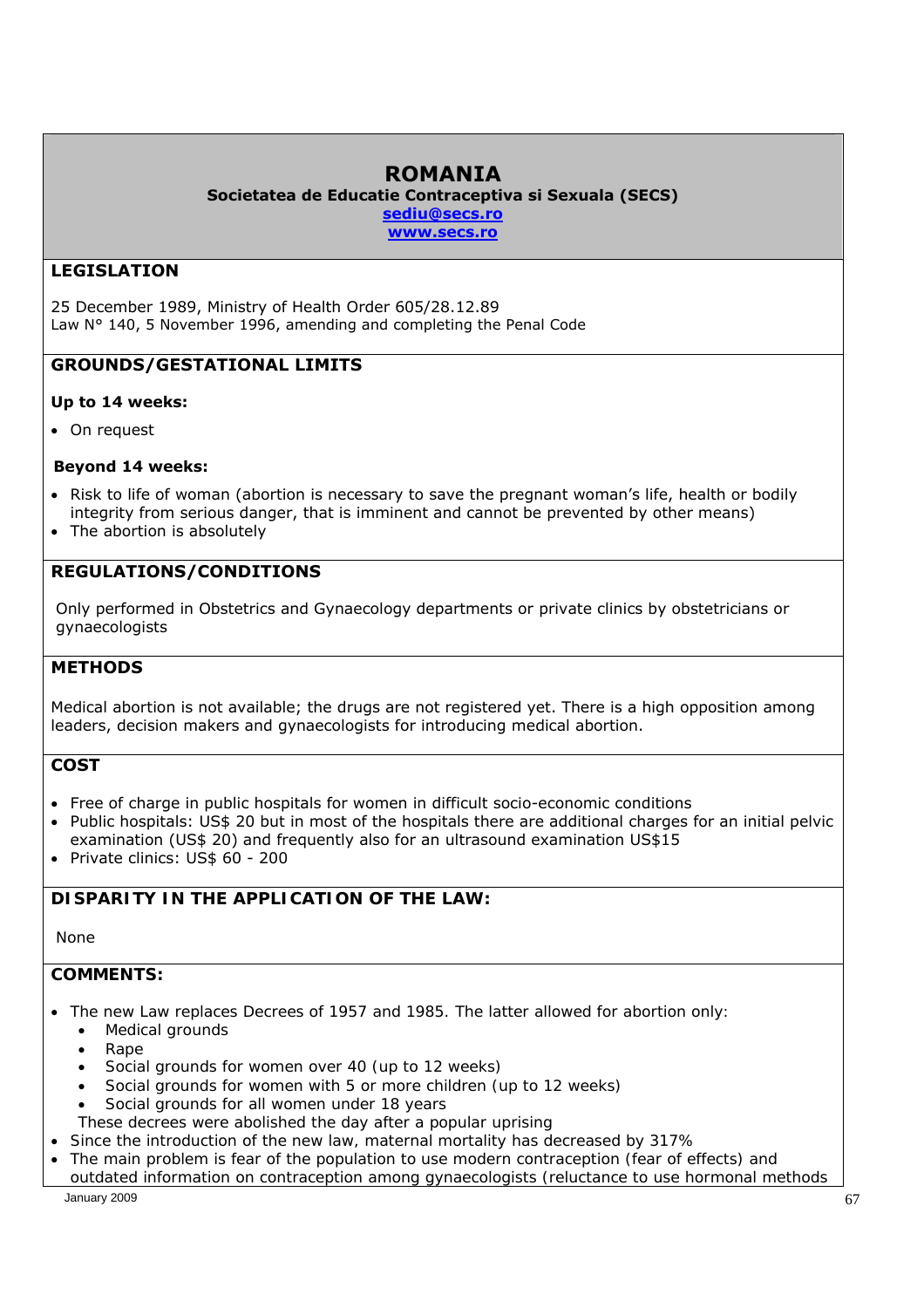# ROMANIA

**Societatea de Educatie Contraceptiva si Sexuala (SECS)**
**sediu@secs.ro**
**www.secs.ro**

## LEGISLATION

25 December 1989, Ministry of Health Order 605/28.12.89
Law N° 140, 5 November 1996, amending and completing the Penal Code

## GROUNDS/GESTATIONAL LIMITS

**Up to 14 weeks:**

- On request

**Beyond 14 weeks:**

- Risk to life of woman (abortion is necessary to save the pregnant woman's life, health or bodily integrity from serious danger, that is imminent and cannot be prevented by other means)
- The abortion is absolutely

## REGULATIONS/CONDITIONS

Only performed in Obstetrics and Gynaecology departments or private clinics by obstetricians or gynaecologists

## METHODS

Medical abortion is not available; the drugs are not registered yet. There is a high opposition among leaders, decision makers and gynaecologists for introducing medical abortion.

## COST

- Free of charge in public hospitals for women in difficult socio-economic conditions
- Public hospitals: US$ 20 but in most of the hospitals there are additional charges for an initial pelvic examination (US$ 20) and frequently also for an ultrasound examination US$15
- Private clinics: US$ 60 - 200

## DISPARITY IN THE APPLICATION OF THE LAW:

None

## COMMENTS:

- The new Law replaces Decrees of 1957 and 1985. The latter allowed for abortion only:
  - Medical grounds
  - Rape
  - Social grounds for women over 40 (up to 12 weeks)
  - Social grounds for women with 5 or more children (up to 12 weeks)
  - Social grounds for all women under 18 years

  These decrees were abolished the day after a popular uprising
- Since the introduction of the new law, maternal mortality has decreased by 317%
- The main problem is fear of the population to use modern contraception (fear of effects) and outdated information on contraception among gynaecologists (reluctance to use hormonal methods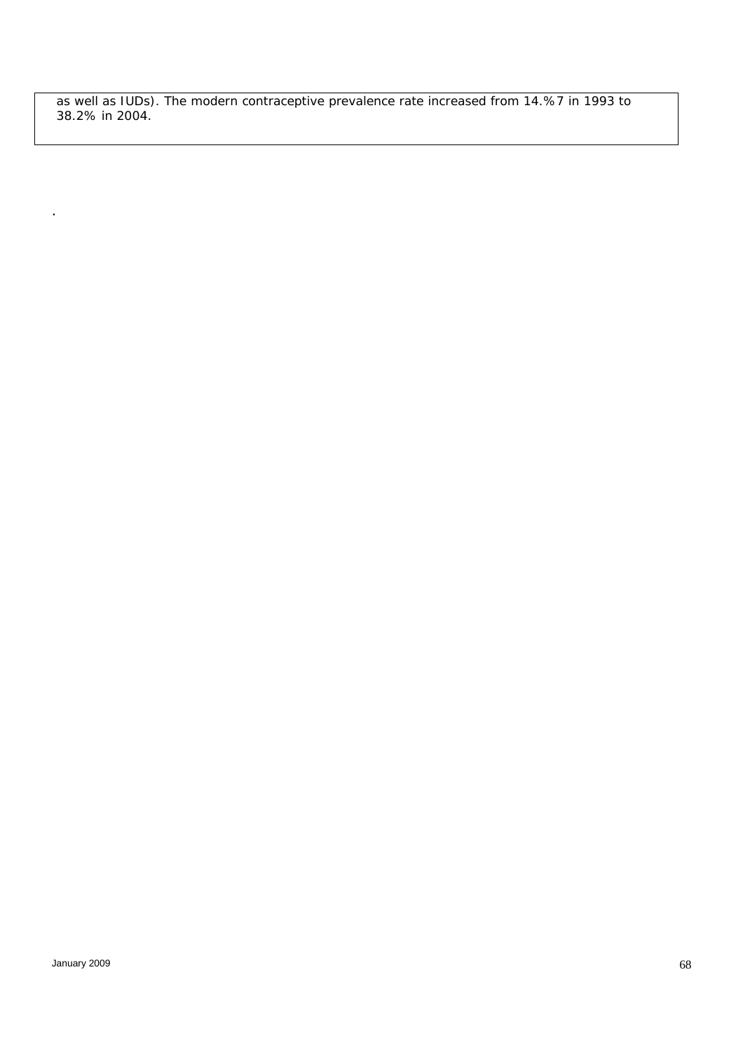as well as IUDs). The modern contraceptive prevalence rate increased from 14.%7 in 1993 to 38.2% in 2004.

.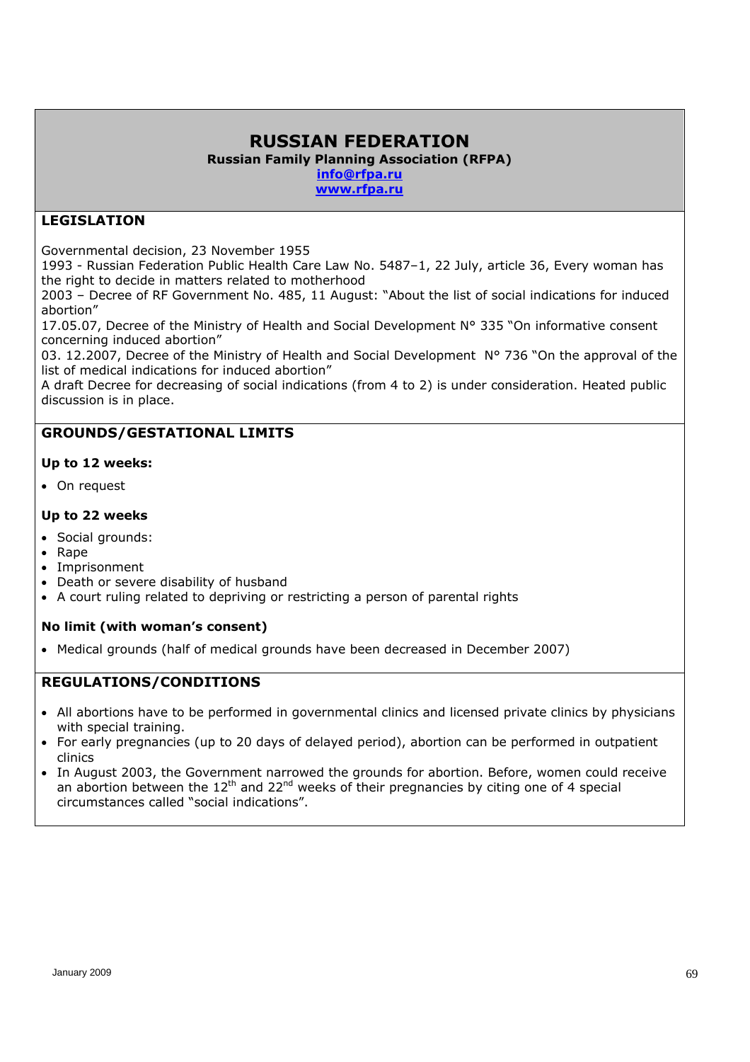# RUSSIAN FEDERATION

**Russian Family Planning Association (RFPA)**
**info@rfpa.ru**
**www.rfpa.ru**

## LEGISLATION

Governmental decision, 23 November 1955
1993 - Russian Federation Public Health Care Law No. 5487–1, 22 July, article 36, Every woman has the right to decide in matters related to motherhood
2003 – Decree of RF Government No. 485, 11 August: "About the list of social indications for induced abortion"
17.05.07, Decree of the Ministry of Health and Social Development N° 335 "On informative consent concerning induced abortion"
03. 12.2007, Decree of the Ministry of Health and Social Development N° 736 "On the approval of the list of medical indications for induced abortion"
A draft Decree for decreasing of social indications (from 4 to 2) is under consideration. Heated public discussion is in place.

## GROUNDS/GESTATIONAL LIMITS

**Up to 12 weeks:**

- On request

**Up to 22 weeks**

- Social grounds:
- Rape
- Imprisonment
- Death or severe disability of husband
- A court ruling related to depriving or restricting a person of parental rights

**No limit (with woman's consent)**

- Medical grounds (half of medical grounds have been decreased in December 2007)

## REGULATIONS/CONDITIONS

- All abortions have to be performed in governmental clinics and licensed private clinics by physicians with special training.
- For early pregnancies (up to 20 days of delayed period), abortion can be performed in outpatient clinics
- In August 2003, the Government narrowed the grounds for abortion. Before, women could receive an abortion between the 12th and 22nd weeks of their pregnancies by citing one of 4 special circumstances called "social indications".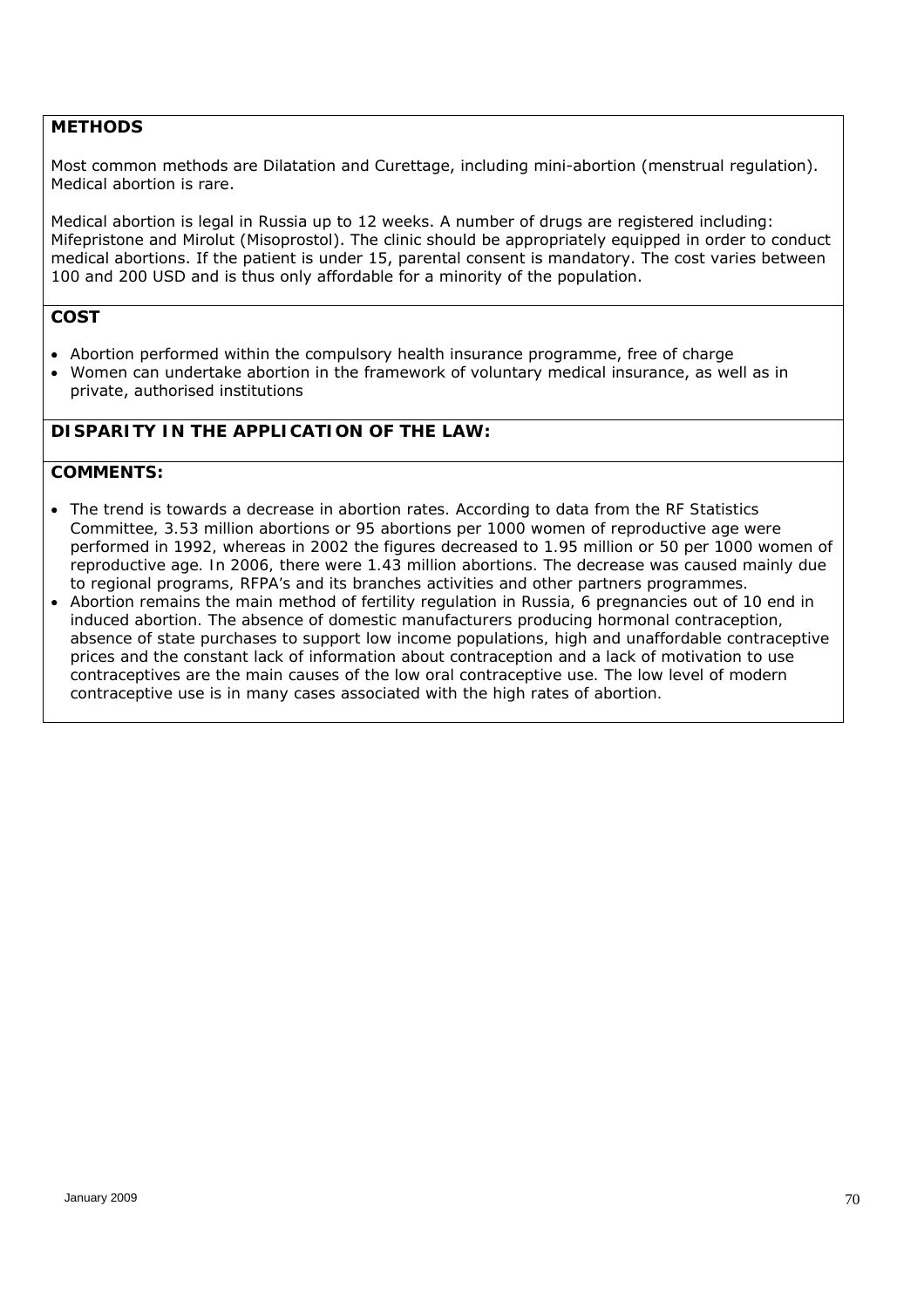### METHODS

Most common methods are Dilatation and Curettage, including mini-abortion (menstrual regulation). Medical abortion is rare.

Medical abortion is legal in Russia up to 12 weeks. A number of drugs are registered including: Mifepristone and Mirolut (Misoprostol). The clinic should be appropriately equipped in order to conduct medical abortions. If the patient is under 15, parental consent is mandatory. The cost varies between 100 and 200 USD and is thus only affordable for a minority of the population.

### COST

- Abortion performed within the compulsory health insurance programme, free of charge
- Women can undertake abortion in the framework of voluntary medical insurance, as well as in private, authorised institutions

### DISPARITY IN THE APPLICATION OF THE LAW:

### COMMENTS:

- The trend is towards a decrease in abortion rates. According to data from the RF Statistics Committee, 3.53 million abortions or 95 abortions per 1000 women of reproductive age were performed in 1992, whereas in 2002 the figures decreased to 1.95 million or 50 per 1000 women of reproductive age. In 2006, there were 1.43 million abortions. The decrease was caused mainly due to regional programs, RFPA's and its branches activities and other partners programmes.
- Abortion remains the main method of fertility regulation in Russia, 6 pregnancies out of 10 end in induced abortion. The absence of domestic manufacturers producing hormonal contraception, absence of state purchases to support low income populations, high and unaffordable contraceptive prices and the constant lack of information about contraception and a lack of motivation to use contraceptives are the main causes of the low oral contraceptive use. The low level of modern contraceptive use is in many cases associated with the high rates of abortion.

January 2009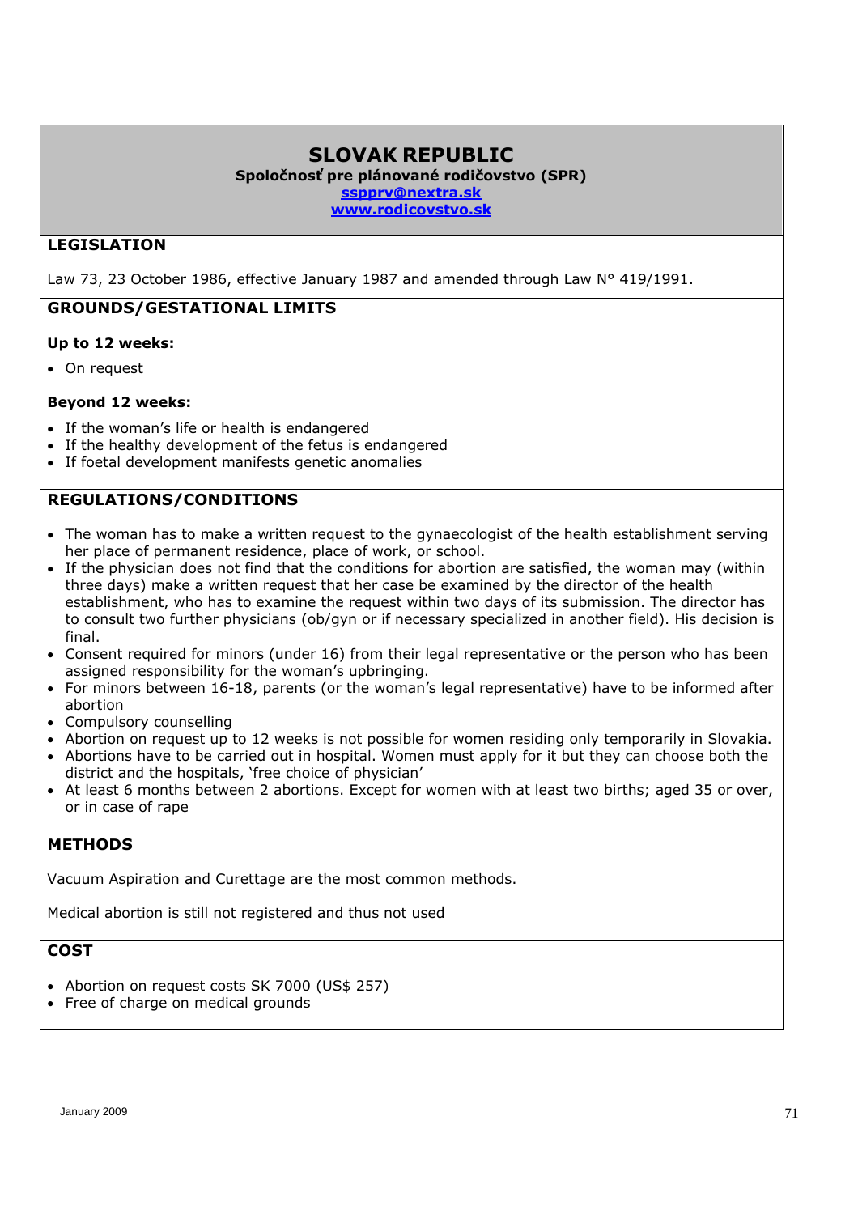# SLOVAK REPUBLIC

**Spoločnosť pre plánované rodičovstvo (SPR)**

**sspprv@nextra.sk**

**www.rodicovstvo.sk**

## LEGISLATION

Law 73, 23 October 1986, effective January 1987 and amended through Law N° 419/1991.

## GROUNDS/GESTATIONAL LIMITS

**Up to 12 weeks:**

- On request

**Beyond 12 weeks:**

- If the woman's life or health is endangered
- If the healthy development of the fetus is endangered
- If foetal development manifests genetic anomalies

## REGULATIONS/CONDITIONS

- The woman has to make a written request to the gynaecologist of the health establishment serving her place of permanent residence, place of work, or school.
- If the physician does not find that the conditions for abortion are satisfied, the woman may (within three days) make a written request that her case be examined by the director of the health establishment, who has to examine the request within two days of its submission. The director has to consult two further physicians (ob/gyn or if necessary specialized in another field). His decision is final.
- Consent required for minors (under 16) from their legal representative or the person who has been assigned responsibility for the woman's upbringing.
- For minors between 16-18, parents (or the woman's legal representative) have to be informed after abortion
- Compulsory counselling
- Abortion on request up to 12 weeks is not possible for women residing only temporarily in Slovakia.
- Abortions have to be carried out in hospital. Women must apply for it but they can choose both the district and the hospitals, 'free choice of physician'
- At least 6 months between 2 abortions. Except for women with at least two births; aged 35 or over, or in case of rape

## METHODS

Vacuum Aspiration and Curettage are the most common methods.

Medical abortion is still not registered and thus not used

## COST

- Abortion on request costs SK 7000 (US$ 257)
- Free of charge on medical grounds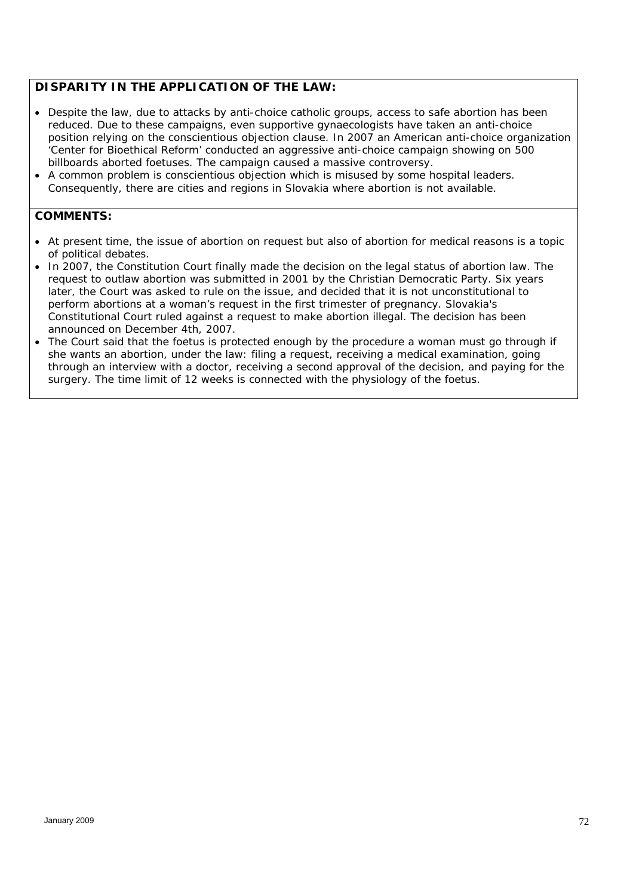**DISPARITY IN THE APPLICATION OF THE LAW:**

- *Despite the law, due to attacks by anti-choice catholic groups, access to safe abortion has been reduced. Due to these campaigns, even supportive gynaecologists have taken an anti-choice position relying on the conscientious objection clause. In 2007 an American anti-choice organization 'Center for Bioethical Reform' conducted an aggressive anti-choice campaign showing on 500 billboards aborted foetuses. The campaign caused a massive controversy.*
- *A common problem is conscientious objection which is misused by some hospital leaders. Consequently, there are cities and regions in Slovakia where abortion is not available.*

**COMMENTS:**

- *At present time, the issue of abortion on request but also of abortion for medical reasons is a topic of political debates.*
- *In 2007, the Constitution Court finally made the decision on the legal status of abortion law. The request to outlaw abortion was submitted in 2001 by the Christian Democratic Party. Six years later, the Court was asked to rule on the issue, and decided that it is not unconstitutional to perform abortions at a woman's request in the first trimester of pregnancy. Slovakia's Constitutional Court ruled against a request to make abortion illegal. The decision has been announced on December 4th, 2007.*
- *The Court said that the foetus is protected enough by the procedure a woman must go through if she wants an abortion, under the law: filing a request, receiving a medical examination, going through an interview with a doctor, receiving a second approval of the decision, and paying for the surgery. The time limit of 12 weeks is connected with the physiology of the foetus.*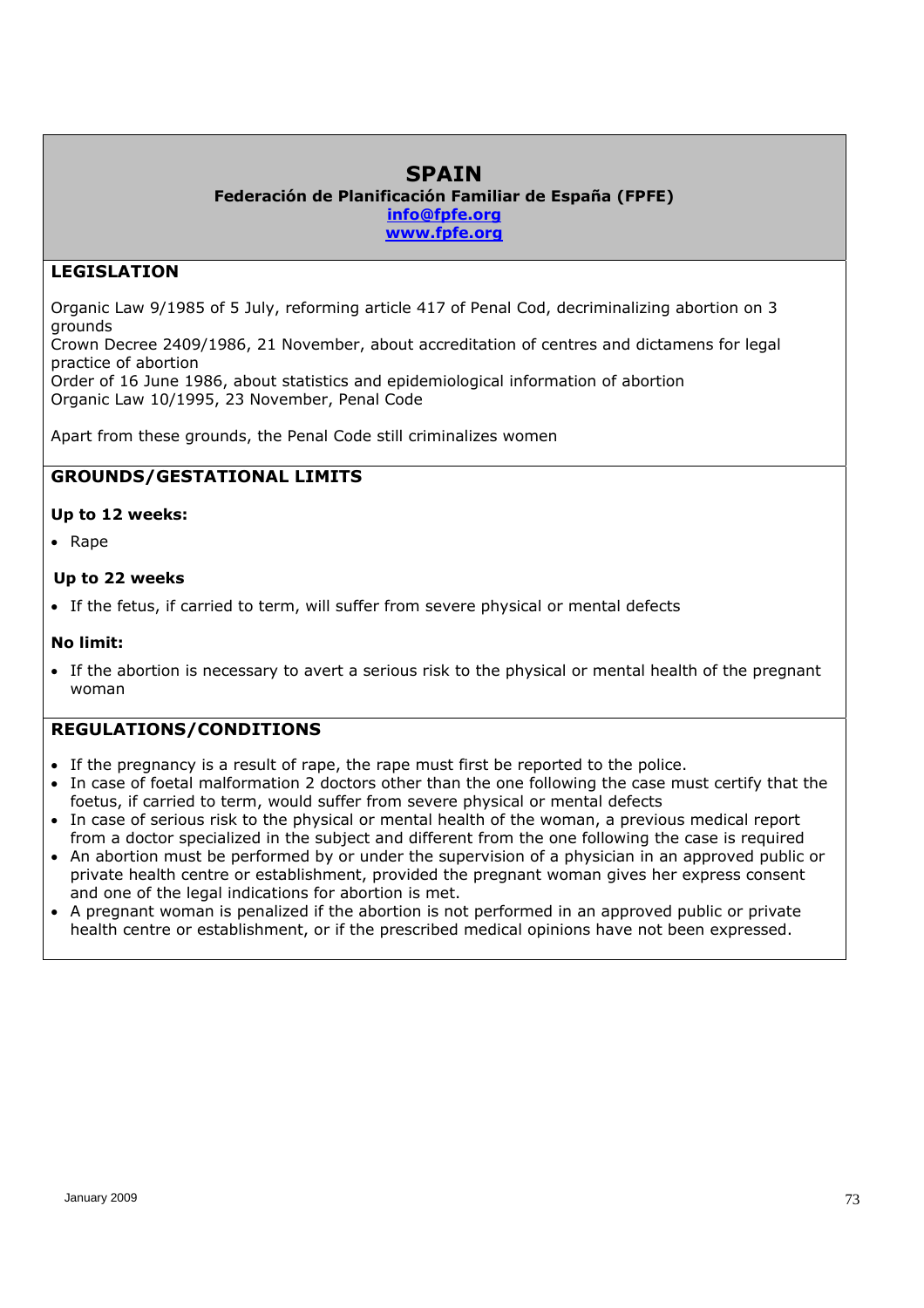# SPAIN

**Federación de Planificación Familiar de España (FPFE)**
**info@fpfe.org**
**www.fpfe.org**

## LEGISLATION

Organic Law 9/1985 of 5 July, reforming article 417 of Penal Cod, decriminalizing abortion on 3 grounds
Crown Decree 2409/1986, 21 November, about accreditation of centres and dictamens for legal practice of abortion
Order of 16 June 1986, about statistics and epidemiological information of abortion
Organic Law 10/1995, 23 November, Penal Code

Apart from these grounds, the Penal Code still criminalizes women

## GROUNDS/GESTATIONAL LIMITS

**Up to 12 weeks:**

- Rape

**Up to 22 weeks**

- If the fetus, if carried to term, will suffer from severe physical or mental defects

**No limit:**

- If the abortion is necessary to avert a serious risk to the physical or mental health of the pregnant woman

## REGULATIONS/CONDITIONS

- If the pregnancy is a result of rape, the rape must first be reported to the police.
- In case of foetal malformation 2 doctors other than the one following the case must certify that the foetus, if carried to term, would suffer from severe physical or mental defects
- In case of serious risk to the physical or mental health of the woman, a previous medical report from a doctor specialized in the subject and different from the one following the case is required
- An abortion must be performed by or under the supervision of a physician in an approved public or private health centre or establishment, provided the pregnant woman gives her express consent and one of the legal indications for abortion is met.
- A pregnant woman is penalized if the abortion is not performed in an approved public or private health centre or establishment, or if the prescribed medical opinions have not been expressed.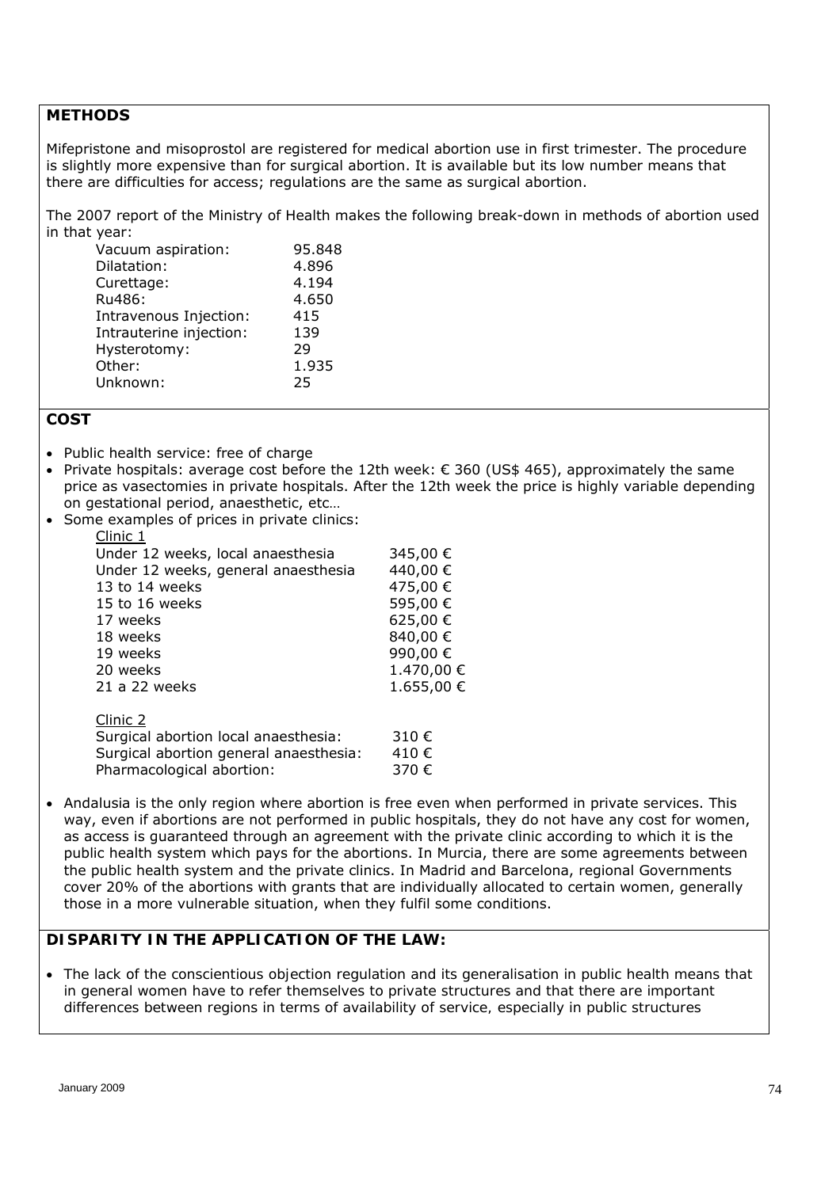## METHODS

Mifepristone and misoprostol are registered for medical abortion use in first trimester. The procedure is slightly more expensive than for surgical abortion. It is available but its low number means that there are difficulties for access; regulations are the same as surgical abortion.

The 2007 report of the Ministry of Health makes the following break-down in methods of abortion used in that year:

| | |
|---|---|
| Vacuum aspiration: | 95.848 |
| Dilatation: | 4.896 |
| Curettage: | 4.194 |
| Ru486: | 4.650 |
| Intravenous Injection: | 415 |
| Intrauterine injection: | 139 |
| Hysterotomy: | 29 |
| Other: | 1.935 |
| Unknown: | 25 |

## COST

- Public health service: free of charge
- Private hospitals: average cost before the 12th week: € 360 (US$ 465), approximately the same price as vasectomies in private hospitals. After the 12th week the price is highly variable depending on gestational period, anaesthetic, etc…
- Some examples of prices in private clinics:

  Clinic 1

  | | |
  |---|---|
  | Under 12 weeks, local anaesthesia | 345,00 € |
  | Under 12 weeks, general anaesthesia | 440,00 € |
  | 13 to 14 weeks | 475,00 € |
  | 15 to 16 weeks | 595,00 € |
  | 17 weeks | 625,00 € |
  | 18 weeks | 840,00 € |
  | 19 weeks | 990,00 € |
  | 20 weeks | 1.470,00 € |
  | 21 a 22 weeks | 1.655,00 € |

  Clinic 2

  | | |
  |---|---|
  | Surgical abortion local anaesthesia: | 310 € |
  | Surgical abortion general anaesthesia: | 410 € |
  | Pharmacological abortion: | 370 € |

- Andalusia is the only region where abortion is free even when performed in private services. This way, even if abortions are not performed in public hospitals, they do not have any cost for women, as access is guaranteed through an agreement with the private clinic according to which it is the public health system which pays for the abortions. In Murcia, there are some agreements between the public health system and the private clinics. In Madrid and Barcelona, regional Governments cover 20% of the abortions with grants that are individually allocated to certain women, generally those in a more vulnerable situation, when they fulfil some conditions.

## DISPARITY IN THE APPLICATION OF THE LAW:

- The lack of the conscientious objection regulation and its generalisation in public health means that in general women have to refer themselves to private structures and that there are important differences between regions in terms of availability of service, especially in public structures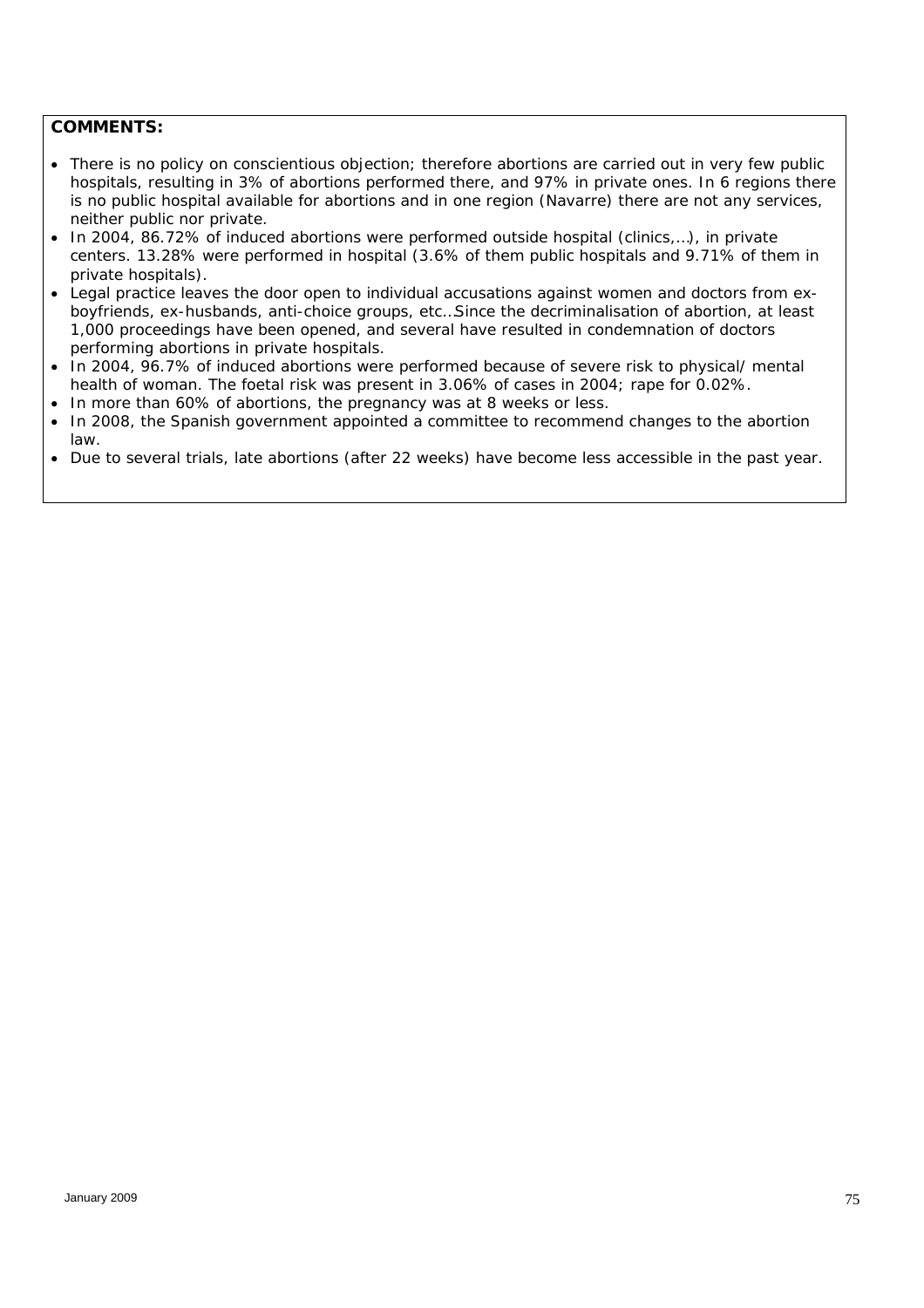**COMMENTS:**

- There is no policy on conscientious objection; therefore abortions are carried out in very few public hospitals, resulting in 3% of abortions performed there, and 97% in private ones. In 6 regions there is no public hospital available for abortions and in one region (Navarre) there are not any services, neither public nor private.
- In 2004, 86.72% of induced abortions were performed outside hospital (clinics,…), in private centers. 13.28% were performed in hospital (3.6% of them public hospitals and 9.71% of them in private hospitals).
- Legal practice leaves the door open to individual accusations against women and doctors from ex-boyfriends, ex-husbands, anti-choice groups, etc…Since the decriminalisation of abortion, at least 1,000 proceedings have been opened, and several have resulted in condemnation of doctors performing abortions in private hospitals.
- In 2004, 96.7% of induced abortions were performed because of severe risk to physical/ mental health of woman. The foetal risk was present in 3.06% of cases in 2004; rape for 0.02%.
- In more than 60% of abortions, the pregnancy was at 8 weeks or less.
- In 2008, the Spanish government appointed a committee to recommend changes to the abortion law.
- Due to several trials, late abortions (after 22 weeks) have become less accessible in the past year.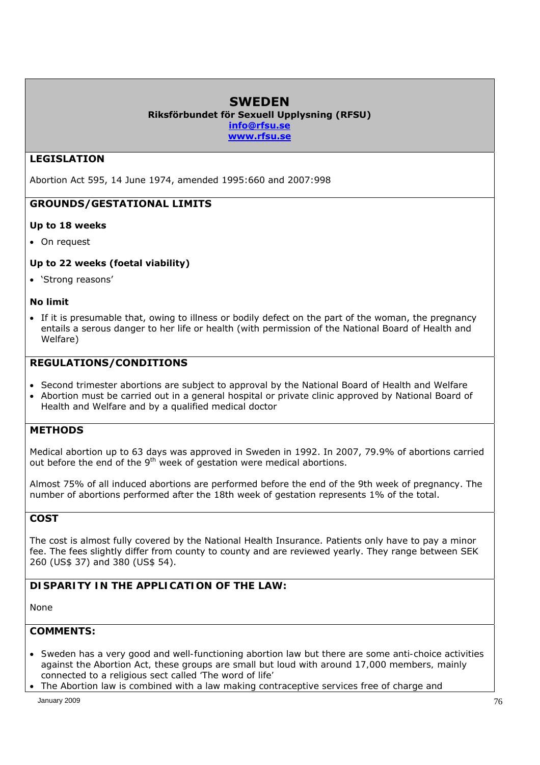# SWEDEN

**Riksförbundet för Sexuell Upplysning (RFSU)**
**info@rfsu.se**
**www.rfsu.se**

## LEGISLATION

Abortion Act 595, 14 June 1974, amended 1995:660 and 2007:998

## GROUNDS/GESTATIONAL LIMITS

**Up to 18 weeks**

- On request

**Up to 22 weeks (foetal viability)**

- 'Strong reasons'

**No limit**

- If it is presumable that, owing to illness or bodily defect on the part of the woman, the pregnancy entails a serous danger to her life or health (with permission of the National Board of Health and Welfare)

## REGULATIONS/CONDITIONS

- Second trimester abortions are subject to approval by the National Board of Health and Welfare
- Abortion must be carried out in a general hospital or private clinic approved by National Board of Health and Welfare and by a qualified medical doctor

## METHODS

Medical abortion up to 63 days was approved in Sweden in 1992. In 2007, 79.9% of abortions carried out before the end of the 9th week of gestation were medical abortions.

Almost 75% of all induced abortions are performed before the end of the 9th week of pregnancy. The number of abortions performed after the 18th week of gestation represents 1% of the total.

## COST

The cost is almost fully covered by the National Health Insurance. Patients only have to pay a minor fee. The fees slightly differ from county to county and are reviewed yearly. They range between SEK 260 (US$ 37) and 380 (US$ 54).

## DISPARITY IN THE APPLICATION OF THE LAW:

None

## COMMENTS:

- Sweden has a very good and well-functioning abortion law but there are some anti-choice activities against the Abortion Act, these groups are small but loud with around 17,000 members, mainly connected to a religious sect called 'The word of life'
- The Abortion law is combined with a law making contraceptive services free of charge and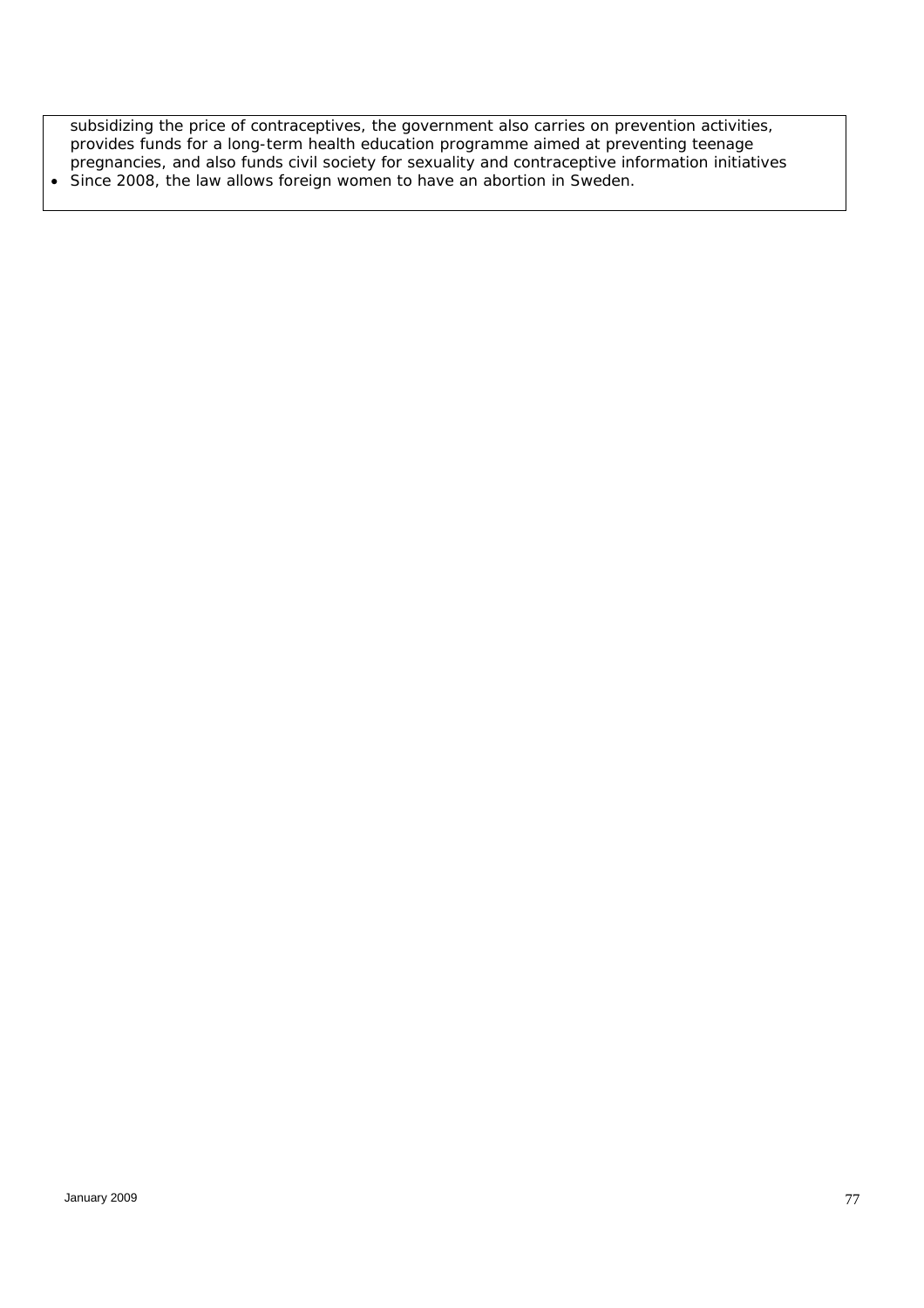subsidizing the price of contraceptives, the government also carries on prevention activities, provides funds for a long-term health education programme aimed at preventing teenage pregnancies, and also funds civil society for sexuality and contraceptive information initiatives

- Since 2008, the law allows foreign women to have an abortion in Sweden.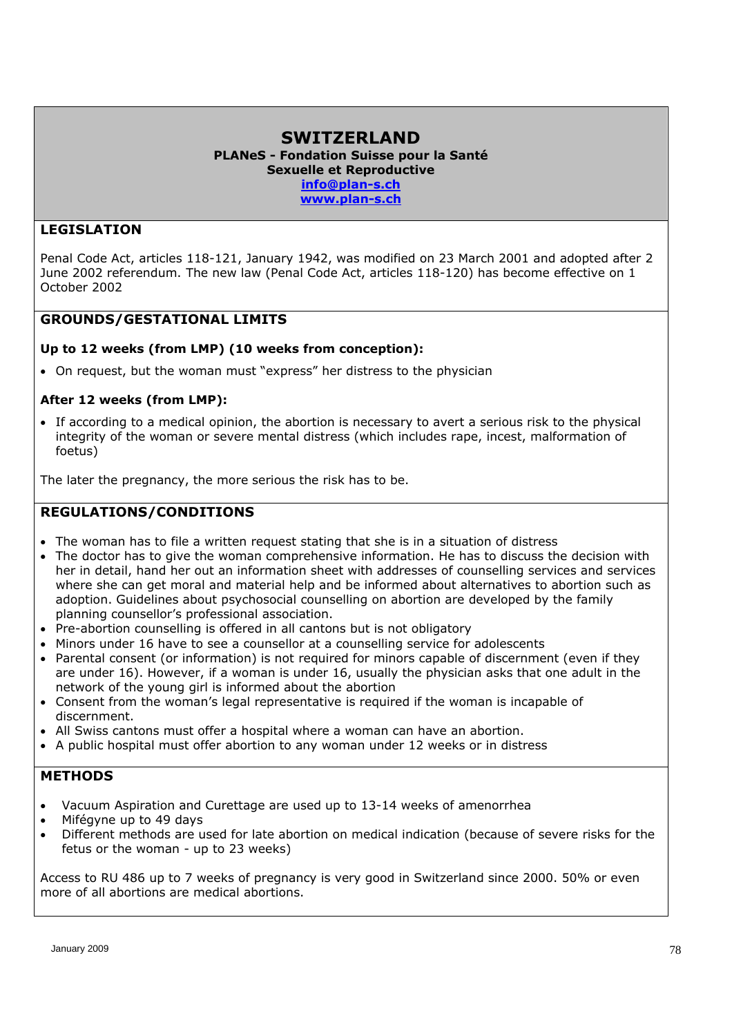# SWITZERLAND

**PLANeS - Fondation Suisse pour la Santé Sexuelle et Reproductive**
**info@plan-s.ch**
**www.plan-s.ch**

## LEGISLATION

Penal Code Act, articles 118-121, January 1942, was modified on 23 March 2001 and adopted after 2 June 2002 referendum. The new law (Penal Code Act, articles 118-120) has become effective on 1 October 2002

## GROUNDS/GESTATIONAL LIMITS

**Up to 12 weeks (from LMP) (10 weeks from conception):**

- On request, but the woman must "express" her distress to the physician

**After 12 weeks (from LMP):**

- If according to a medical opinion, the abortion is necessary to avert a serious risk to the physical integrity of the woman or severe mental distress (which includes rape, incest, malformation of foetus)

The later the pregnancy, the more serious the risk has to be.

## REGULATIONS/CONDITIONS

- The woman has to file a written request stating that she is in a situation of distress
- The doctor has to give the woman comprehensive information. He has to discuss the decision with her in detail, hand her out an information sheet with addresses of counselling services and services where she can get moral and material help and be informed about alternatives to abortion such as adoption. Guidelines about psychosocial counselling on abortion are developed by the family planning counsellor's professional association.
- Pre-abortion counselling is offered in all cantons but is not obligatory
- Minors under 16 have to see a counsellor at a counselling service for adolescents
- Parental consent (or information) is not required for minors capable of discernment (even if they are under 16). However, if a woman is under 16, usually the physician asks that one adult in the network of the young girl is informed about the abortion
- Consent from the woman's legal representative is required if the woman is incapable of discernment.
- All Swiss cantons must offer a hospital where a woman can have an abortion.
- A public hospital must offer abortion to any woman under 12 weeks or in distress

## METHODS

- Vacuum Aspiration and Curettage are used up to 13-14 weeks of amenorrhea
- Mifégyne up to 49 days
- Different methods are used for late abortion on medical indication (because of severe risks for the fetus or the woman - up to 23 weeks)

Access to RU 486 up to 7 weeks of pregnancy is very good in Switzerland since 2000. 50% or even more of all abortions are medical abortions.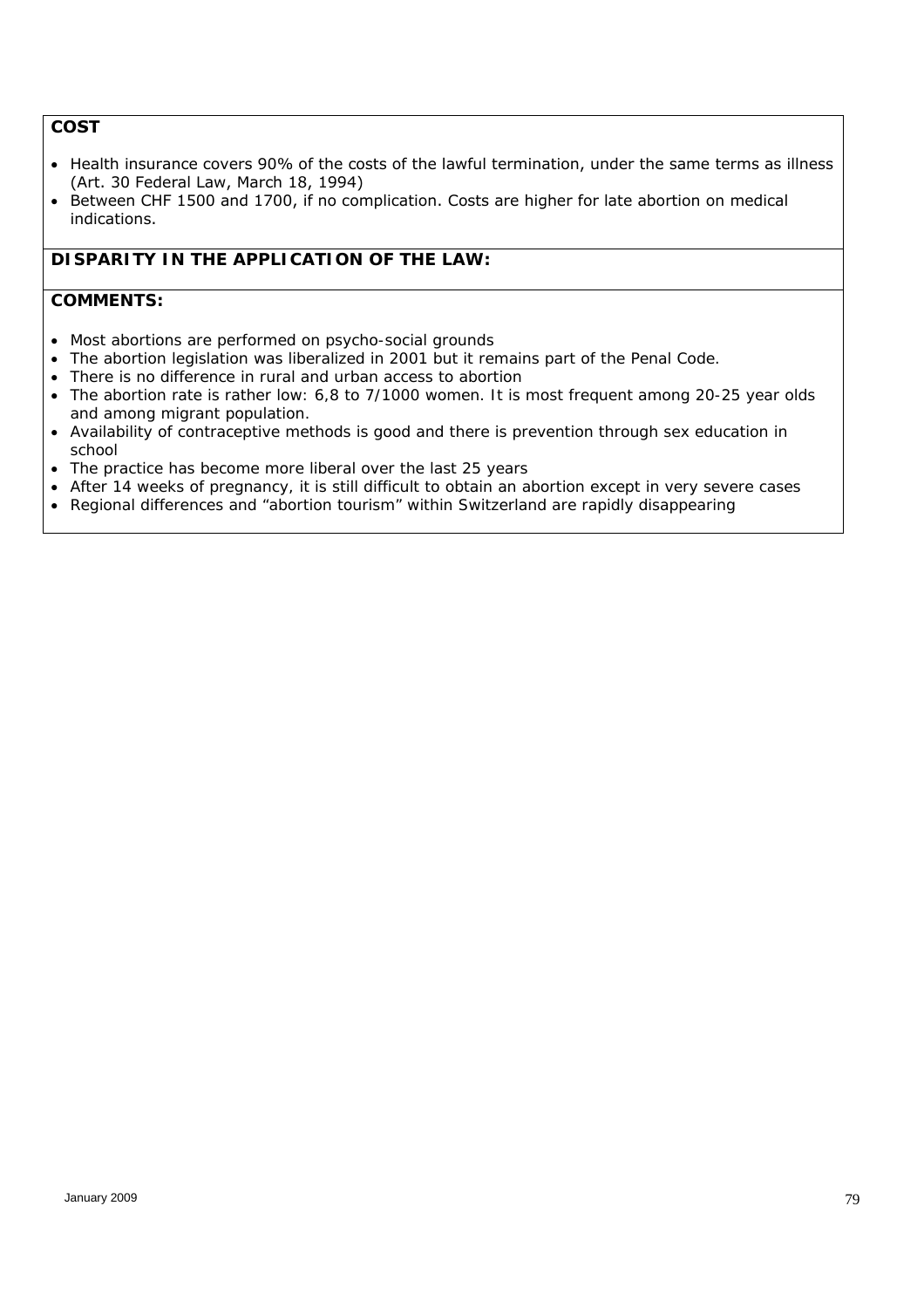**COST**

- Health insurance covers 90% of the costs of the lawful termination, under the same terms as illness (Art. 30 Federal Law, March 18, 1994)
- Between CHF 1500 and 1700, if no complication. Costs are higher for late abortion on medical indications.

**DISPARITY IN THE APPLICATION OF THE LAW:**

**COMMENTS:**

- Most abortions are performed on psycho-social grounds
- The abortion legislation was liberalized in 2001 but it remains part of the Penal Code.
- There is no difference in rural and urban access to abortion
- The abortion rate is rather low: 6,8 to 7/1000 women. It is most frequent among 20-25 year olds and among migrant population.
- Availability of contraceptive methods is good and there is prevention through sex education in school
- The practice has become more liberal over the last 25 years
- After 14 weeks of pregnancy, it is still difficult to obtain an abortion except in very severe cases
- Regional differences and "abortion tourism" within Switzerland are rapidly disappearing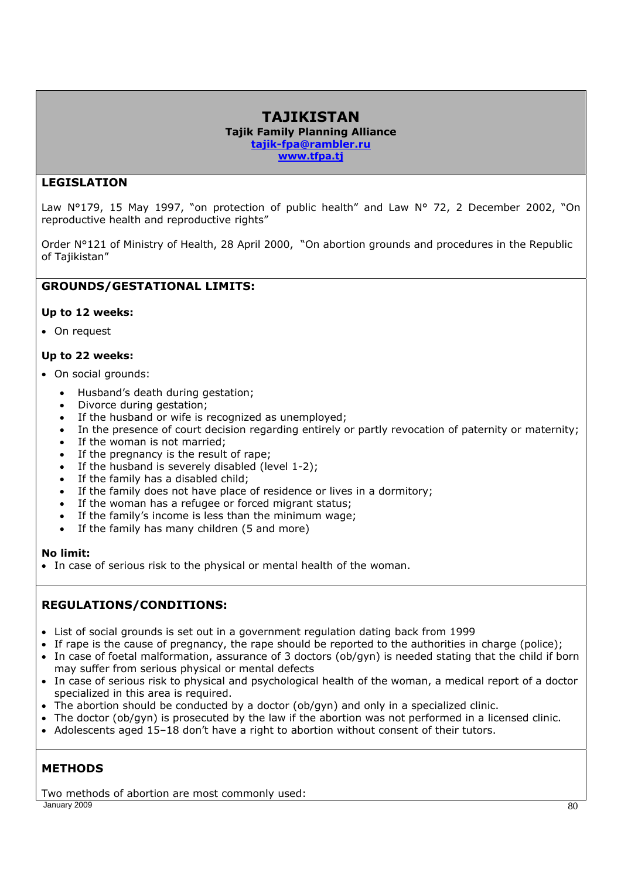# TAJIKISTAN

**Tajik Family Planning Alliance**
**tajik-fpa@rambler.ru**
**www.tfpa.tj**

## LEGISLATION

Law N°179, 15 May 1997, "on protection of public health" and Law N° 72, 2 December 2002, "On reproductive health and reproductive rights"

Order N°121 of Ministry of Health, 28 April 2000, "On abortion grounds and procedures in the Republic of Tajikistan"

## GROUNDS/GESTATIONAL LIMITS:

**Up to 12 weeks:**

- On request

**Up to 22 weeks:**

- On social grounds:
  - Husband's death during gestation;
  - Divorce during gestation;
  - If the husband or wife is recognized as unemployed;
  - In the presence of court decision regarding entirely or partly revocation of paternity or maternity;
  - If the woman is not married;
  - If the pregnancy is the result of rape;
  - If the husband is severely disabled (level 1-2);
  - If the family has a disabled child;
  - If the family does not have place of residence or lives in a dormitory;
  - If the woman has a refugee or forced migrant status;
  - If the family's income is less than the minimum wage;
  - If the family has many children (5 and more)

**No limit:**

- In case of serious risk to the physical or mental health of the woman.

## REGULATIONS/CONDITIONS:

- List of social grounds is set out in a government regulation dating back from 1999
- If rape is the cause of pregnancy, the rape should be reported to the authorities in charge (police);
- In case of foetal malformation, assurance of 3 doctors (ob/gyn) is needed stating that the child if born may suffer from serious physical or mental defects
- In case of serious risk to physical and psychological health of the woman, a medical report of a doctor specialized in this area is required.
- The abortion should be conducted by a doctor (ob/gyn) and only in a specialized clinic.
- The doctor (ob/gyn) is prosecuted by the law if the abortion was not performed in a licensed clinic.
- Adolescents aged 15–18 don't have a right to abortion without consent of their tutors.

## METHODS

Two methods of abortion are most commonly used: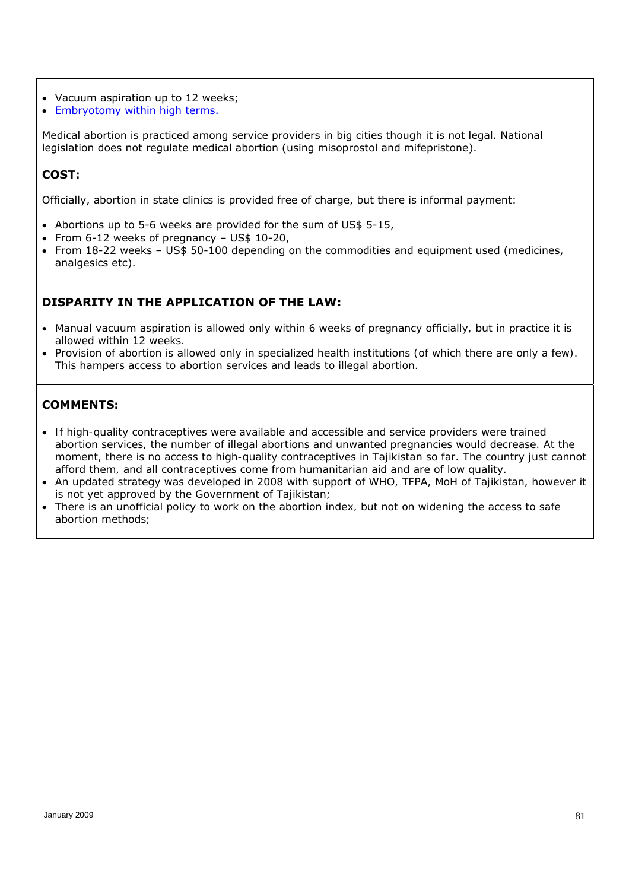- Vacuum aspiration up to 12 weeks;
- Embryotomy within high terms.

Medical abortion is practiced among service providers in big cities though it is not legal. National legislation does not regulate medical abortion (using misoprostol and mifepristone).

**COST:**

Officially, abortion in state clinics is provided free of charge, but there is informal payment:

- Abortions up to 5-6 weeks are provided for the sum of US$ 5-15,
- From 6-12 weeks of pregnancy – US$ 10-20,
- From 18-22 weeks – US$ 50-100 depending on the commodities and equipment used (medicines, analgesics etc).

**DISPARITY IN THE APPLICATION OF THE LAW:**

- Manual vacuum aspiration is allowed only within 6 weeks of pregnancy officially, but in practice it is allowed within 12 weeks.
- Provision of abortion is allowed only in specialized health institutions (of which there are only a few). This hampers access to abortion services and leads to illegal abortion.

**COMMENTS:**

- If high-quality contraceptives were available and accessible and service providers were trained abortion services, the number of illegal abortions and unwanted pregnancies would decrease. At the moment, there is no access to high-quality contraceptives in Tajikistan so far. The country just cannot afford them, and all contraceptives come from humanitarian aid and are of low quality.
- An updated strategy was developed in 2008 with support of WHO, TFPA, MoH of Tajikistan, however it is not yet approved by the Government of Tajikistan;
- There is an unofficial policy to work on the abortion index, but not on widening the access to safe abortion methods;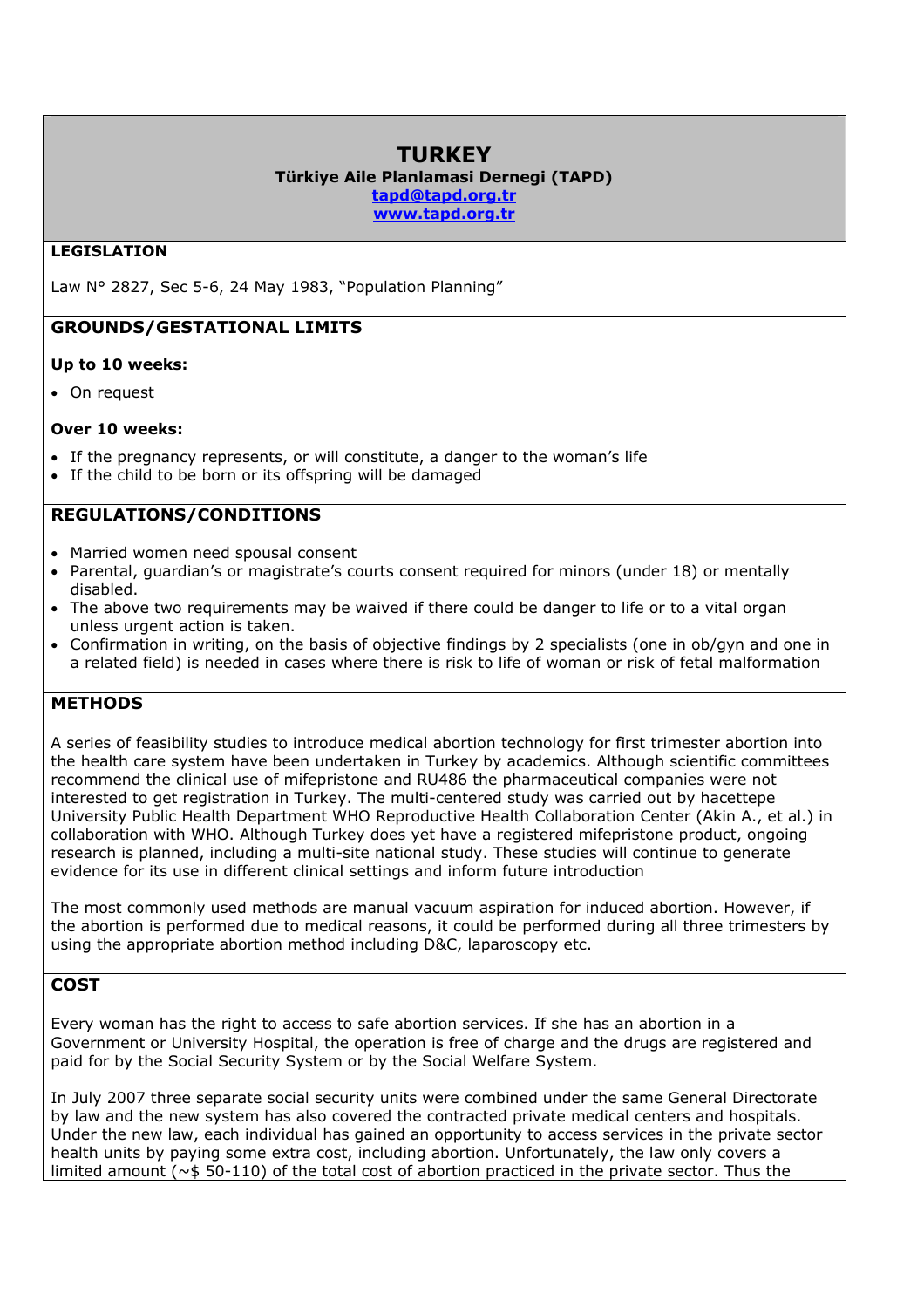# TURKEY

**Türkiye Aile Planlamasi Dernegi (TAPD)**

tapd@tapd.org.tr

www.tapd.org.tr

## LEGISLATION

Law N° 2827, Sec 5-6, 24 May 1983, "Population Planning"

## GROUNDS/GESTATIONAL LIMITS

### Up to 10 weeks:

- On request

### Over 10 weeks:

- If the pregnancy represents, or will constitute, a danger to the woman's life
- If the child to be born or its offspring will be damaged

## REGULATIONS/CONDITIONS

- Married women need spousal consent
- Parental, guardian's or magistrate's courts consent required for minors (under 18) or mentally disabled.
- The above two requirements may be waived if there could be danger to life or to a vital organ unless urgent action is taken.
- Confirmation in writing, on the basis of objective findings by 2 specialists (one in ob/gyn and one in a related field) is needed in cases where there is risk to life of woman or risk of fetal malformation

## METHODS

A series of feasibility studies to introduce medical abortion technology for first trimester abortion into the health care system have been undertaken in Turkey by academics. Although scientific committees recommend the clinical use of mifepristone and RU486 the pharmaceutical companies were not interested to get registration in Turkey. The multi-centered study was carried out by hacettepe University Public Health Department WHO Reproductive Health Collaboration Center (Akin A., et al.) in collaboration with WHO. Although Turkey does yet have a registered mifepristone product, ongoing research is planned, including a multi-site national study. These studies will continue to generate evidence for its use in different clinical settings and inform future introduction

The most commonly used methods are manual vacuum aspiration for induced abortion. However, if the abortion is performed due to medical reasons, it could be performed during all three trimesters by using the appropriate abortion method including D&C, laparoscopy etc.

## COST

Every woman has the right to access to safe abortion services. If she has an abortion in a Government or University Hospital, the operation is free of charge and the drugs are registered and paid for by the Social Security System or by the Social Welfare System.

In July 2007 three separate social security units were combined under the same General Directorate by law and the new system has also covered the contracted private medical centers and hospitals. Under the new law, each individual has gained an opportunity to access services in the private sector health units by paying some extra cost, including abortion. Unfortunately, the law only covers a limited amount (~$ 50-110) of the total cost of abortion practiced in the private sector. Thus the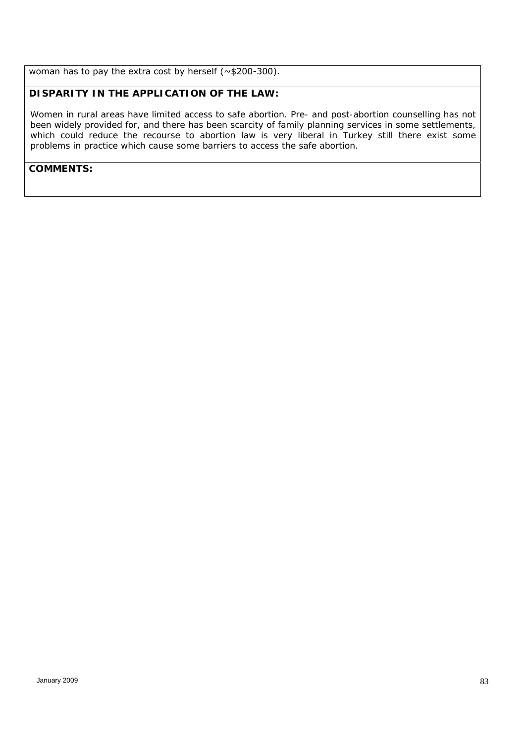woman has to pay the extra cost by herself (~$200-300).

**DISPARITY IN THE APPLICATION OF THE LAW:**

Women in rural areas have limited access to safe abortion. Pre- and post-abortion counselling has not been widely provided for, and there has been scarcity of family planning services in some settlements, which could reduce the recourse to abortion law is very liberal in Turkey still there exist some problems in practice which cause some barriers to access the safe abortion.

**COMMENTS:**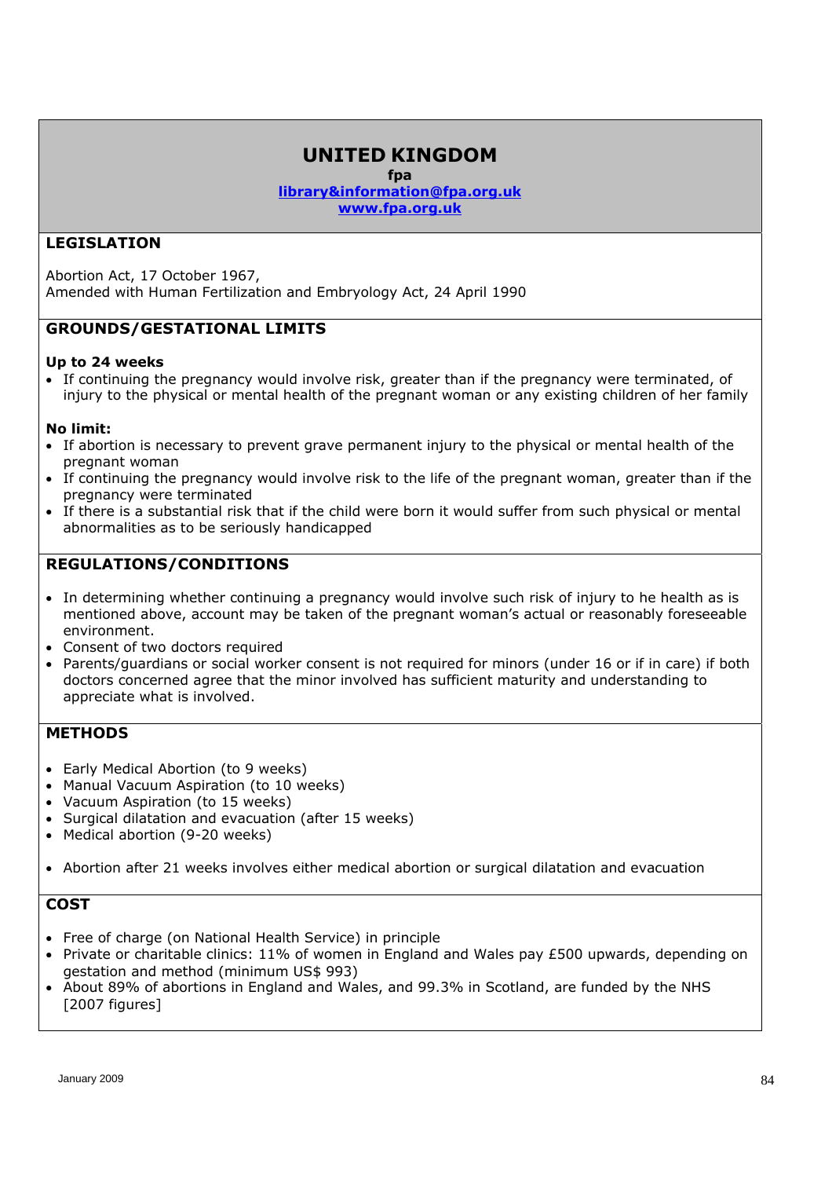# UNITED KINGDOM

**fpa**

**library&information@fpa.org.uk**

**www.fpa.org.uk**

## LEGISLATION

Abortion Act, 17 October 1967,
Amended with Human Fertilization and Embryology Act, 24 April 1990

## GROUNDS/GESTATIONAL LIMITS

**Up to 24 weeks**

- If continuing the pregnancy would involve risk, greater than if the pregnancy were terminated, of injury to the physical or mental health of the pregnant woman or any existing children of her family

**No limit:**

- If abortion is necessary to prevent grave permanent injury to the physical or mental health of the pregnant woman
- If continuing the pregnancy would involve risk to the life of the pregnant woman, greater than if the pregnancy were terminated
- If there is a substantial risk that if the child were born it would suffer from such physical or mental abnormalities as to be seriously handicapped

## REGULATIONS/CONDITIONS

- In determining whether continuing a pregnancy would involve such risk of injury to he health as is mentioned above, account may be taken of the pregnant woman's actual or reasonably foreseeable environment.
- Consent of two doctors required
- Parents/guardians or social worker consent is not required for minors (under 16 or if in care) if both doctors concerned agree that the minor involved has sufficient maturity and understanding to appreciate what is involved.

## METHODS

- Early Medical Abortion (to 9 weeks)
- Manual Vacuum Aspiration (to 10 weeks)
- Vacuum Aspiration (to 15 weeks)
- Surgical dilatation and evacuation (after 15 weeks)
- Medical abortion (9-20 weeks)

- Abortion after 21 weeks involves either medical abortion or surgical dilatation and evacuation

## COST

- Free of charge (on National Health Service) in principle
- Private or charitable clinics: 11% of women in England and Wales pay £500 upwards, depending on gestation and method (minimum US$ 993)
- About 89% of abortions in England and Wales, and 99.3% in Scotland, are funded by the NHS [2007 figures]

January 2009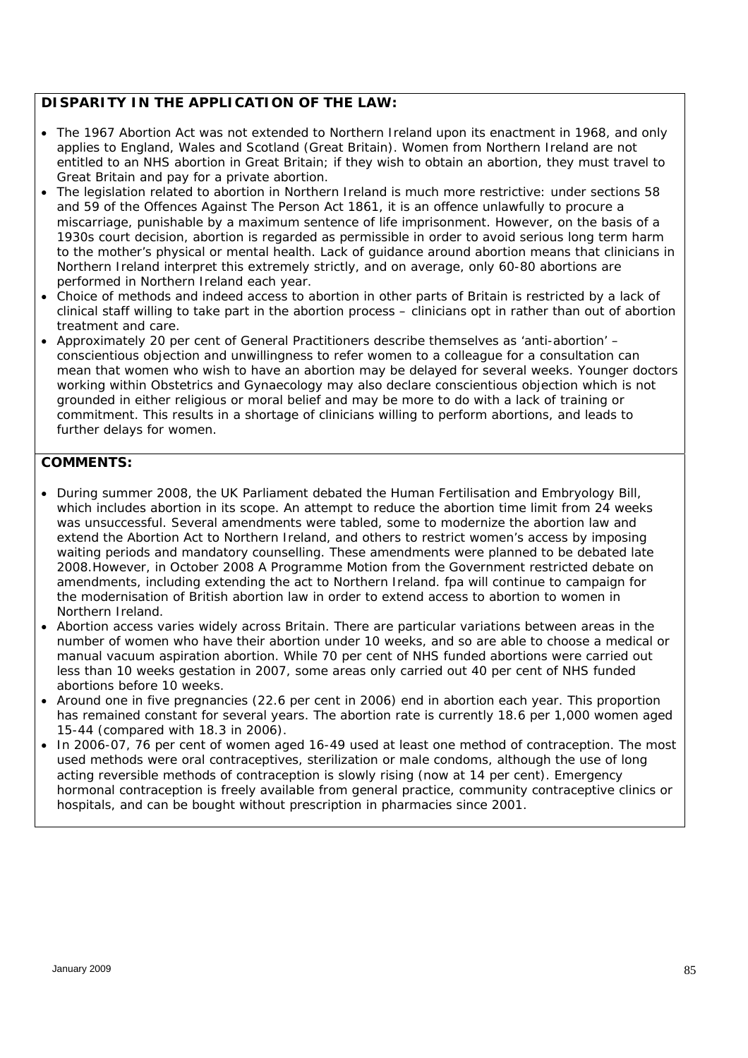**DISPARITY IN THE APPLICATION OF THE LAW:**

- The 1967 Abortion Act was not extended to Northern Ireland upon its enactment in 1968, and only applies to England, Wales and Scotland (Great Britain). Women from Northern Ireland are not entitled to an NHS abortion in Great Britain; if they wish to obtain an abortion, they must travel to Great Britain and pay for a private abortion.
- The legislation related to abortion in Northern Ireland is much more restrictive: under sections 58 and 59 of the Offences Against The Person Act 1861, it is an offence unlawfully to procure a miscarriage, punishable by a maximum sentence of life imprisonment. However, on the basis of a 1930s court decision, abortion is regarded as permissible in order to avoid serious long term harm to the mother's physical or mental health. Lack of guidance around abortion means that clinicians in Northern Ireland interpret this extremely strictly, and on average, only 60-80 abortions are performed in Northern Ireland each year.
- Choice of methods and indeed access to abortion in other parts of Britain is restricted by a lack of clinical staff willing to take part in the abortion process – clinicians opt in rather than out of abortion treatment and care.
- Approximately 20 per cent of General Practitioners describe themselves as 'anti-abortion' – conscientious objection and unwillingness to refer women to a colleague for a consultation can mean that women who wish to have an abortion may be delayed for several weeks. Younger doctors working within Obstetrics and Gynaecology may also declare conscientious objection which is not grounded in either religious or moral belief and may be more to do with a lack of training or commitment. This results in a shortage of clinicians willing to perform abortions, and leads to further delays for women.

**COMMENTS:**

- During summer 2008, the UK Parliament debated the Human Fertilisation and Embryology Bill, which includes abortion in its scope. An attempt to reduce the abortion time limit from 24 weeks was unsuccessful. Several amendments were tabled, some to modernize the abortion law and extend the Abortion Act to Northern Ireland, and others to restrict women's access by imposing waiting periods and mandatory counselling. These amendments were planned to be debated late 2008.However, in October 2008 A Programme Motion from the Government restricted debate on amendments, including extending the act to Northern Ireland. fpa will continue to campaign for the modernisation of British abortion law in order to extend access to abortion to women in Northern Ireland.
- Abortion access varies widely across Britain. There are particular variations between areas in the number of women who have their abortion under 10 weeks, and so are able to choose a medical or manual vacuum aspiration abortion. While 70 per cent of NHS funded abortions were carried out less than 10 weeks gestation in 2007, some areas only carried out 40 per cent of NHS funded abortions before 10 weeks.
- Around one in five pregnancies (22.6 per cent in 2006) end in abortion each year. This proportion has remained constant for several years. The abortion rate is currently 18.6 per 1,000 women aged 15-44 (compared with 18.3 in 2006).
- In 2006-07, 76 per cent of women aged 16-49 used at least one method of contraception. The most used methods were oral contraceptives, sterilization or male condoms, although the use of long acting reversible methods of contraception is slowly rising (now at 14 per cent). Emergency hormonal contraception is freely available from general practice, community contraceptive clinics or hospitals, and can be bought without prescription in pharmacies since 2001.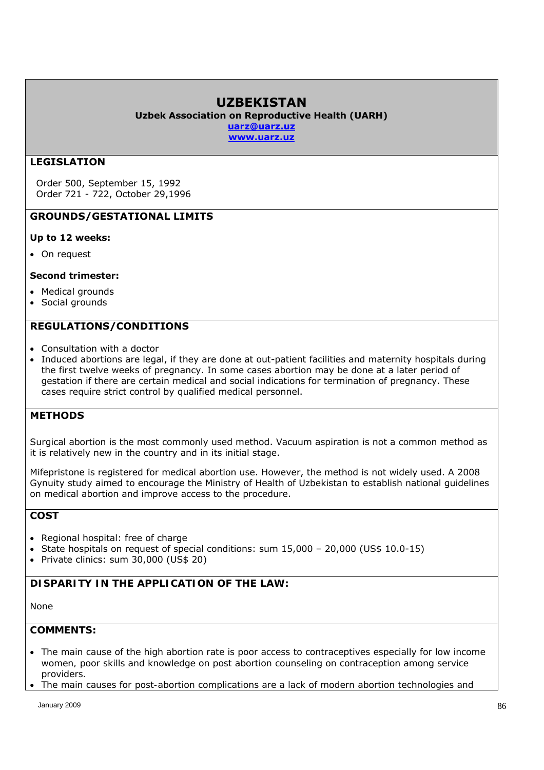# UZBEKISTAN

**Uzbek Association on Reproductive Health (UARH)**

**uarz@uarz.uz**

**www.uarz.uz**

## LEGISLATION

Order 500, September 15, 1992
Order 721 - 722, October 29,1996

## GROUNDS/GESTATIONAL LIMITS

**Up to 12 weeks:**

- On request

**Second trimester:**

- Medical grounds
- Social grounds

## REGULATIONS/CONDITIONS

- Consultation with a doctor
- Induced abortions are legal, if they are done at out-patient facilities and maternity hospitals during the first twelve weeks of pregnancy. In some cases abortion may be done at a later period of gestation if there are certain medical and social indications for termination of pregnancy. These cases require strict control by qualified medical personnel.

## METHODS

Surgical abortion is the most commonly used method. Vacuum aspiration is not a common method as it is relatively new in the country and in its initial stage.

Mifepristone is registered for medical abortion use. However, the method is not widely used. A 2008 Gynuity study aimed to encourage the Ministry of Health of Uzbekistan to establish national guidelines on medical abortion and improve access to the procedure.

## COST

- Regional hospital: free of charge
- State hospitals on request of special conditions: sum 15,000 – 20,000 (US$ 10.0-15)
- Private clinics: sum 30,000 (US$ 20)

## DISPARITY IN THE APPLICATION OF THE LAW:

None

## COMMENTS:

- The main cause of the high abortion rate is poor access to contraceptives especially for low income women, poor skills and knowledge on post abortion counseling on contraception among service providers.
- The main causes for post-abortion complications are a lack of modern abortion technologies and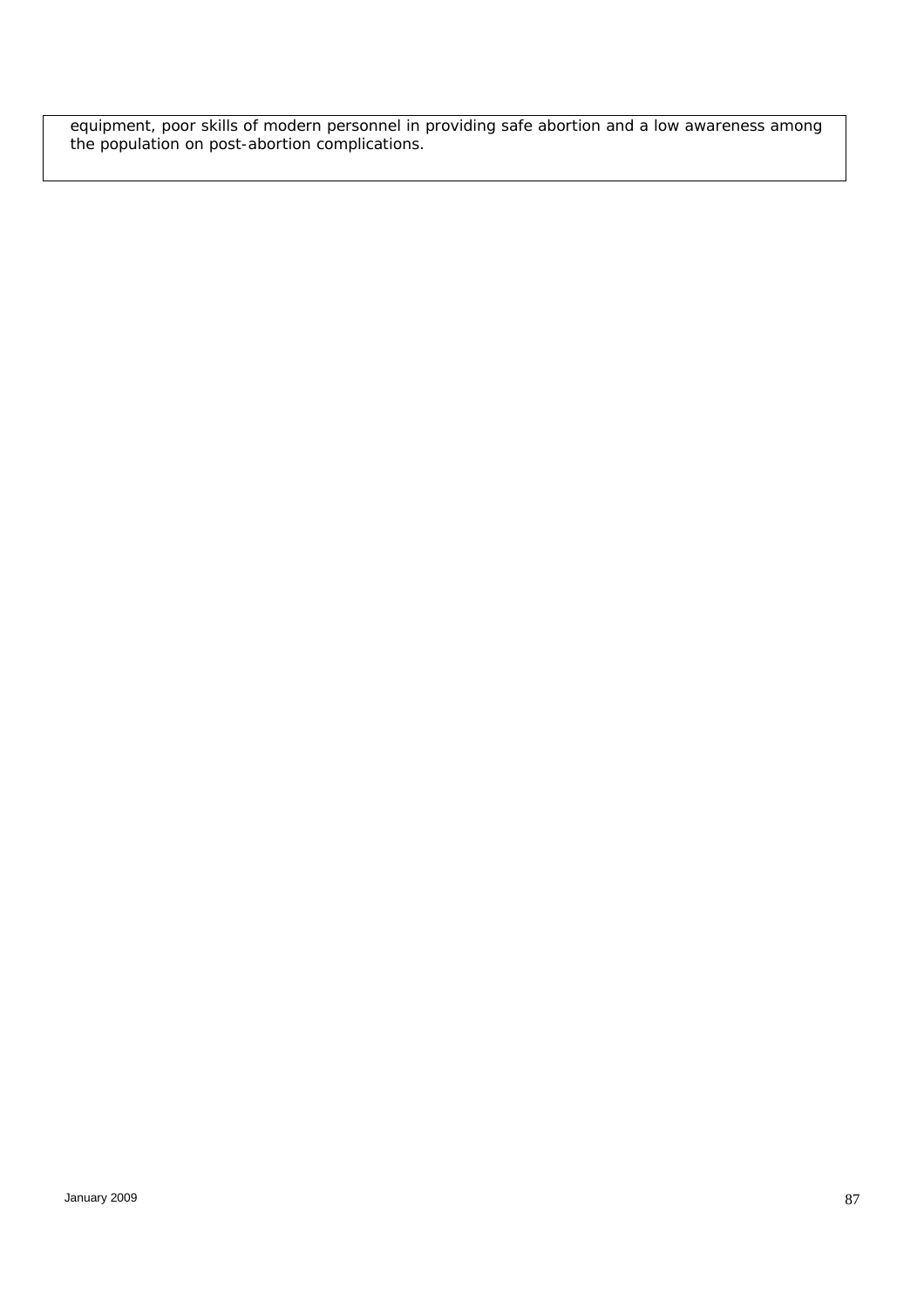equipment, poor skills of modern personnel in providing safe abortion and a low awareness among the population on post-abortion complications.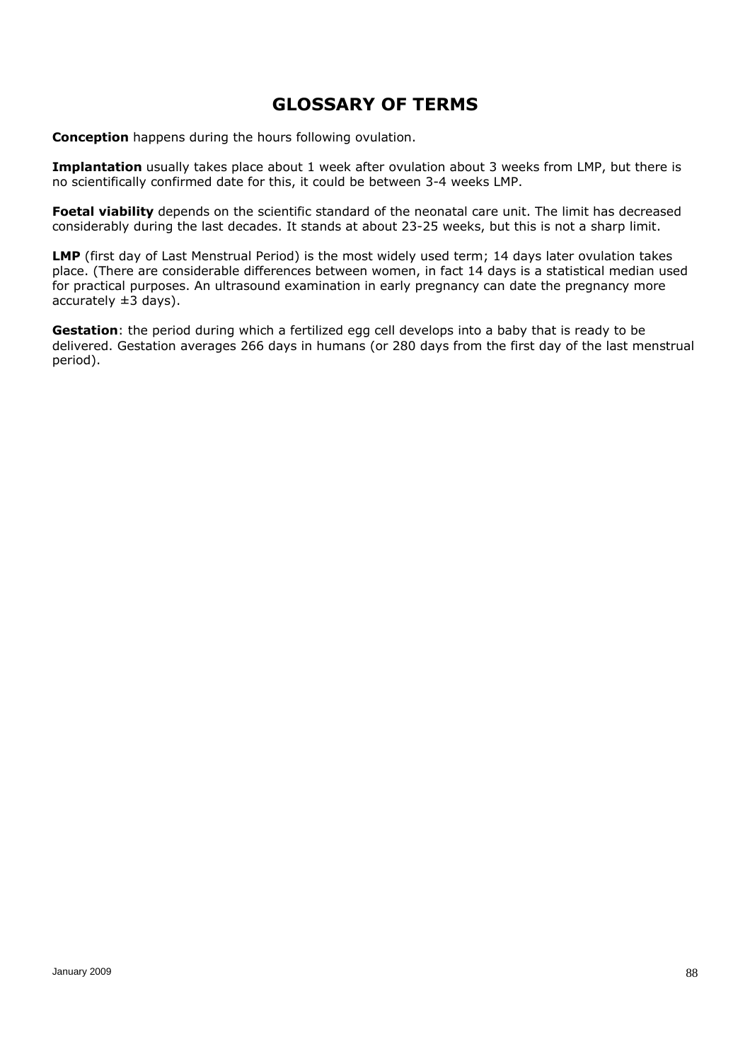# GLOSSARY OF TERMS

**Conception** happens during the hours following ovulation.

**Implantation** usually takes place about 1 week after ovulation about 3 weeks from LMP, but there is no scientifically confirmed date for this, it could be between 3-4 weeks LMP.

**Foetal viability** depends on the scientific standard of the neonatal care unit. The limit has decreased considerably during the last decades. It stands at about 23-25 weeks, but this is not a sharp limit.

**LMP** (first day of Last Menstrual Period) is the most widely used term; 14 days later ovulation takes place. (There are considerable differences between women, in fact 14 days is a statistical median used for practical purposes. An ultrasound examination in early pregnancy can date the pregnancy more accurately ±3 days).

**Gestation**: the period during which a fertilized egg cell develops into a baby that is ready to be delivered. Gestation averages 266 days in humans (or 280 days from the first day of the last menstrual period).